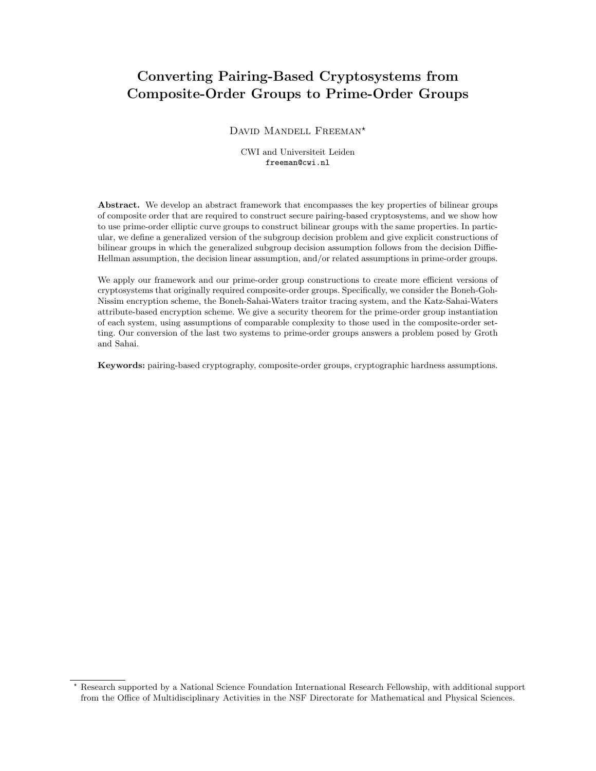# Converting Pairing-Based Cryptosystems from Composite-Order Groups to Prime-Order Groups

David Mandell Freeman*

CWI and Universiteit Leiden
freeman@cwi.nl

**Abstract.** We develop an abstract framework that encompasses the key properties of bilinear groups of composite order that are required to construct secure pairing-based cryptosystems, and we show how to use prime-order elliptic curve groups to construct bilinear groups with the same properties. In particular, we define a generalized version of the subgroup decision problem and give explicit constructions of bilinear groups in which the generalized subgroup decision assumption follows from the decision Diffie-Hellman assumption, the decision linear assumption, and/or related assumptions in prime-order groups.

We apply our framework and our prime-order group constructions to create more efficient versions of cryptosystems that originally required composite-order groups. Specifically, we consider the Boneh-Goh-Nissim encryption scheme, the Boneh-Sahai-Waters traitor tracing system, and the Katz-Sahai-Waters attribute-based encryption scheme. We give a security theorem for the prime-order group instantiation of each system, using assumptions of comparable complexity to those used in the composite-order setting. Our conversion of the last two systems to prime-order groups answers a problem posed by Groth and Sahai.

**Keywords:** pairing-based cryptography, composite-order groups, cryptographic hardness assumptions.

* Research supported by a National Science Foundation International Research Fellowship, with additional support from the Office of Multidisciplinary Activities in the NSF Directorate for Mathematical and Physical Sciences.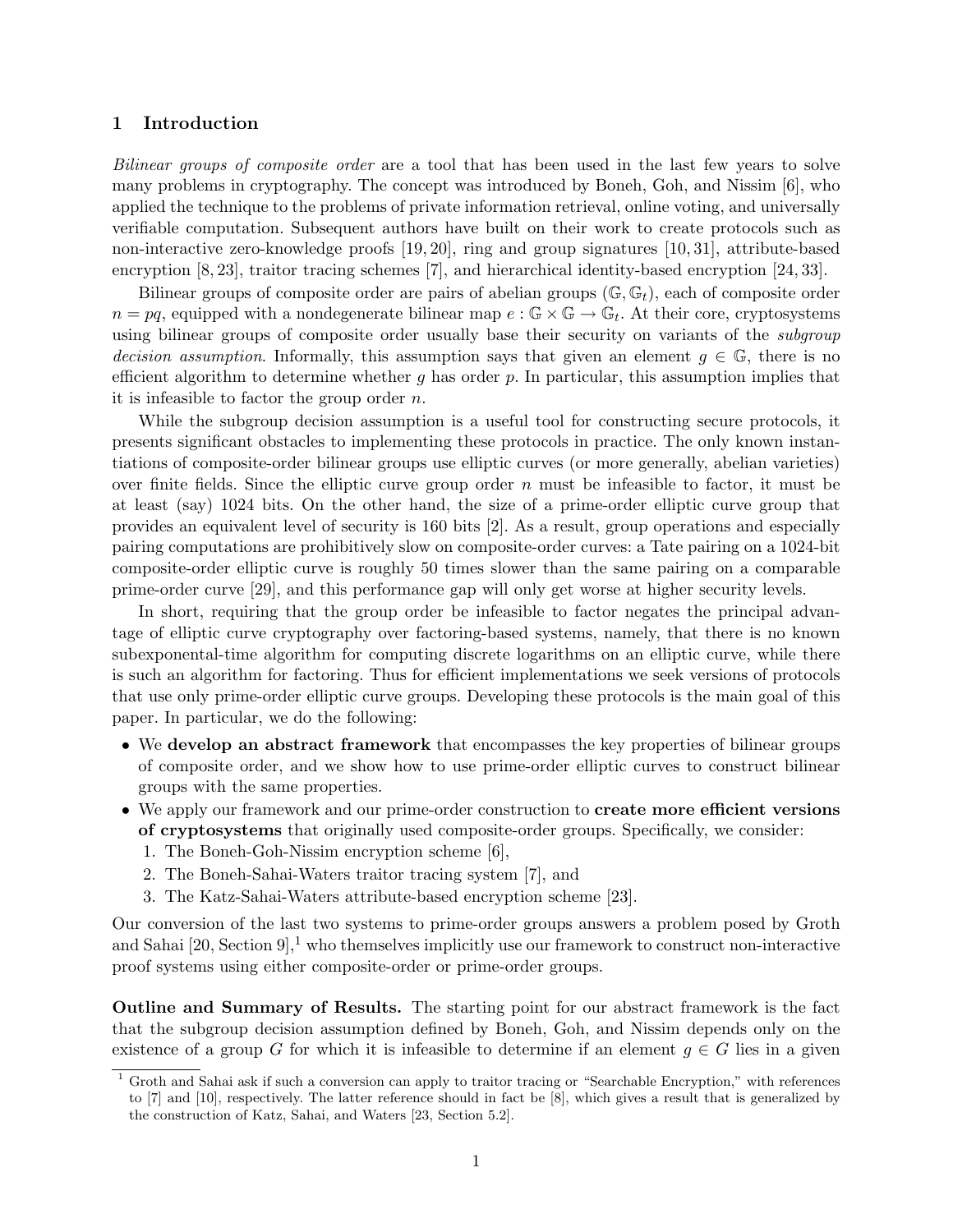## 1 Introduction

*Bilinear groups of composite order* are a tool that has been used in the last few years to solve many problems in cryptography. The concept was introduced by Boneh, Goh, and Nissim [6], who applied the technique to the problems of private information retrieval, online voting, and universally verifiable computation. Subsequent authors have built on their work to create protocols such as non-interactive zero-knowledge proofs [19, 20], ring and group signatures [10, 31], attribute-based encryption [8, 23], traitor tracing schemes [7], and hierarchical identity-based encryption [24, 33].

Bilinear groups of composite order are pairs of abelian groups $(\mathbb{G}, \mathbb{G}_t)$, each of composite order $n = pq$, equipped with a nondegenerate bilinear map $e : \mathbb{G} \times \mathbb{G} \to \mathbb{G}_t$. At their core, cryptosystems using bilinear groups of composite order usually base their security on variants of the *subgroup decision assumption*. Informally, this assumption says that given an element $g \in \mathbb{G}$, there is no efficient algorithm to determine whether $g$ has order $p$. In particular, this assumption implies that it is infeasible to factor the group order $n$.

While the subgroup decision assumption is a useful tool for constructing secure protocols, it presents significant obstacles to implementing these protocols in practice. The only known instantiations of composite-order bilinear groups use elliptic curves (or more generally, abelian varieties) over finite fields. Since the elliptic curve group order $n$ must be infeasible to factor, it must be at least (say) 1024 bits. On the other hand, the size of a prime-order elliptic curve group that provides an equivalent level of security is 160 bits [2]. As a result, group operations and especially pairing computations are prohibitively slow on composite-order curves: a Tate pairing on a 1024-bit composite-order elliptic curve is roughly 50 times slower than the same pairing on a comparable prime-order curve [29], and this performance gap will only get worse at higher security levels.

In short, requiring that the group order be infeasible to factor negates the principal advantage of elliptic curve cryptography over factoring-based systems, namely, that there is no known subexponental-time algorithm for computing discrete logarithms on an elliptic curve, while there is such an algorithm for factoring. Thus for efficient implementations we seek versions of protocols that use only prime-order elliptic curve groups. Developing these protocols is the main goal of this paper. In particular, we do the following:

- We **develop an abstract framework** that encompasses the key properties of bilinear groups of composite order, and we show how to use prime-order elliptic curves to construct bilinear groups with the same properties.
- We apply our framework and our prime-order construction to **create more efficient versions of cryptosystems** that originally used composite-order groups. Specifically, we consider:
  1. The Boneh-Goh-Nissim encryption scheme [6],
  2. The Boneh-Sahai-Waters traitor tracing system [7], and
  3. The Katz-Sahai-Waters attribute-based encryption scheme [23].

Our conversion of the last two systems to prime-order groups answers a problem posed by Groth and Sahai [20, Section 9],[1] who themselves implicitly use our framework to construct non-interactive proof systems using either composite-order or prime-order groups.

**Outline and Summary of Results.** The starting point for our abstract framework is the fact that the subgroup decision assumption defined by Boneh, Goh, and Nissim depends only on the existence of a group $G$ for which it is infeasible to determine if an element $g \in G$ lies in a given

[1] Groth and Sahai ask if such a conversion can apply to traitor tracing or "Searchable Encryption," with references to [7] and [10], respectively. The latter reference should in fact be [8], which gives a result that is generalized by the construction of Katz, Sahai, and Waters [23, Section 5.2].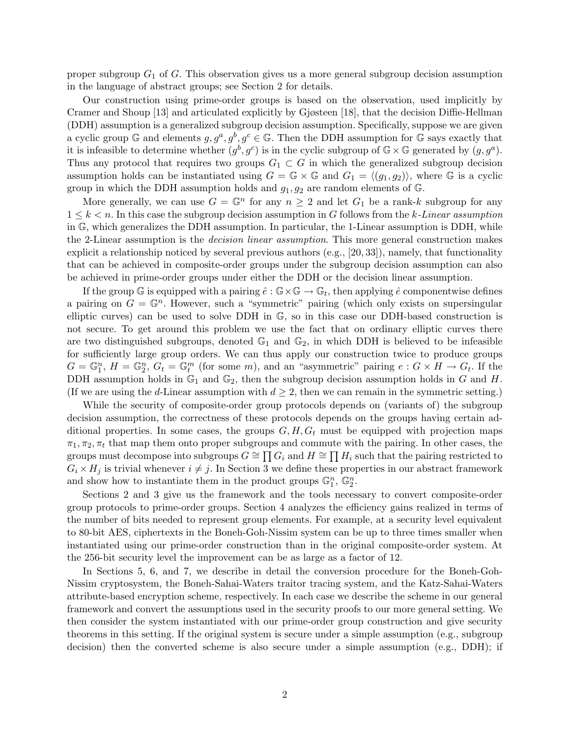proper subgroup $G_1$ of $G$. This observation gives us a more general subgroup decision assumption in the language of abstract groups; see Section 2 for details.

Our construction using prime-order groups is based on the observation, used implicitly by Cramer and Shoup [13] and articulated explicitly by Gjøsteen [18], that the decision Diffie-Hellman (DDH) assumption is a generalized subgroup decision assumption. Specifically, suppose we are given a cyclic group $\mathbb{G}$ and elements $g, g^a, g^b, g^c \in \mathbb{G}$. Then the DDH assumption for $\mathbb{G}$ says exactly that it is infeasible to determine whether $(g^b, g^c)$ is in the cyclic subgroup of $\mathbb{G} \times \mathbb{G}$ generated by $(g, g^a)$. Thus any protocol that requires two groups $G_1 \subset G$ in which the generalized subgroup decision assumption holds can be instantiated using $G = \mathbb{G} \times \mathbb{G}$ and $G_1 = \langle (g_1, g_2) \rangle$, where $\mathbb{G}$ is a cyclic group in which the DDH assumption holds and $g_1, g_2$ are random elements of $\mathbb{G}$.

More generally, we can use $G = \mathbb{G}^n$ for any $n \geq 2$ and let $G_1$ be a rank-$k$ subgroup for any $1 \leq k < n$. In this case the subgroup decision assumption in $G$ follows from the *k-Linear assumption* in $\mathbb{G}$, which generalizes the DDH assumption. In particular, the 1-Linear assumption is DDH, while the 2-Linear assumption is the *decision linear assumption*. This more general construction makes explicit a relationship noticed by several previous authors (e.g., [20, 33]), namely, that functionality that can be achieved in composite-order groups under the subgroup decision assumption can also be achieved in prime-order groups under either the DDH or the decision linear assumption.

If the group $\mathbb{G}$ is equipped with a pairing $\hat{e} : \mathbb{G} \times \mathbb{G} \rightarrow \mathbb{G}_t$, then applying $\hat{e}$ componentwise defines a pairing on $G = \mathbb{G}^n$. However, such a "symmetric" pairing (which only exists on supersingular elliptic curves) can be used to solve DDH in $\mathbb{G}$, so in this case our DDH-based construction is not secure. To get around this problem we use the fact that on ordinary elliptic curves there are two distinguished subgroups, denoted $\mathbb{G}_1$ and $\mathbb{G}_2$, in which DDH is believed to be infeasible for sufficiently large group orders. We can thus apply our construction twice to produce groups $G = \mathbb{G}_1^n$, $H = \mathbb{G}_2^n$, $G_t = \mathbb{G}_t^m$ (for some $m$), and an "asymmetric" pairing $e : G \times H \rightarrow G_t$. If the DDH assumption holds in $\mathbb{G}_1$ and $\mathbb{G}_2$, then the subgroup decision assumption holds in $G$ and $H$. (If we are using the $d$-Linear assumption with $d \geq 2$, then we can remain in the symmetric setting.)

While the security of composite-order group protocols depends on (variants of) the subgroup decision assumption, the correctness of these protocols depends on the groups having certain additional properties. In some cases, the groups $G, H, G_t$ must be equipped with projection maps $\pi_1, \pi_2, \pi_t$ that map them onto proper subgroups and commute with the pairing. In other cases, the groups must decompose into subgroups $G \cong \prod G_i$ and $H \cong \prod H_i$ such that the pairing restricted to $G_i \times H_j$ is trivial whenever $i \neq j$. In Section 3 we define these properties in our abstract framework and show how to instantiate them in the product groups $\mathbb{G}_1^n$, $\mathbb{G}_2^n$.

Sections 2 and 3 give us the framework and the tools necessary to convert composite-order group protocols to prime-order groups. Section 4 analyzes the efficiency gains realized in terms of the number of bits needed to represent group elements. For example, at a security level equivalent to 80-bit AES, ciphertexts in the Boneh-Goh-Nissim system can be up to three times smaller when instantiated using our prime-order construction than in the original composite-order system. At the 256-bit security level the improvement can be as large as a factor of 12.

In Sections 5, 6, and 7, we describe in detail the conversion procedure for the Boneh-Goh-Nissim cryptosystem, the Boneh-Sahai-Waters traitor tracing system, and the Katz-Sahai-Waters attribute-based encryption scheme, respectively. In each case we describe the scheme in our general framework and convert the assumptions used in the security proofs to our more general setting. We then consider the system instantiated with our prime-order group construction and give security theorems in this setting. If the original system is secure under a simple assumption (e.g., subgroup decision) then the converted scheme is also secure under a simple assumption (e.g., DDH); if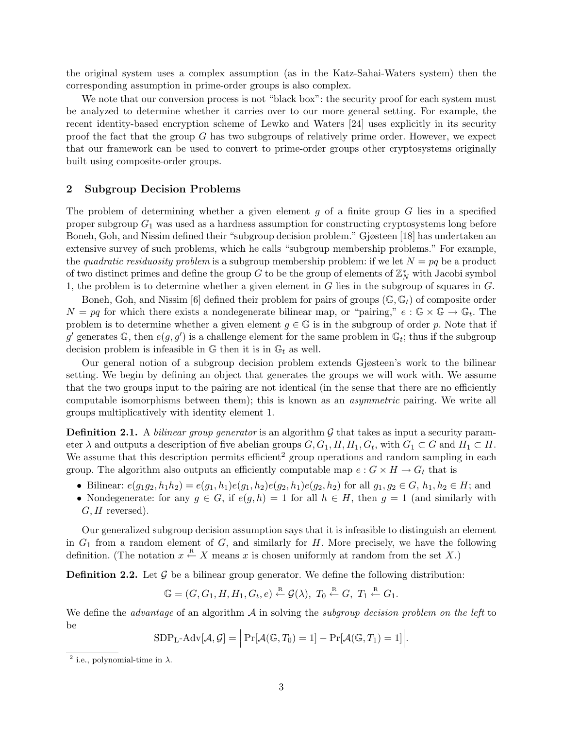the original system uses a complex assumption (as in the Katz-Sahai-Waters system) then the corresponding assumption in prime-order groups is also complex.

We note that our conversion process is not "black box": the security proof for each system must be analyzed to determine whether it carries over to our more general setting. For example, the recent identity-based encryption scheme of Lewko and Waters [24] uses explicitly in its security proof the fact that the group $G$ has two subgroups of relatively prime order. However, we expect that our framework can be used to convert to prime-order groups other cryptosystems originally built using composite-order groups.

## 2 Subgroup Decision Problems

The problem of determining whether a given element $g$ of a finite group $G$ lies in a specified proper subgroup $G_1$ was used as a hardness assumption for constructing cryptosystems long before Boneh, Goh, and Nissim defined their "subgroup decision problem." Gjøsteen [18] has undertaken an extensive survey of such problems, which he calls "subgroup membership problems." For example, the *quadratic residuosity problem* is a subgroup membership problem: if we let $N = pq$ be a product of two distinct primes and define the group $G$ to be the group of elements of $\mathbb{Z}_N^*$ with Jacobi symbol 1, the problem is to determine whether a given element in $G$ lies in the subgroup of squares in $G$.

Boneh, Goh, and Nissim [6] defined their problem for pairs of groups $(\mathbb{G}, \mathbb{G}_t)$ of composite order $N = pq$ for which there exists a nondegenerate bilinear map, or "pairing," $e : \mathbb{G} \times \mathbb{G} \to \mathbb{G}_t$. The problem is to determine whether a given element $g \in \mathbb{G}$ is in the subgroup of order $p$. Note that if $g'$ generates $\mathbb{G}$, then $e(g, g')$ is a challenge element for the same problem in $\mathbb{G}_t$; thus if the subgroup decision problem is infeasible in $\mathbb{G}$ then it is in $\mathbb{G}_t$ as well.

Our general notion of a subgroup decision problem extends Gjøsteen's work to the bilinear setting. We begin by defining an object that generates the groups we will work with. We assume that the two groups input to the pairing are not identical (in the sense that there are no efficiently computable isomorphisms between them); this is known as an *asymmetric* pairing. We write all groups multiplicatively with identity element 1.

**Definition 2.1.** A *bilinear group generator* is an algorithm $\mathcal{G}$ that takes as input a security parameter $\lambda$ and outputs a description of five abelian groups $G, G_1, H, H_1, G_t$, with $G_1 \subset G$ and $H_1 \subset H$. We assume that this description permits efficient[2] group operations and random sampling in each group. The algorithm also outputs an efficiently computable map $e : G \times H \to G_t$ that is

- Bilinear: $e(g_1 g_2, h_1 h_2) = e(g_1, h_1)e(g_1, h_2)e(g_2, h_1)e(g_2, h_2)$ for all $g_1, g_2 \in G$, $h_1, h_2 \in H$; and
- Nondegenerate: for any $g \in G$, if $e(g, h) = 1$ for all $h \in H$, then $g = 1$ (and similarly with $G, H$ reversed).

Our generalized subgroup decision assumption says that it is infeasible to distinguish an element in $G_1$ from a random element of $G$, and similarly for $H$. More precisely, we have the following definition. (The notation $x \xleftarrow{\text{R}} X$ means $x$ is chosen uniformly at random from the set $X$.)

**Definition 2.2.** Let $\mathcal{G}$ be a bilinear group generator. We define the following distribution:

$$\mathbb{G} = (G, G_1, H, H_1, G_t, e) \xleftarrow{\text{R}} \mathcal{G}(\lambda), \ T_0 \xleftarrow{\text{R}} G, \ T_1 \xleftarrow{\text{R}} G_1.$$

We define the *advantage* of an algorithm $\mathcal{A}$ in solving the *subgroup decision problem on the left* to be

$$\text{SDP}_\text{L}\text{-Adv}[\mathcal{A}, \mathcal{G}] = \Big| \Pr[\mathcal{A}(\mathbb{G}, T_0) = 1] - \Pr[\mathcal{A}(\mathbb{G}, T_1) = 1] \Big|.$$

[2] i.e., polynomial-time in $\lambda$.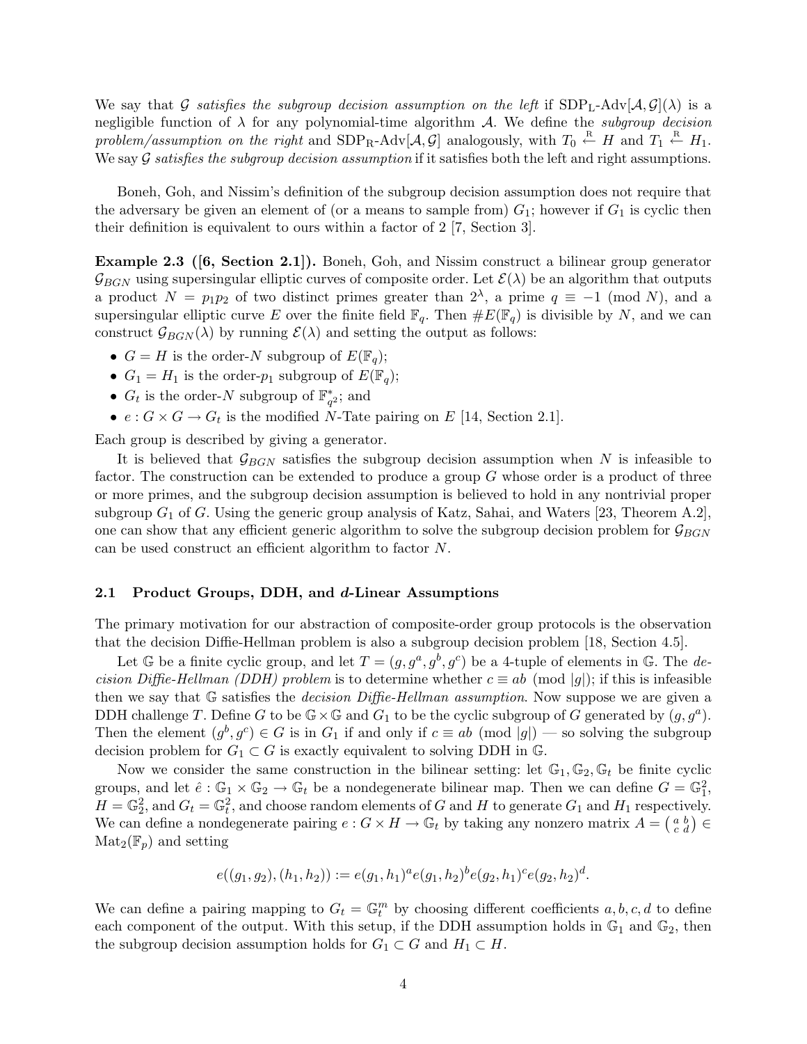We say that $\mathcal{G}$ *satisfies the subgroup decision assumption on the left* if $\text{SDP}_\text{L}\text{-Adv}[\mathcal{A}, \mathcal{G}](\lambda)$ is a negligible function of $\lambda$ for any polynomial-time algorithm $\mathcal{A}$. We define the *subgroup decision problem/assumption on the right* and $\text{SDP}_\text{R}\text{-Adv}[\mathcal{A}, \mathcal{G}]$ analogously, with $T_0 \xleftarrow{\text{R}} H$ and $T_1 \xleftarrow{\text{R}} H_1$. We say $\mathcal{G}$ *satisfies the subgroup decision assumption* if it satisfies both the left and right assumptions.

Boneh, Goh, and Nissim's definition of the subgroup decision assumption does not require that the adversary be given an element of (or a means to sample from) $G_1$; however if $G_1$ is cyclic then their definition is equivalent to ours within a factor of 2 [7, Section 3].

**Example 2.3 ([6, Section 2.1]).** Boneh, Goh, and Nissim construct a bilinear group generator $\mathcal{G}_{BGN}$ using supersingular elliptic curves of composite order. Let $\mathcal{E}(\lambda)$ be an algorithm that outputs a product $N = p_1 p_2$ of two distinct primes greater than $2^\lambda$, a prime $q \equiv -1 \pmod{N}$, and a supersingular elliptic curve $E$ over the finite field $\mathbb{F}_q$. Then $\#E(\mathbb{F}_q)$ is divisible by $N$, and we can construct $\mathcal{G}_{BGN}(\lambda)$ by running $\mathcal{E}(\lambda)$ and setting the output as follows:

- $G = H$ is the order-$N$ subgroup of $E(\mathbb{F}_q)$;
- $G_1 = H_1$ is the order-$p_1$ subgroup of $E(\mathbb{F}_q)$;
- $G_t$ is the order-$N$ subgroup of $\mathbb{F}_{q^2}^*$; and
- $e : G \times G \to G_t$ is the modified $N$-Tate pairing on $E$ [14, Section 2.1].

Each group is described by giving a generator.

It is believed that $\mathcal{G}_{BGN}$ satisfies the subgroup decision assumption when $N$ is infeasible to factor. The construction can be extended to produce a group $G$ whose order is a product of three or more primes, and the subgroup decision assumption is believed to hold in any nontrivial proper subgroup $G_1$ of $G$. Using the generic group analysis of Katz, Sahai, and Waters [23, Theorem A.2], one can show that any efficient generic algorithm to solve the subgroup decision problem for $\mathcal{G}_{BGN}$ can be used construct an efficient algorithm to factor $N$.

### 2.1 Product Groups, DDH, and $d$-Linear Assumptions

The primary motivation for our abstraction of composite-order group protocols is the observation that the decision Diffie-Hellman problem is also a subgroup decision problem [18, Section 4.5].

Let $\mathbb{G}$ be a finite cyclic group, and let $T = (g, g^a, g^b, g^c)$ be a 4-tuple of elements in $\mathbb{G}$. The *decision Diffie-Hellman (DDH) problem* is to determine whether $c \equiv ab \pmod{|g|}$; if this is infeasible then we say that $\mathbb{G}$ satisfies the *decision Diffie-Hellman assumption*. Now suppose we are given a DDH challenge $T$. Define $G$ to be $\mathbb{G} \times \mathbb{G}$ and $G_1$ to be the cyclic subgroup of $G$ generated by $(g, g^a)$. Then the element $(g^b, g^c) \in G$ is in $G_1$ if and only if $c \equiv ab \pmod{|g|}$ — so solving the subgroup decision problem for $G_1 \subset G$ is exactly equivalent to solving DDH in $\mathbb{G}$.

Now we consider the same construction in the bilinear setting: let $\mathbb{G}_1, \mathbb{G}_2, \mathbb{G}_t$ be finite cyclic groups, and let $\hat{e} : \mathbb{G}_1 \times \mathbb{G}_2 \to \mathbb{G}_t$ be a nondegenerate bilinear map. Then we can define $G = \mathbb{G}_1^2$, $H = \mathbb{G}_2^2$, and $G_t = \mathbb{G}_t^2$, and choose random elements of $G$ and $H$ to generate $G_1$ and $H_1$ respectively. We can define a nondegenerate pairing $e : G \times H \to \mathbb{G}_t$ by taking any nonzero matrix $A = \left(\begin{smallmatrix} a & b \\ c & d \end{smallmatrix}\right) \in \text{Mat}_2(\mathbb{F}_p)$ and setting

$$e((g_1, g_2), (h_1, h_2)) := e(g_1, h_1)^a e(g_1, h_2)^b e(g_2, h_1)^c e(g_2, h_2)^d.$$

We can define a pairing mapping to $G_t = \mathbb{G}_t^m$ by choosing different coefficients $a, b, c, d$ to define each component of the output. With this setup, if the DDH assumption holds in $\mathbb{G}_1$ and $\mathbb{G}_2$, then the subgroup decision assumption holds for $G_1 \subset G$ and $H_1 \subset H$.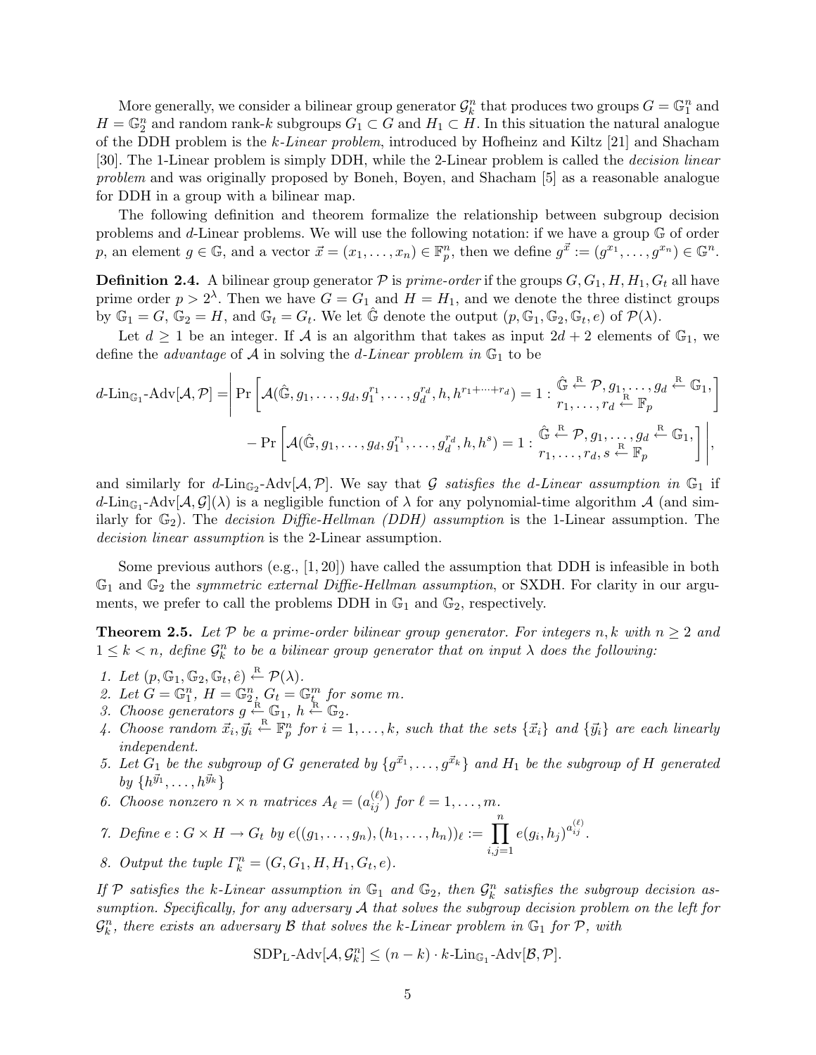More generally, we consider a bilinear group generator $\mathcal{G}_k^n$ that produces two groups $G = \mathbb{G}_1^n$ and $H = \mathbb{G}_2^n$ and random rank-$k$ subgroups $G_1 \subset G$ and $H_1 \subset H$. In this situation the natural analogue of the DDH problem is the *k-Linear problem*, introduced by Hofheinz and Kiltz [21] and Shacham [30]. The 1-Linear problem is simply DDH, while the 2-Linear problem is called the *decision linear problem* and was originally proposed by Boneh, Boyen, and Shacham [5] as a reasonable analogue for DDH in a group with a bilinear map.

The following definition and theorem formalize the relationship between subgroup decision problems and $d$-Linear problems. We will use the following notation: if we have a group $\mathbb{G}$ of order $p$, an element $g \in \mathbb{G}$, and a vector $\vec{x} = (x_1, \ldots, x_n) \in \mathbb{F}_p^n$, then we define $g^{\vec{x}} := (g^{x_1}, \ldots, g^{x_n}) \in \mathbb{G}^n$.

**Definition 2.4.** A bilinear group generator $\mathcal{P}$ is *prime-order* if the groups $G, G_1, H, H_1, G_t$ all have prime order $p > 2^\lambda$. Then we have $G = G_1$ and $H = H_1$, and we denote the three distinct groups by $\mathbb{G}_1 = G$, $\mathbb{G}_2 = H$, and $\mathbb{G}_t = G_t$. We let $\hat{\mathbb{G}}$ denote the output $(p, \mathbb{G}_1, \mathbb{G}_2, \mathbb{G}_t, e)$ of $\mathcal{P}(\lambda)$.

Let $d \geq 1$ be an integer. If $\mathcal{A}$ is an algorithm that takes as input $2d + 2$ elements of $\mathbb{G}_1$, we define the *advantage* of $\mathcal{A}$ in solving the *d-Linear problem in* $\mathbb{G}_1$ to be

$$
\begin{aligned}
d\text{-Lin}_{\mathbb{G}_1}\text{-Adv}[\mathcal{A}, \mathcal{P}] = \Bigg| &\Pr\left[\mathcal{A}(\hat{\mathbb{G}}, g_1, \ldots, g_d, g_1^{r_1}, \ldots, g_d^{r_d}, h, h^{r_1 + \cdots + r_d}) = 1 : \begin{array}{l}\hat{\mathbb{G}} \xleftarrow{\text{R}} \mathcal{P}, g_1, \ldots, g_d \xleftarrow{\text{R}} \mathbb{G}_1, \\ r_1, \ldots, r_d \xleftarrow{\text{R}} \mathbb{F}_p\end{array}\right] \\
&- \Pr\left[\mathcal{A}(\hat{\mathbb{G}}, g_1, \ldots, g_d, g_1^{r_1}, \ldots, g_d^{r_d}, h, h^{s}) = 1 : \begin{array}{l}\hat{\mathbb{G}} \xleftarrow{\text{R}} \mathcal{P}, g_1, \ldots, g_d \xleftarrow{\text{R}} \mathbb{G}_1, \\ r_1, \ldots, r_d, s \xleftarrow{\text{R}} \mathbb{F}_p\end{array}\right] \Bigg|,
\end{aligned}
$$

and similarly for $d\text{-Lin}_{\mathbb{G}_2}\text{-Adv}[\mathcal{A}, \mathcal{P}]$. We say that $\mathcal{G}$ *satisfies the d-Linear assumption in* $\mathbb{G}_1$ if $d\text{-Lin}_{\mathbb{G}_1}\text{-Adv}[\mathcal{A}, \mathcal{G}](\lambda)$ is a negligible function of $\lambda$ for any polynomial-time algorithm $\mathcal{A}$ (and similarly for $\mathbb{G}_2$). The *decision Diffie-Hellman (DDH) assumption* is the 1-Linear assumption. The *decision linear assumption* is the 2-Linear assumption.

Some previous authors (e.g., [1, 20]) have called the assumption that DDH is infeasible in both $\mathbb{G}_1$ and $\mathbb{G}_2$ the *symmetric external Diffie-Hellman assumption*, or SXDH. For clarity in our arguments, we prefer to call the problems DDH in $\mathbb{G}_1$ and $\mathbb{G}_2$, respectively.

**Theorem 2.5.** *Let $\mathcal{P}$ be a prime-order bilinear group generator. For integers $n, k$ with $n \geq 2$ and $1 \leq k < n$, define $\mathcal{G}_k^n$ to be a bilinear group generator that on input $\lambda$ does the following:*

1. *Let $(p, \mathbb{G}_1, \mathbb{G}_2, \mathbb{G}_t, \hat{e}) \xleftarrow{\text{R}} \mathcal{P}(\lambda)$.*
2. *Let $G = \mathbb{G}_1^n$, $H = \mathbb{G}_2^n$, $G_t = \mathbb{G}_t^m$ for some $m$.*
3. *Choose generators $g \xleftarrow{\text{R}} \mathbb{G}_1$, $h \xleftarrow{\text{R}} \mathbb{G}_2$.*
4. *Choose random $\vec{x}_i, \vec{y}_i \xleftarrow{\text{R}} \mathbb{F}_p^n$ for $i = 1, \ldots, k$, such that the sets $\{\vec{x}_i\}$ and $\{\vec{y}_i\}$ are each linearly independent.*
5. *Let $G_1$ be the subgroup of $G$ generated by $\{g^{\vec{x}_1}, \ldots, g^{\vec{x}_k}\}$ and $H_1$ be the subgroup of $H$ generated by $\{h^{\vec{y}_1}, \ldots, h^{\vec{y}_k}\}$*
6. *Choose nonzero $n \times n$ matrices $A_\ell = (a_{ij}^{(\ell)})$ for $\ell = 1, \ldots, m$.*
7. *Define $e : G \times H \to G_t$ by $e((g_1, \ldots, g_n), (h_1, \ldots, h_n))_\ell := \prod_{i,j=1}^{n} e(g_i, h_j)^{a_{ij}^{(\ell)}}$.*
8. *Output the tuple $\Gamma_k^n = (G, G_1, H, H_1, G_t, e)$.*

*If $\mathcal{P}$ satisfies the $k$-Linear assumption in $\mathbb{G}_1$ and $\mathbb{G}_2$, then $\mathcal{G}_k^n$ satisfies the subgroup decision assumption. Specifically, for any adversary $\mathcal{A}$ that solves the subgroup decision problem on the left for $\mathcal{G}_k^n$, there exists an adversary $\mathcal{B}$ that solves the $k$-Linear problem in $\mathbb{G}_1$ for $\mathcal{P}$, with*

$$
\text{SDP}_\text{L}\text{-Adv}[\mathcal{A}, \mathcal{G}_k^n] \leq (n - k) \cdot k\text{-Lin}_{\mathbb{G}_1}\text{-Adv}[\mathcal{B}, \mathcal{P}].
$$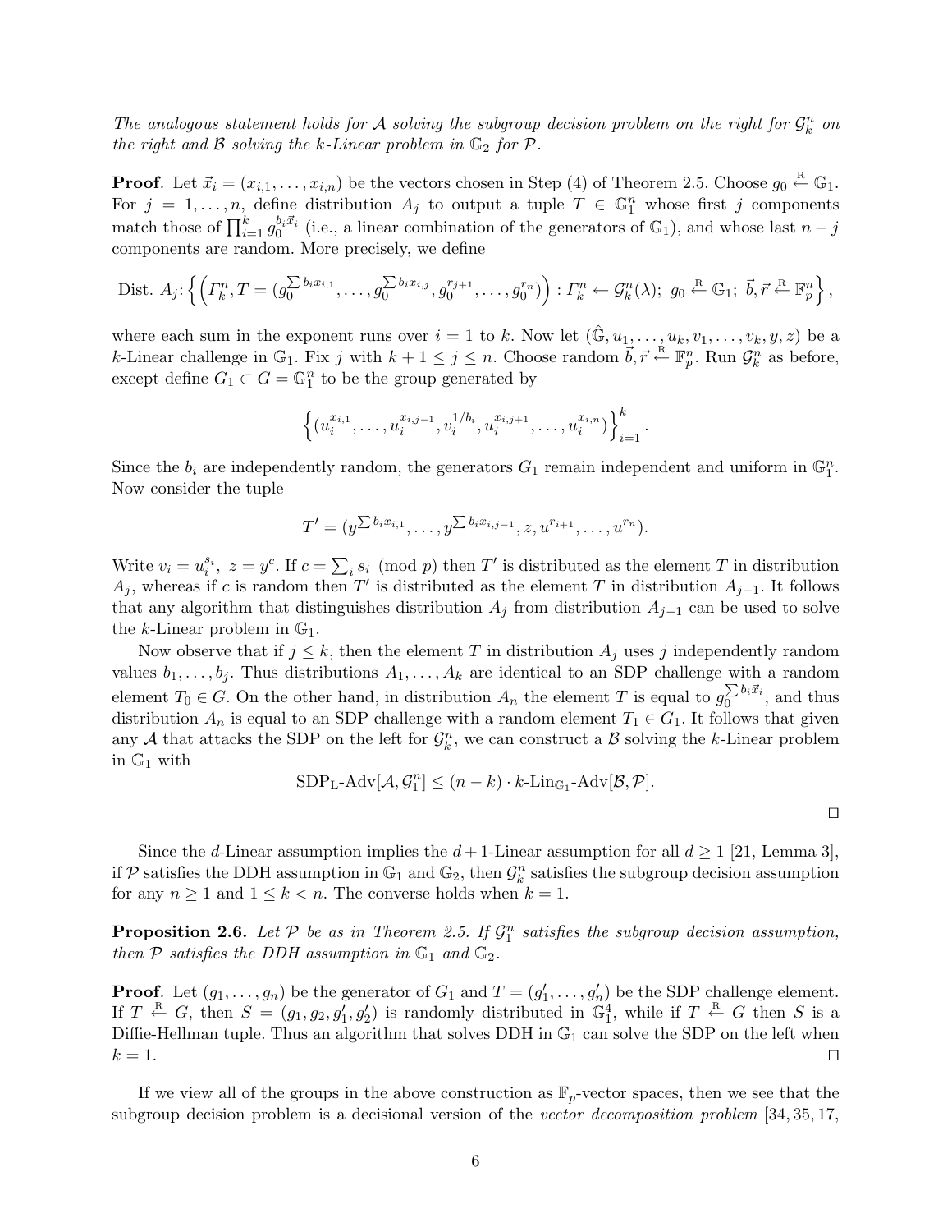*The analogous statement holds for $\mathcal{A}$ solving the subgroup decision problem on the right for $\mathcal{G}_k^n$ on the right and $\mathcal{B}$ solving the $k$-Linear problem in $\mathbb{G}_2$ for $\mathcal{P}$.*

**Proof**. Let $\vec{x}_i = (x_{i,1}, \ldots, x_{i,n})$ be the vectors chosen in Step (4) of Theorem 2.5. Choose $g_0 \overset{\text{R}}{\leftarrow} \mathbb{G}_1$. For $j = 1, \ldots, n$, define distribution $A_j$ to output a tuple $T \in \mathbb{G}_1^n$ whose first $j$ components match those of $\prod_{i=1}^k g_0^{b_i \vec{x}_i}$ (i.e., a linear combination of the generators of $\mathbb{G}_1$), and whose last $n-j$ components are random. More precisely, we define

$$\text{Dist. } A_j \text{: } \left\{ \left( \mathit{\Gamma}_k^n, T = (g_0^{\sum b_i x_{i,1}}, \ldots, g_0^{\sum b_i x_{i,j}}, g_0^{r_{j+1}}, \ldots, g_0^{r_n}) \right) : \mathit{\Gamma}_k^n \leftarrow \mathcal{G}_k^n(\lambda);\ g_0 \overset{\text{R}}{\leftarrow} \mathbb{G}_1;\ \vec{b}, \vec{r} \overset{\text{R}}{\leftarrow} \mathbb{F}_p^n \right\},$$

where each sum in the exponent runs over $i = 1$ to $k$. Now let $(\hat{\mathbb{G}}, u_1, \ldots, u_k, v_1, \ldots, v_k, y, z)$ be a $k$-Linear challenge in $\mathbb{G}_1$. Fix $j$ with $k+1 \le j \le n$. Choose random $\vec{b}, \vec{r} \overset{\text{R}}{\leftarrow} \mathbb{F}_p^n$. Run $\mathcal{G}_k^n$ as before, except define $G_1 \subset G = \mathbb{G}_1^n$ to be the group generated by

$$\left\{ (u_i^{x_{i,1}}, \ldots, u_i^{x_{i,j-1}}, v_i^{1/b_i}, u_i^{x_{i,j+1}}, \ldots, u_i^{x_{i,n}}) \right\}_{i=1}^k.$$

Since the $b_i$ are independently random, the generators $G_1$ remain independent and uniform in $\mathbb{G}_1^n$. Now consider the tuple

$$T' = (y^{\sum b_i x_{i,1}}, \ldots, y^{\sum b_i x_{i,j-1}}, z, u^{r_{i+1}}, \ldots, u^{r_n}).$$

Write $v_i = u_i^{s_i},\ z = y^c$. If $c = \sum_i s_i \pmod{p}$ then $T'$ is distributed as the element $T$ in distribution $A_j$, whereas if $c$ is random then $T'$ is distributed as the element $T$ in distribution $A_{j-1}$. It follows that any algorithm that distinguishes distribution $A_j$ from distribution $A_{j-1}$ can be used to solve the $k$-Linear problem in $\mathbb{G}_1$.

Now observe that if $j \le k$, then the element $T$ in distribution $A_j$ uses $j$ independently random values $b_1, \ldots, b_j$. Thus distributions $A_1, \ldots, A_k$ are identical to an SDP challenge with a random element $T_0 \in G$. On the other hand, in distribution $A_n$ the element $T$ is equal to $g_0^{\sum b_i \vec{x}_i}$, and thus distribution $A_n$ is equal to an SDP challenge with a random element $T_1 \in G_1$. It follows that given any $\mathcal{A}$ that attacks the SDP on the left for $\mathcal{G}_k^n$, we can construct a $\mathcal{B}$ solving the $k$-Linear problem in $\mathbb{G}_1$ with

$$\text{SDP}_\text{L}\text{-Adv}[\mathcal{A}, \mathcal{G}_1^n] \le (n-k) \cdot k\text{-Lin}_{\mathbb{G}_1}\text{-Adv}[\mathcal{B}, \mathcal{P}].$$

□

Since the $d$-Linear assumption implies the $d+1$-Linear assumption for all $d \ge 1$ [21, Lemma 3], if $\mathcal{P}$ satisfies the DDH assumption in $\mathbb{G}_1$ and $\mathbb{G}_2$, then $\mathcal{G}_k^n$ satisfies the subgroup decision assumption for any $n \ge 1$ and $1 \le k < n$. The converse holds when $k = 1$.

**Proposition 2.6.** *Let $\mathcal{P}$ be as in Theorem 2.5. If $\mathcal{G}_1^n$ satisfies the subgroup decision assumption, then $\mathcal{P}$ satisfies the DDH assumption in $\mathbb{G}_1$ and $\mathbb{G}_2$.*

**Proof**. Let $(g_1, \ldots, g_n)$ be the generator of $G_1$ and $T = (g_1', \ldots, g_n')$ be the SDP challenge element. If $T \overset{\text{R}}{\leftarrow} G$, then $S = (g_1, g_2, g_1', g_2')$ is randomly distributed in $\mathbb{G}_1^4$, while if $T \overset{\text{R}}{\leftarrow} G$ then $S$ is a Diffie-Hellman tuple. Thus an algorithm that solves DDH in $\mathbb{G}_1$ can solve the SDP on the left when $k = 1$. □

If we view all of the groups in the above construction as $\mathbb{F}_p$-vector spaces, then we see that the subgroup decision problem is a decisional version of the *vector decomposition problem* [34, 35, 17,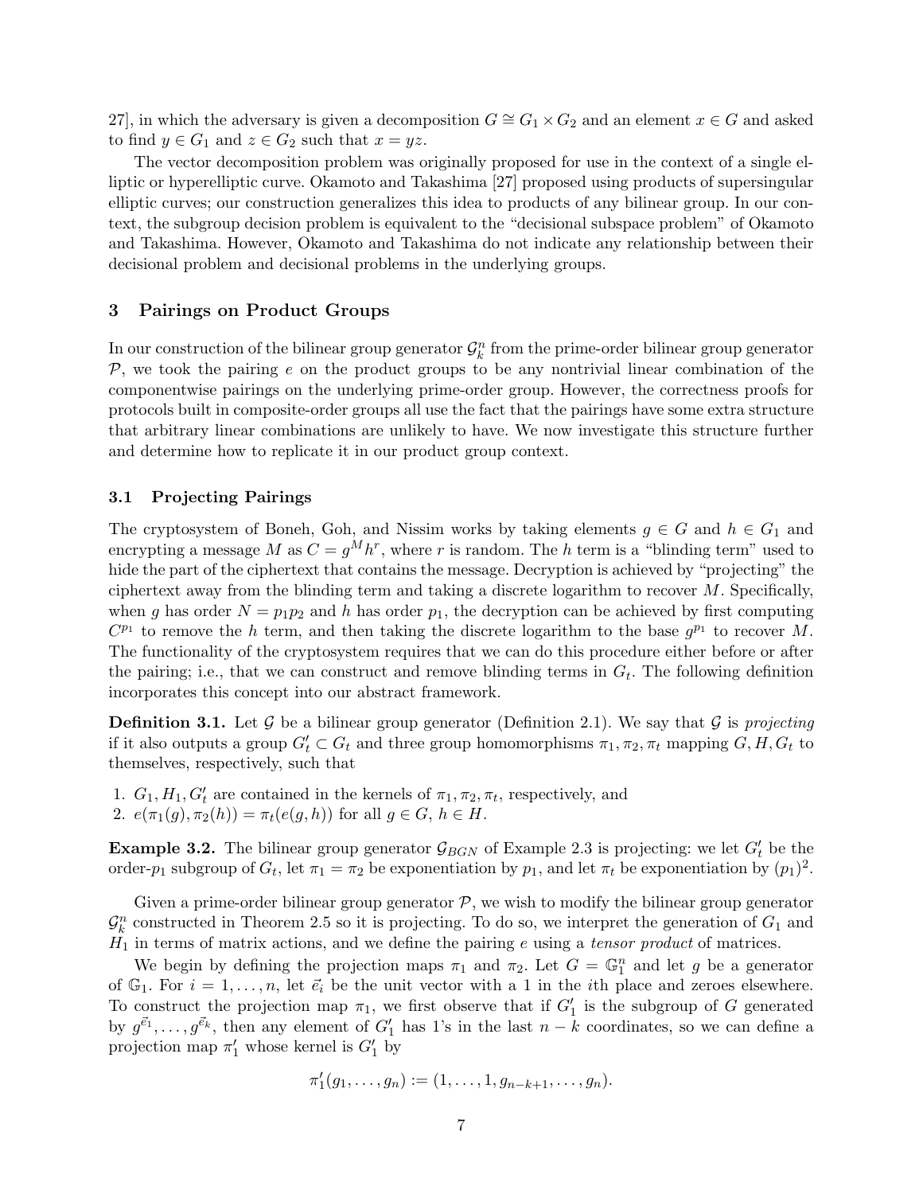27], in which the adversary is given a decomposition $G \cong G_1 \times G_2$ and an element $x \in G$ and asked to find $y \in G_1$ and $z \in G_2$ such that $x = yz$.

The vector decomposition problem was originally proposed for use in the context of a single elliptic or hyperelliptic curve. Okamoto and Takashima [27] proposed using products of supersingular elliptic curves; our construction generalizes this idea to products of any bilinear group. In our context, the subgroup decision problem is equivalent to the "decisional subspace problem" of Okamoto and Takashima. However, Okamoto and Takashima do not indicate any relationship between their decisional problem and decisional problems in the underlying groups.

## 3 Pairings on Product Groups

In our construction of the bilinear group generator $\mathcal{G}_k^n$ from the prime-order bilinear group generator $\mathcal{P}$, we took the pairing $e$ on the product groups to be any nontrivial linear combination of the componentwise pairings on the underlying prime-order group. However, the correctness proofs for protocols built in composite-order groups all use the fact that the pairings have some extra structure that arbitrary linear combinations are unlikely to have. We now investigate this structure further and determine how to replicate it in our product group context.

### 3.1 Projecting Pairings

The cryptosystem of Boneh, Goh, and Nissim works by taking elements $g \in G$ and $h \in G_1$ and encrypting a message $M$ as $C = g^M h^r$, where $r$ is random. The $h$ term is a "blinding term" used to hide the part of the ciphertext that contains the message. Decryption is achieved by "projecting" the ciphertext away from the blinding term and taking a discrete logarithm to recover $M$. Specifically, when $g$ has order $N = p_1 p_2$ and $h$ has order $p_1$, the decryption can be achieved by first computing $C^{p_1}$ to remove the $h$ term, and then taking the discrete logarithm to the base $g^{p_1}$ to recover $M$. The functionality of the cryptosystem requires that we can do this procedure either before or after the pairing; i.e., that we can construct and remove blinding terms in $G_t$. The following definition incorporates this concept into our abstract framework.

**Definition 3.1.** Let $\mathcal{G}$ be a bilinear group generator (Definition 2.1). We say that $\mathcal{G}$ is *projecting* if it also outputs a group $G'_t \subset G_t$ and three group homomorphisms $\pi_1, \pi_2, \pi_t$ mapping $G, H, G_t$ to themselves, respectively, such that

1. $G_1, H_1, G'_t$ are contained in the kernels of $\pi_1, \pi_2, \pi_t$, respectively, and
2. $e(\pi_1(g), \pi_2(h)) = \pi_t(e(g, h))$ for all $g \in G$, $h \in H$.

**Example 3.2.** The bilinear group generator $\mathcal{G}_{BGN}$ of Example 2.3 is projecting: we let $G'_t$ be the order-$p_1$ subgroup of $G_t$, let $\pi_1 = \pi_2$ be exponentiation by $p_1$, and let $\pi_t$ be exponentiation by $(p_1)^2$.

Given a prime-order bilinear group generator $\mathcal{P}$, we wish to modify the bilinear group generator $\mathcal{G}_k^n$ constructed in Theorem 2.5 so it is projecting. To do so, we interpret the generation of $G_1$ and $H_1$ in terms of matrix actions, and we define the pairing $e$ using a *tensor product* of matrices.

We begin by defining the projection maps $\pi_1$ and $\pi_2$. Let $G = \mathbb{G}_1^n$ and let $g$ be a generator of $\mathbb{G}_1$. For $i = 1, \ldots, n$, let $\vec{e}_i$ be the unit vector with a 1 in the $i$th place and zeroes elsewhere. To construct the projection map $\pi_1$, we first observe that if $G'_1$ is the subgroup of $G$ generated by $g^{\vec{e}_1}, \ldots, g^{\vec{e}_k}$, then any element of $G'_1$ has 1's in the last $n - k$ coordinates, so we can define a projection map $\pi'_1$ whose kernel is $G'_1$ by

$$\pi'_1(g_1, \ldots, g_n) := (1, \ldots, 1, g_{n-k+1}, \ldots, g_n).$$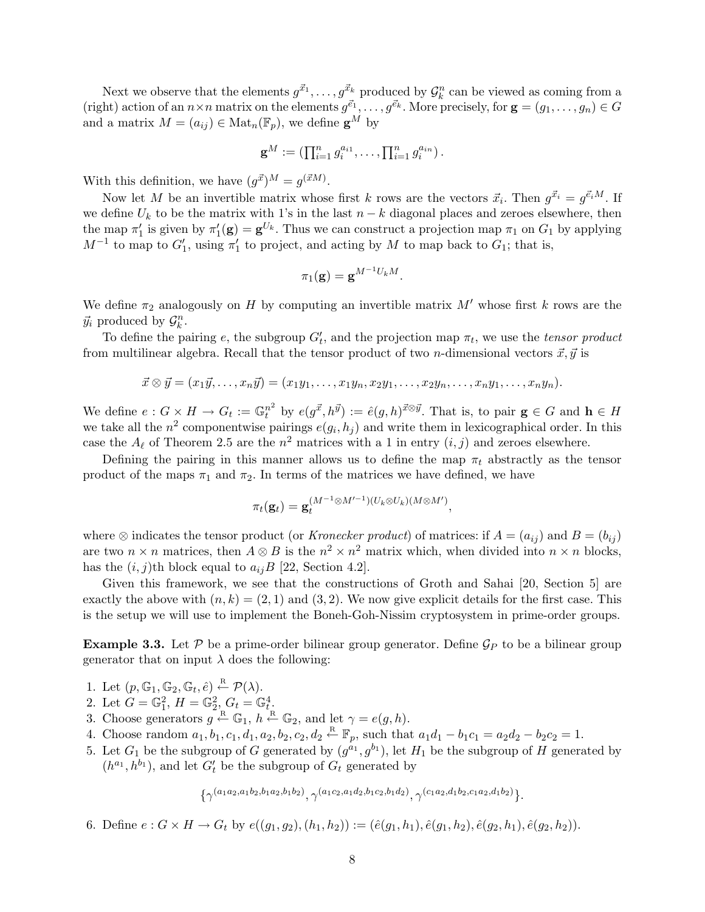Next we observe that the elements $g^{\vec{x}_1}, \ldots, g^{\vec{x}_k}$ produced by $\mathcal{G}_k^n$ can be viewed as coming from a (right) action of an $n \times n$ matrix on the elements $g^{\vec{e}_1}, \ldots, g^{\vec{e}_k}$. More precisely, for $\mathbf{g} = (g_1, \ldots, g_n) \in G$ and a matrix $M = (a_{ij}) \in \mathrm{Mat}_n(\mathbb{F}_p)$, we define $\mathbf{g}^M$ by

$$\mathbf{g}^M := \left(\prod_{i=1}^n g_i^{a_{i1}}, \ldots, \prod_{i=1}^n g_i^{a_{in}}\right).$$

With this definition, we have $(g^{\vec{x}})^M = g^{(\vec{x}M)}$.

Now let $M$ be an invertible matrix whose first $k$ rows are the vectors $\vec{x}_i$. Then $g^{\vec{x}_i} = g^{\vec{e}_i M}$. If we define $U_k$ to be the matrix with 1's in the last $n-k$ diagonal places and zeroes elsewhere, then the map $\pi_1'$ is given by $\pi_1'(\mathbf{g}) = \mathbf{g}^{U_k}$. Thus we can construct a projection map $\pi_1$ on $G_1$ by applying $M^{-1}$ to map to $G_1'$, using $\pi_1'$ to project, and acting by $M$ to map back to $G_1$; that is,

$$\pi_1(\mathbf{g}) = \mathbf{g}^{M^{-1}U_k M}.$$

We define $\pi_2$ analogously on $H$ by computing an invertible matrix $M'$ whose first $k$ rows are the $\vec{y}_i$ produced by $\mathcal{G}_k^n$.

To define the pairing $e$, the subgroup $G_t'$, and the projection map $\pi_t$, we use the *tensor product* from multilinear algebra. Recall that the tensor product of two $n$-dimensional vectors $\vec{x}, \vec{y}$ is

$$\vec{x} \otimes \vec{y} = (x_1\vec{y}, \ldots, x_n\vec{y}) = (x_1y_1, \ldots, x_1y_n, x_2y_1, \ldots, x_2y_n, \ldots, x_ny_1, \ldots, x_ny_n).$$

We define $e : G \times H \to G_t := \mathbb{G}_t^{n^2}$ by $e(g^{\vec{x}}, h^{\vec{y}}) := \hat{e}(g, h)^{\vec{x} \otimes \vec{y}}$. That is, to pair $\mathbf{g} \in G$ and $\mathbf{h} \in H$ we take all the $n^2$ componentwise pairings $e(g_i, h_j)$ and write them in lexicographical order. In this case the $A_\ell$ of Theorem 2.5 are the $n^2$ matrices with a 1 in entry $(i, j)$ and zeroes elsewhere.

Defining the pairing in this manner allows us to define the map $\pi_t$ abstractly as the tensor product of the maps $\pi_1$ and $\pi_2$. In terms of the matrices we have defined, we have

$$\pi_t(\mathbf{g}_t) = \mathbf{g}_t^{(M^{-1} \otimes M'^{-1})(U_k \otimes U_k)(M \otimes M')},$$

where $\otimes$ indicates the tensor product (or *Kronecker product*) of matrices: if $A = (a_{ij})$ and $B = (b_{ij})$ are two $n \times n$ matrices, then $A \otimes B$ is the $n^2 \times n^2$ matrix which, when divided into $n \times n$ blocks, has the $(i, j)$th block equal to $a_{ij}B$ [22, Section 4.2].

Given this framework, we see that the constructions of Groth and Sahai [20, Section 5] are exactly the above with $(n, k) = (2, 1)$ and $(3, 2)$. We now give explicit details for the first case. This is the setup we will use to implement the Boneh-Goh-Nissim cryptosystem in prime-order groups.

**Example 3.3.** Let $\mathcal{P}$ be a prime-order bilinear group generator. Define $\mathcal{G}_P$ to be a bilinear group generator that on input $\lambda$ does the following:

1. Let $(p, \mathbb{G}_1, \mathbb{G}_2, \mathbb{G}_t, \hat{e}) \xleftarrow{\text{R}} \mathcal{P}(\lambda)$.
2. Let $G = \mathbb{G}_1^2$, $H = \mathbb{G}_2^2$, $G_t = \mathbb{G}_t^4$.
3. Choose generators $g \xleftarrow{\text{R}} \mathbb{G}_1$, $h \xleftarrow{\text{R}} \mathbb{G}_2$, and let $\gamma = e(g, h)$.
4. Choose random $a_1, b_1, c_1, d_1, a_2, b_2, c_2, d_2 \xleftarrow{\text{R}} \mathbb{F}_p$, such that $a_1d_1 - b_1c_1 = a_2d_2 - b_2c_2 = 1$.
5. Let $G_1$ be the subgroup of $G$ generated by $(g^{a_1}, g^{b_1})$, let $H_1$ be the subgroup of $H$ generated by $(h^{a_1}, h^{b_1})$, and let $G_t'$ be the subgroup of $G_t$ generated by

$$\{\gamma^{(a_1a_2, a_1b_2, b_1a_2, b_1b_2)}, \gamma^{(a_1c_2, a_1d_2, b_1c_2, b_1d_2)}, \gamma^{(c_1a_2, d_1b_2, c_1a_2, d_1b_2)}\}.$$

6. Define $e : G \times H \to G_t$ by $e((g_1, g_2), (h_1, h_2)) := (\hat{e}(g_1, h_1), \hat{e}(g_1, h_2), \hat{e}(g_2, h_1), \hat{e}(g_2, h_2))$.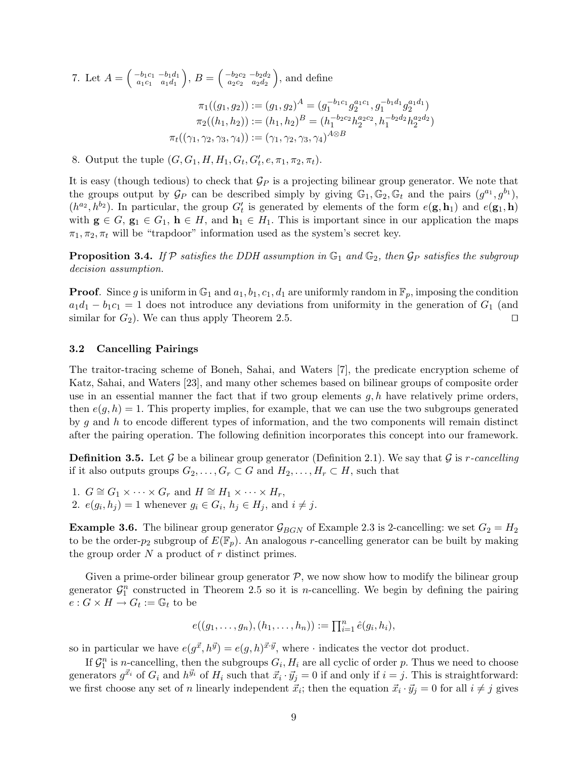7. Let $A = \begin{pmatrix} -b_1c_1 & -b_1d_1 \\ a_1c_1 & a_1d_1 \end{pmatrix}$, $B = \begin{pmatrix} -b_2c_2 & -b_2d_2 \\ a_2c_2 & a_2d_2 \end{pmatrix}$, and define

$$\pi_1((g_1, g_2)) := (g_1, g_2)^A = (g_1^{-b_1c_1} g_2^{a_1c_1}, g_1^{-b_1d_1} g_2^{a_1d_1})$$
$$\pi_2((h_1, h_2)) := (h_1, h_2)^B = (h_1^{-b_2c_2} h_2^{a_2c_2}, h_1^{-b_2d_2} h_2^{a_2d_2})$$
$$\pi_t((\gamma_1, \gamma_2, \gamma_3, \gamma_4)) := (\gamma_1, \gamma_2, \gamma_3, \gamma_4)^{A \otimes B}$$

8. Output the tuple $(G, G_1, H, H_1, G_t, G_t', e, \pi_1, \pi_2, \pi_t)$.

It is easy (though tedious) to check that $\mathcal{G}_P$ is a projecting bilinear group generator. We note that the groups output by $\mathcal{G}_P$ can be described simply by giving $\mathbb{G}_1, \mathbb{G}_2, \mathbb{G}_t$ and the pairs $(g^{a_1}, g^{b_1})$, $(h^{a_2}, h^{b_2})$. In particular, the group $G_t'$ is generated by elements of the form $e(\mathbf{g}, \mathbf{h}_1)$ and $e(\mathbf{g}_1, \mathbf{h})$ with $\mathbf{g} \in G$, $\mathbf{g}_1 \in G_1$, $\mathbf{h} \in H$, and $\mathbf{h}_1 \in H_1$. This is important since in our application the maps $\pi_1, \pi_2, \pi_t$ will be "trapdoor" information used as the system's secret key.

**Proposition 3.4.** *If $\mathcal{P}$ satisfies the DDH assumption in $\mathbb{G}_1$ and $\mathbb{G}_2$, then $\mathcal{G}_P$ satisfies the subgroup decision assumption.*

**Proof**. Since $g$ is uniform in $\mathbb{G}_1$ and $a_1, b_1, c_1, d_1$ are uniformly random in $\mathbb{F}_p$, imposing the condition $a_1d_1 - b_1c_1 = 1$ does not introduce any deviations from uniformity in the generation of $G_1$ (and similar for $G_2$). We can thus apply Theorem 2.5. ◻

### 3.2 Cancelling Pairings

The traitor-tracing scheme of Boneh, Sahai, and Waters [7], the predicate encryption scheme of Katz, Sahai, and Waters [23], and many other schemes based on bilinear groups of composite order use in an essential manner the fact that if two group elements $g, h$ have relatively prime orders, then $e(g, h) = 1$. This property implies, for example, that we can use the two subgroups generated by $g$ and $h$ to encode different types of information, and the two components will remain distinct after the pairing operation. The following definition incorporates this concept into our framework.

**Definition 3.5.** Let $\mathcal{G}$ be a bilinear group generator (Definition 2.1). We say that $\mathcal{G}$ is *$r$-cancelling* if it also outputs groups $G_2, \ldots, G_r \subset G$ and $H_2, \ldots, H_r \subset H$, such that

1. $G \cong G_1 \times \cdots \times G_r$ and $H \cong H_1 \times \cdots \times H_r$,
2. $e(g_i, h_j) = 1$ whenever $g_i \in G_i$, $h_j \in H_j$, and $i \neq j$.

**Example 3.6.** The bilinear group generator $\mathcal{G}_{BGN}$ of Example 2.3 is 2-cancelling: we set $G_2 = H_2$ to be the order-$p_2$ subgroup of $E(\mathbb{F}_p)$. An analogous $r$-cancelling generator can be built by making the group order $N$ a product of $r$ distinct primes.

Given a prime-order bilinear group generator $\mathcal{P}$, we now show how to modify the bilinear group generator $\mathcal{G}_1^n$ constructed in Theorem 2.5 so it is $n$-cancelling. We begin by defining the pairing $e : G \times H \to G_t := \mathbb{G}_t$ to be

$$e((g_1, \ldots, g_n), (h_1, \ldots, h_n)) := \textstyle\prod_{i=1}^n \hat{e}(g_i, h_i),$$

so in particular we have $e(g^{\vec{x}}, h^{\vec{y}}) = e(g, h)^{\vec{x} \cdot \vec{y}}$, where $\cdot$ indicates the vector dot product.

If $\mathcal{G}_1^n$ is $n$-cancelling, then the subgroups $G_i, H_i$ are all cyclic of order $p$. Thus we need to choose generators $g^{\vec{x}_i}$ of $G_i$ and $h^{\vec{y}_i}$ of $H_i$ such that $\vec{x}_i \cdot \vec{y}_j = 0$ if and only if $i = j$. This is straightforward: we first choose any set of $n$ linearly independent $\vec{x}_i$; then the equation $\vec{x}_i \cdot \vec{y}_j = 0$ for all $i \neq j$ gives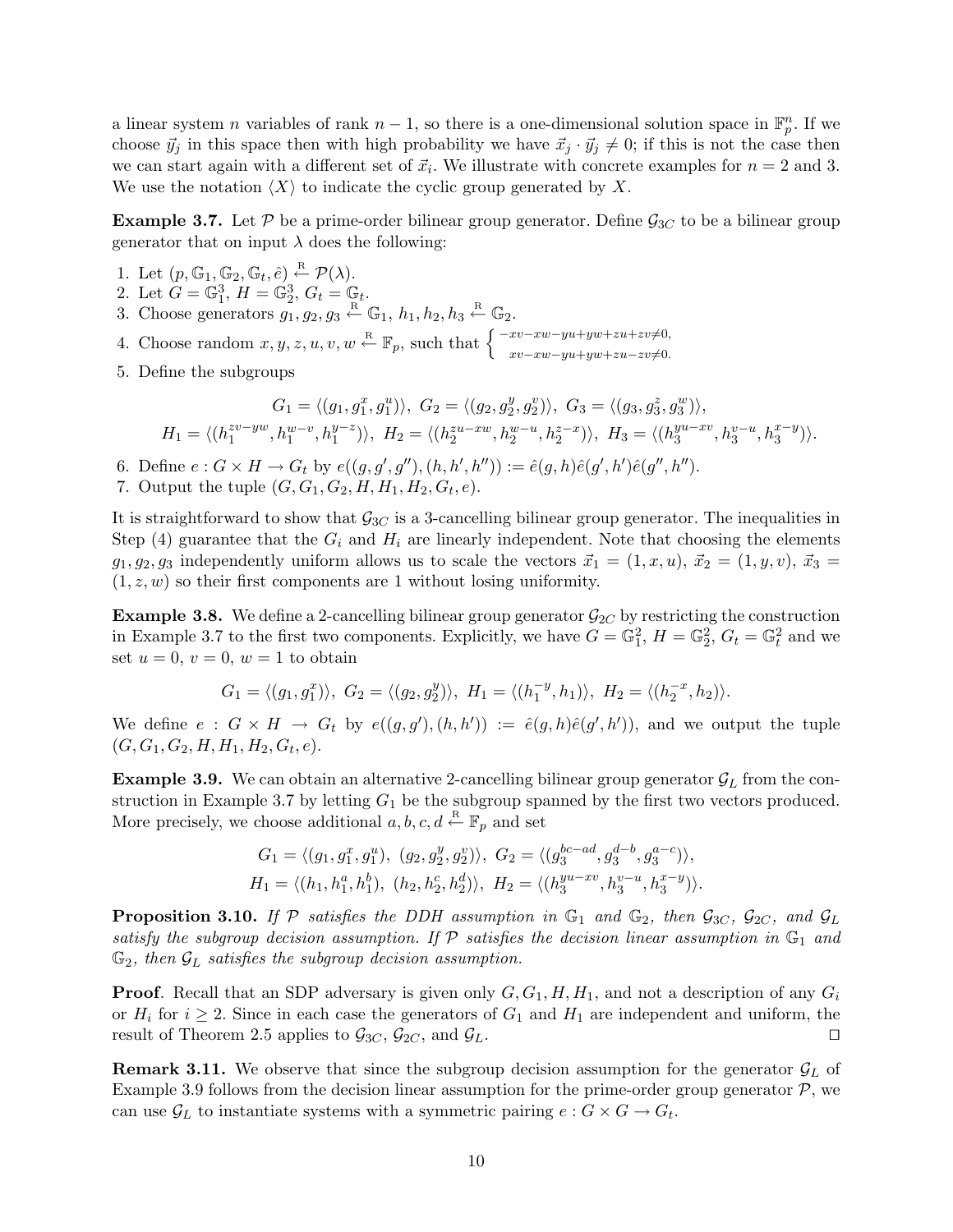a linear system $n$ variables of rank $n-1$, so there is a one-dimensional solution space in $\mathbb{F}_p^n$. If we choose $\vec{y}_j$ in this space then with high probability we have $\vec{x}_j \cdot \vec{y}_j \neq 0$; if this is not the case then we can start again with a different set of $\vec{x}_i$. We illustrate with concrete examples for $n = 2$ and 3. We use the notation $\langle X \rangle$ to indicate the cyclic group generated by $X$.

**Example 3.7.** Let $\mathcal{P}$ be a prime-order bilinear group generator. Define $\mathcal{G}_{3C}$ to be a bilinear group generator that on input $\lambda$ does the following:

1. Let $(p, \mathbb{G}_1, \mathbb{G}_2, \mathbb{G}_t, \hat{e}) \xleftarrow{R} \mathcal{P}(\lambda)$.
2. Let $G = \mathbb{G}_1^3$, $H = \mathbb{G}_2^3$, $G_t = \mathbb{G}_t$.
3. Choose generators $g_1, g_2, g_3 \xleftarrow{R} \mathbb{G}_1$, $h_1, h_2, h_3 \xleftarrow{R} \mathbb{G}_2$.
4. Choose random $x, y, z, u, v, w \xleftarrow{R} \mathbb{F}_p$, such that $\begin{cases} -xv-xw-yu+yw+zu+zv\neq 0, \\ xv-xw-yu+yw+zu-zv\neq 0. \end{cases}$
5. Define the subgroups

$$G_1 = \langle (g_1, g_1^x, g_1^u) \rangle,\ G_2 = \langle (g_2, g_2^y, g_2^v) \rangle,\ G_3 = \langle (g_3, g_3^z, g_3^w) \rangle,$$
$$H_1 = \langle (h_1^{zv-yw}, h_1^{w-v}, h_1^{y-z}) \rangle,\ H_2 = \langle (h_2^{zu-xw}, h_2^{w-u}, h_2^{z-x}) \rangle,\ H_3 = \langle (h_3^{yu-xv}, h_3^{v-u}, h_3^{x-y}) \rangle.$$

6. Define $e : G \times H \to G_t$ by $e((g, g', g''), (h, h', h'')) := \hat{e}(g, h)\hat{e}(g', h')\hat{e}(g'', h'')$.
7. Output the tuple $(G, G_1, G_2, H, H_1, H_2, G_t, e)$.

It is straightforward to show that $\mathcal{G}_{3C}$ is a 3-cancelling bilinear group generator. The inequalities in Step (4) guarantee that the $G_i$ and $H_i$ are linearly independent. Note that choosing the elements $g_1, g_2, g_3$ independently uniform allows us to scale the vectors $\vec{x}_1 = (1, x, u)$, $\vec{x}_2 = (1, y, v)$, $\vec{x}_3 = (1, z, w)$ so their first components are 1 without losing uniformity.

**Example 3.8.** We define a 2-cancelling bilinear group generator $\mathcal{G}_{2C}$ by restricting the construction in Example 3.7 to the first two components. Explicitly, we have $G = \mathbb{G}_1^2$, $H = \mathbb{G}_2^2$, $G_t = \mathbb{G}_t^2$ and we set $u = 0$, $v = 0$, $w = 1$ to obtain

$$G_1 = \langle (g_1, g_1^x) \rangle,\ G_2 = \langle (g_2, g_2^y) \rangle,\ H_1 = \langle (h_1^{-y}, h_1) \rangle,\ H_2 = \langle (h_2^{-x}, h_2) \rangle.$$

We define $e : G \times H \to G_t$ by $e((g, g'), (h, h')) := \hat{e}(g, h)\hat{e}(g', h'))$, and we output the tuple $(G, G_1, G_2, H, H_1, H_2, G_t, e)$.

**Example 3.9.** We can obtain an alternative 2-cancelling bilinear group generator $\mathcal{G}_L$ from the construction in Example 3.7 by letting $G_1$ be the subgroup spanned by the first two vectors produced. More precisely, we choose additional $a, b, c, d \xleftarrow{R} \mathbb{F}_p$ and set

$$G_1 = \langle (g_1, g_1^x, g_1^u),\ (g_2, g_2^y, g_2^v) \rangle,\ G_2 = \langle (g_3^{bc-ad}, g_3^{d-b}, g_3^{a-c}) \rangle,$$
$$H_1 = \langle (h_1, h_1^a, h_1^b),\ (h_2, h_2^c, h_2^d) \rangle,\ H_2 = \langle (h_3^{yu-xv}, h_3^{v-u}, h_3^{x-y}) \rangle.$$

**Proposition 3.10.** *If $\mathcal{P}$ satisfies the DDH assumption in $\mathbb{G}_1$ and $\mathbb{G}_2$, then $\mathcal{G}_{3C}$, $\mathcal{G}_{2C}$, and $\mathcal{G}_L$ satisfy the subgroup decision assumption. If $\mathcal{P}$ satisfies the decision linear assumption in $\mathbb{G}_1$ and $\mathbb{G}_2$, then $\mathcal{G}_L$ satisfies the subgroup decision assumption.*

**Proof**. Recall that an SDP adversary is given only $G, G_1, H, H_1$, and not a description of any $G_i$ or $H_i$ for $i \geq 2$. Since in each case the generators of $G_1$ and $H_1$ are independent and uniform, the result of Theorem 2.5 applies to $\mathcal{G}_{3C}$, $\mathcal{G}_{2C}$, and $\mathcal{G}_L$. ◻

**Remark 3.11.** We observe that since the subgroup decision assumption for the generator $\mathcal{G}_L$ of Example 3.9 follows from the decision linear assumption for the prime-order group generator $\mathcal{P}$, we can use $\mathcal{G}_L$ to instantiate systems with a symmetric pairing $e : G \times G \to G_t$.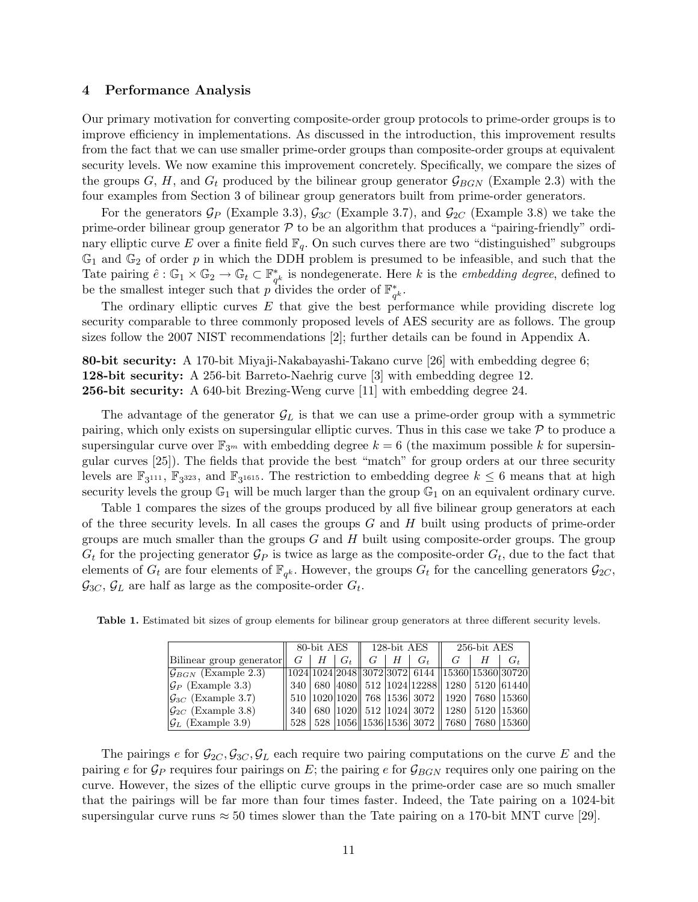## 4 Performance Analysis

Our primary motivation for converting composite-order group protocols to prime-order groups is to improve efficiency in implementations. As discussed in the introduction, this improvement results from the fact that we can use smaller prime-order groups than composite-order groups at equivalent security levels. We now examine this improvement concretely. Specifically, we compare the sizes of the groups $G$, $H$, and $G_t$ produced by the bilinear group generator $\mathcal{G}_{BGN}$ (Example 2.3) with the four examples from Section 3 of bilinear group generators built from prime-order generators.

For the generators $\mathcal{G}_P$ (Example 3.3), $\mathcal{G}_{3C}$ (Example 3.7), and $\mathcal{G}_{2C}$ (Example 3.8) we take the prime-order bilinear group generator $\mathcal{P}$ to be an algorithm that produces a "pairing-friendly" ordinary elliptic curve $E$ over a finite field $\mathbb{F}_q$. On such curves there are two "distinguished" subgroups $\mathbb{G}_1$ and $\mathbb{G}_2$ of order $p$ in which the DDH problem is presumed to be infeasible, and such that the Tate pairing $\hat{e} : \mathbb{G}_1 \times \mathbb{G}_2 \to \mathbb{G}_t \subset \mathbb{F}_{q^k}^*$ is nondegenerate. Here $k$ is the *embedding degree*, defined to be the smallest integer such that $p$ divides the order of $\mathbb{F}_{q^k}^*$.

The ordinary elliptic curves $E$ that give the best performance while providing discrete log security comparable to three commonly proposed levels of AES security are as follows. The group sizes follow the 2007 NIST recommendations [2]; further details can be found in Appendix A.

**80-bit security:** A 170-bit Miyaji-Nakabayashi-Takano curve [26] with embedding degree 6;
**128-bit security:** A 256-bit Barreto-Naehrig curve [3] with embedding degree 12.
**256-bit security:** A 640-bit Brezing-Weng curve [11] with embedding degree 24.

The advantage of the generator $\mathcal{G}_L$ is that we can use a prime-order group with a symmetric pairing, which only exists on supersingular elliptic curves. Thus in this case we take $\mathcal{P}$ to produce a supersingular curve over $\mathbb{F}_{3^m}$ with embedding degree $k = 6$ (the maximum possible $k$ for supersingular curves [25]). The fields that provide the best "match" for group orders at our three security levels are $\mathbb{F}_{3^{111}}$, $\mathbb{F}_{3^{323}}$, and $\mathbb{F}_{3^{1615}}$. The restriction to embedding degree $k \leq 6$ means that at high security levels the group $\mathbb{G}_1$ will be much larger than the group $\mathbb{G}_1$ on an equivalent ordinary curve.

Table 1 compares the sizes of the groups produced by all five bilinear group generators at each of the three security levels. In all cases the groups $G$ and $H$ built using products of prime-order groups are much smaller than the groups $G$ and $H$ built using composite-order groups. The group $G_t$ for the projecting generator $\mathcal{G}_P$ is twice as large as the composite-order $G_t$, due to the fact that elements of $G_t$ are four elements of $\mathbb{F}_{q^k}$. However, the groups $G_t$ for the cancelling generators $\mathcal{G}_{2C}$, $\mathcal{G}_{3C}$, $\mathcal{G}_L$ are half as large as the composite-order $G_t$.

**Table 1.** Estimated bit sizes of group elements for bilinear group generators at three different security levels.

| | 80-bit AES | | | 128-bit AES | | | 256-bit AES | | |
|---|---|---|---|---|---|---|---|---|---|
| Bilinear group generator | $G$ | $H$ | $G_t$ | $G$ | $H$ | $G_t$ | $G$ | $H$ | $G_t$ |
| $\mathcal{G}_{BGN}$ (Example 2.3) | 1024 | 1024 | 2048 | 3072 | 3072 | 6144 | 15360 | 15360 | 30720 |
| $\mathcal{G}_P$ (Example 3.3) | 340 | 680 | 4080 | 512 | 1024 | 12288 | 1280 | 5120 | 61440 |
| $\mathcal{G}_{3C}$ (Example 3.7) | 510 | 1020 | 1020 | 768 | 1536 | 3072 | 1920 | 7680 | 15360 |
| $\mathcal{G}_{2C}$ (Example 3.8) | 340 | 680 | 1020 | 512 | 1024 | 3072 | 1280 | 5120 | 15360 |
| $\mathcal{G}_L$ (Example 3.9) | 528 | 528 | 1056 | 1536 | 1536 | 3072 | 7680 | 7680 | 15360 |

The pairings $e$ for $\mathcal{G}_{2C}, \mathcal{G}_{3C}, \mathcal{G}_L$ each require two pairing computations on the curve $E$ and the pairing $e$ for $\mathcal{G}_P$ requires four pairings on $E$; the pairing $e$ for $\mathcal{G}_{BGN}$ requires only one pairing on the curve. However, the sizes of the elliptic curve groups in the prime-order case are so much smaller that the pairings will be far more than four times faster. Indeed, the Tate pairing on a 1024-bit supersingular curve runs $\approx 50$ times slower than the Tate pairing on a 170-bit MNT curve [29].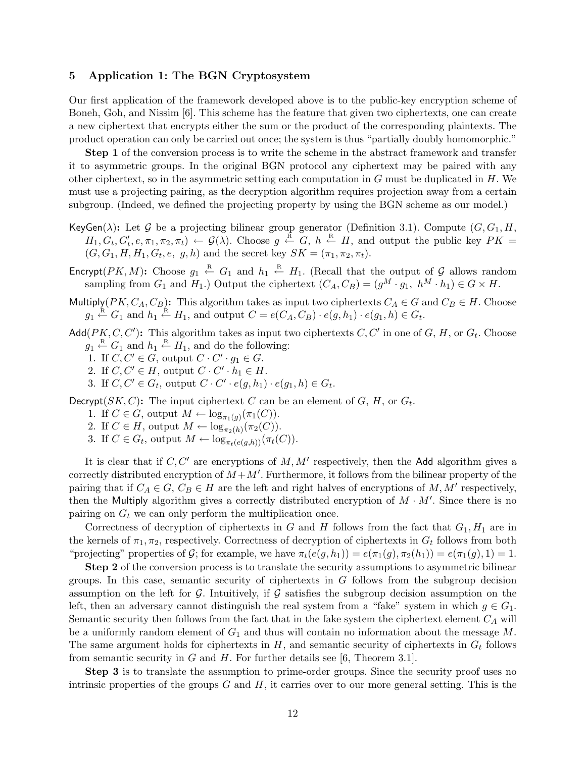## 5 Application 1: The BGN Cryptosystem

Our first application of the framework developed above is to the public-key encryption scheme of Boneh, Goh, and Nissim [6]. This scheme has the feature that given two ciphertexts, one can create a new ciphertext that encrypts either the sum or the product of the corresponding plaintexts. The product operation can only be carried out once; the system is thus "partially doubly homomorphic."

**Step 1** of the conversion process is to write the scheme in the abstract framework and transfer it to asymmetric groups. In the original BGN protocol any ciphertext may be paired with any other ciphertext, so in the asymmetric setting each computation in $G$ must be duplicated in $H$. We must use a projecting pairing, as the decryption algorithm requires projection away from a certain subgroup. (Indeed, we defined the projecting property by using the BGN scheme as our model.)

$\mathsf{KeyGen}(\lambda)$**:** Let $\mathcal{G}$ be a projecting bilinear group generator (Definition 3.1). Compute $(G, G_1, H, H_1, G_t, G_t', e, \pi_1, \pi_2, \pi_t) \leftarrow \mathcal{G}(\lambda)$. Choose $g \xleftarrow{\text{R}} G$, $h \xleftarrow{\text{R}} H$, and output the public key $PK = (G, G_1, H, H_1, G_t, e, \; g, h)$ and the secret key $SK = (\pi_1, \pi_2, \pi_t)$.

$\mathsf{Encrypt}(PK, M)$**:** Choose $g_1 \xleftarrow{\text{R}} G_1$ and $h_1 \xleftarrow{\text{R}} H_1$. (Recall that the output of $\mathcal{G}$ allows random sampling from $G_1$ and $H_1$.) Output the ciphertext $(C_A, C_B) = (g^M \cdot g_1, \; h^M \cdot h_1) \in G \times H$.

$\mathsf{Multiply}(PK, C_A, C_B)$**:** This algorithm takes as input two ciphertexts $C_A \in G$ and $C_B \in H$. Choose $g_1 \xleftarrow{\text{R}} G_1$ and $h_1 \xleftarrow{\text{R}} H_1$, and output $C = e(C_A, C_B) \cdot e(g, h_1) \cdot e(g_1, h) \in G_t$.

$\mathsf{Add}(PK, C, C')$**:** This algorithm takes as input two ciphertexts $C, C'$ in one of $G$, $H$, or $G_t$. Choose $g_1 \xleftarrow{\text{R}} G_1$ and $h_1 \xleftarrow{\text{R}} H_1$, and do the following:

1. If $C, C' \in G$, output $C \cdot C' \cdot g_1 \in G$.
2. If $C, C' \in H$, output $C \cdot C' \cdot h_1 \in H$.
3. If $C, C' \in G_t$, output $C \cdot C' \cdot e(g, h_1) \cdot e(g_1, h) \in G_t$.

$\mathsf{Decrypt}(SK, C)$**:** The input ciphertext $C$ can be an element of $G$, $H$, or $G_t$.

1. If $C \in G$, output $M \leftarrow \log_{\pi_1(g)}(\pi_1(C))$.
2. If $C \in H$, output $M \leftarrow \log_{\pi_2(h)}(\pi_2(C))$.
3. If $C \in G_t$, output $M \leftarrow \log_{\pi_t(e(g,h))}(\pi_t(C))$.

It is clear that if $C, C'$ are encryptions of $M, M'$ respectively, then the $\mathsf{Add}$ algorithm gives a correctly distributed encryption of $M + M'$. Furthermore, it follows from the bilinear property of the pairing that if $C_A \in G$, $C_B \in H$ are the left and right halves of encryptions of $M, M'$ respectively, then the $\mathsf{Multiply}$ algorithm gives a correctly distributed encryption of $M \cdot M'$. Since there is no pairing on $G_t$ we can only perform the multiplication once.

Correctness of decryption of ciphertexts in $G$ and $H$ follows from the fact that $G_1, H_1$ are in the kernels of $\pi_1, \pi_2$, respectively. Correctness of decryption of ciphertexts in $G_t$ follows from both "projecting" properties of $\mathcal{G}$; for example, we have $\pi_t(e(g, h_1)) = e(\pi_1(g), \pi_2(h_1)) = e(\pi_1(g), 1) = 1$.

**Step 2** of the conversion process is to translate the security assumptions to asymmetric bilinear groups. In this case, semantic security of ciphertexts in $G$ follows from the subgroup decision assumption on the left for $\mathcal{G}$. Intuitively, if $\mathcal{G}$ satisfies the subgroup decision assumption on the left, then an adversary cannot distinguish the real system from a "fake" system in which $g \in G_1$. Semantic security then follows from the fact that in the fake system the ciphertext element $C_A$ will be a uniformly random element of $G_1$ and thus will contain no information about the message $M$. The same argument holds for ciphertexts in $H$, and semantic security of ciphertexts in $G_t$ follows from semantic security in $G$ and $H$. For further details see [6, Theorem 3.1].

**Step 3** is to translate the assumption to prime-order groups. Since the security proof uses no intrinsic properties of the groups $G$ and $H$, it carries over to our more general setting. This is the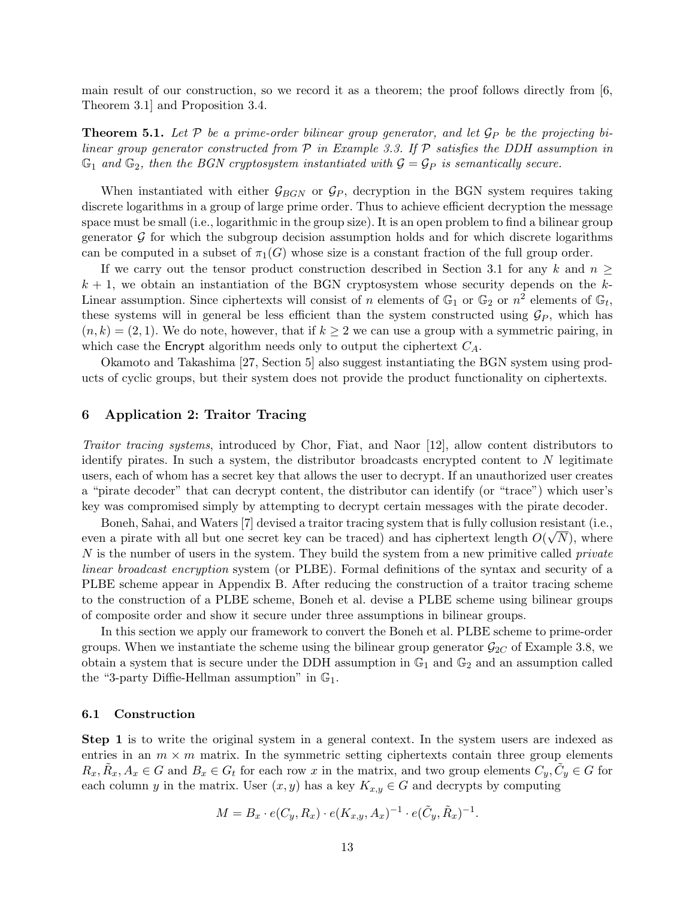main result of our construction, so we record it as a theorem; the proof follows directly from [6, Theorem 3.1] and Proposition 3.4.

**Theorem 5.1.** *Let $\mathcal{P}$ be a prime-order bilinear group generator, and let $\mathcal{G}_P$ be the projecting bilinear group generator constructed from $\mathcal{P}$ in Example 3.3. If $\mathcal{P}$ satisfies the DDH assumption in $\mathbb{G}_1$ and $\mathbb{G}_2$, then the BGN cryptosystem instantiated with $\mathcal{G} = \mathcal{G}_P$ is semantically secure.*

When instantiated with either $\mathcal{G}_{BGN}$ or $\mathcal{G}_P$, decryption in the BGN system requires taking discrete logarithms in a group of large prime order. Thus to achieve efficient decryption the message space must be small (i.e., logarithmic in the group size). It is an open problem to find a bilinear group generator $\mathcal{G}$ for which the subgroup decision assumption holds and for which discrete logarithms can be computed in a subset of $\pi_1(G)$ whose size is a constant fraction of the full group order.

If we carry out the tensor product construction described in Section 3.1 for any $k$ and $n \geq k+1$, we obtain an instantiation of the BGN cryptosystem whose security depends on the $k$-Linear assumption. Since ciphertexts will consist of $n$ elements of $\mathbb{G}_1$ or $\mathbb{G}_2$ or $n^2$ elements of $\mathbb{G}_t$, these systems will in general be less efficient than the system constructed using $\mathcal{G}_P$, which has $(n, k) = (2, 1)$. We do note, however, that if $k \geq 2$ we can use a group with a symmetric pairing, in which case the Encrypt algorithm needs only to output the ciphertext $C_A$.

Okamoto and Takashima [27, Section 5] also suggest instantiating the BGN system using products of cyclic groups, but their system does not provide the product functionality on ciphertexts.

## 6 Application 2: Traitor Tracing

*Traitor tracing systems*, introduced by Chor, Fiat, and Naor [12], allow content distributors to identify pirates. In such a system, the distributor broadcasts encrypted content to $N$ legitimate users, each of whom has a secret key that allows the user to decrypt. If an unauthorized user creates a "pirate decoder" that can decrypt content, the distributor can identify (or "trace") which user's key was compromised simply by attempting to decrypt certain messages with the pirate decoder.

Boneh, Sahai, and Waters [7] devised a traitor tracing system that is fully collusion resistant (i.e., even a pirate with all but one secret key can be traced) and has ciphertext length $O(\sqrt{N})$, where $N$ is the number of users in the system. They build the system from a new primitive called *private linear broadcast encryption* system (or PLBE). Formal definitions of the syntax and security of a PLBE scheme appear in Appendix B. After reducing the construction of a traitor tracing scheme to the construction of a PLBE scheme, Boneh et al. devise a PLBE scheme using bilinear groups of composite order and show it secure under three assumptions in bilinear groups.

In this section we apply our framework to convert the Boneh et al. PLBE scheme to prime-order groups. When we instantiate the scheme using the bilinear group generator $\mathcal{G}_{2C}$ of Example 3.8, we obtain a system that is secure under the DDH assumption in $\mathbb{G}_1$ and $\mathbb{G}_2$ and an assumption called the "3-party Diffie-Hellman assumption" in $\mathbb{G}_1$.

### 6.1 Construction

**Step 1** is to write the original system in a general context. In the system users are indexed as entries in an $m \times m$ matrix. In the symmetric setting ciphertexts contain three group elements $R_x, \tilde{R}_x, A_x \in G$ and $B_x \in G_t$ for each row $x$ in the matrix, and two group elements $C_y, \tilde{C}_y \in G$ for each column $y$ in the matrix. User $(x, y)$ has a key $K_{x,y} \in G$ and decrypts by computing

$$M = B_x \cdot e(C_y, R_x) \cdot e(K_{x,y}, A_x)^{-1} \cdot e(\tilde{C}_y, \tilde{R}_x)^{-1}.$$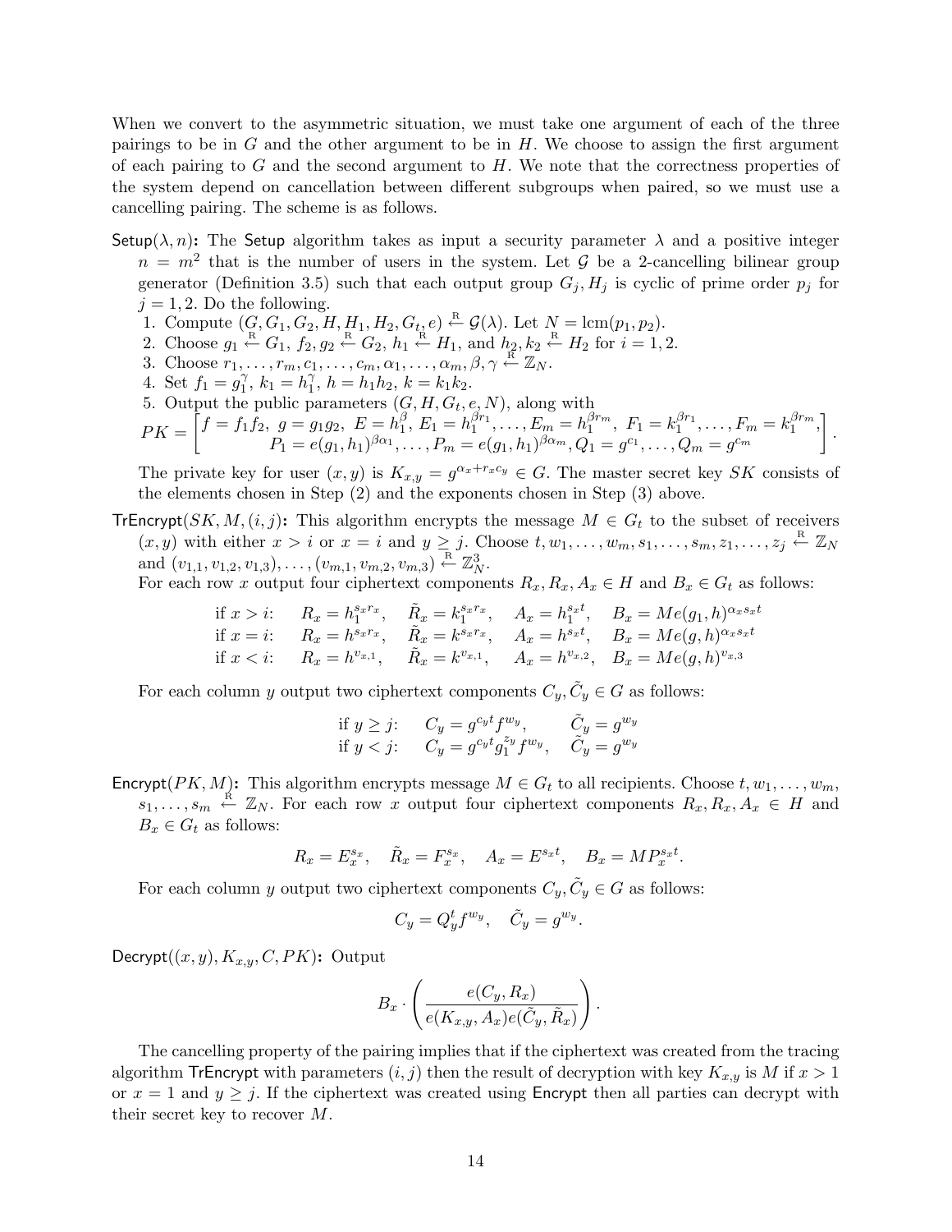When we convert to the asymmetric situation, we must take one argument of each of the three pairings to be in $G$ and the other argument to be in $H$. We choose to assign the first argument of each pairing to $G$ and the second argument to $H$. We note that the correctness properties of the system depend on cancellation between different subgroups when paired, so we must use a cancelling pairing. The scheme is as follows.

**Setup**$(\lambda, n)$**:** The Setup algorithm takes as input a security parameter $\lambda$ and a positive integer $n = m^2$ that is the number of users in the system. Let $\mathcal{G}$ be a 2-cancelling bilinear group generator (Definition 3.5) such that each output group $G_j, H_j$ is cyclic of prime order $p_j$ for $j = 1, 2$. Do the following.

1. Compute $(G, G_1, G_2, H, H_1, H_2, G_t, e) \xleftarrow{R} \mathcal{G}(\lambda)$. Let $N = \text{lcm}(p_1, p_2)$.
2. Choose $g_1 \xleftarrow{R} G_1$, $f_2, g_2 \xleftarrow{R} G_2$, $h_1 \xleftarrow{R} H_1$, and $h_2, k_2 \xleftarrow{R} H_2$ for $i = 1, 2$.
3. Choose $r_1, \ldots, r_m, c_1, \ldots, c_m, \alpha_1, \ldots, \alpha_m, \beta, \gamma \xleftarrow{R} \mathbb{Z}_N$.
4. Set $f_1 = g_1^{\gamma}$, $k_1 = h_1^{\gamma}$, $h = h_1 h_2$, $k = k_1 k_2$.
5. Output the public parameters $(G, H, G_t, e, N)$, along with

$$PK = \begin{bmatrix} f = f_1 f_2,\ g = g_1 g_2,\ E = h_1^{\beta},\ E_1 = h_1^{\beta r_1}, \ldots, E_m = h_1^{\beta r_m},\ F_1 = k_1^{\beta r_1}, \ldots, F_m = k_1^{\beta r_m}, \\ P_1 = e(g_1, h_1)^{\beta \alpha_1}, \ldots, P_m = e(g_1, h_1)^{\beta \alpha_m}, Q_1 = g^{c_1}, \ldots, Q_m = g^{c_m} \end{bmatrix}.$$

The private key for user $(x, y)$ is $K_{x,y} = g^{\alpha_x + r_x c_y} \in G$. The master secret key $SK$ consists of the elements chosen in Step (2) and the exponents chosen in Step (3) above.

**TrEncrypt**$(SK, M, (i, j))$**:** This algorithm encrypts the message $M \in G_t$ to the subset of receivers $(x, y)$ with either $x > i$ or $x = i$ and $y \geq j$. Choose $t, w_1, \ldots, w_m, s_1, \ldots, s_m, z_1, \ldots, z_j \xleftarrow{R} \mathbb{Z}_N$ and $(v_{1,1}, v_{1,2}, v_{1,3}), \ldots, (v_{m,1}, v_{m,2}, v_{m,3}) \xleftarrow{R} \mathbb{Z}_N^3$.

For each row $x$ output four ciphertext components $R_x, R_x, A_x \in H$ and $B_x \in G_t$ as follows:

$$\begin{array}{lllll} \text{if } x > i: & R_x = h_1^{s_x r_x}, & \tilde{R}_x = k_1^{s_x r_x}, & A_x = h_1^{s_x t}, & B_x = Me(g_1, h)^{\alpha_x s_x t} \\ \text{if } x = i: & R_x = h^{s_x r_x}, & \tilde{R}_x = k^{s_x r_x}, & A_x = h^{s_x t}, & B_x = Me(g, h)^{\alpha_x s_x t} \\ \text{if } x < i: & R_x = h^{v_{x,1}}, & \tilde{R}_x = k^{v_{x,1}}, & A_x = h^{v_{x,2}}, & B_x = Me(g, h)^{v_{x,3}} \end{array}$$

For each column $y$ output two ciphertext components $C_y, \tilde{C}_y \in G$ as follows:

$$\begin{array}{lll} \text{if } y \geq j: & C_y = g^{c_y t} f^{w_y}, & \tilde{C}_y = g^{w_y} \\ \text{if } y < j: & C_y = g^{c_y t} g_1^{z_y} f^{w_y}, & \tilde{C}_y = g^{w_y} \end{array}$$

**Encrypt**$(PK, M)$**:** This algorithm encrypts message $M \in G_t$ to all recipients. Choose $t, w_1, \ldots, w_m, s_1, \ldots, s_m \xleftarrow{R} \mathbb{Z}_N$. For each row $x$ output four ciphertext components $R_x, R_x, A_x \in H$ and $B_x \in G_t$ as follows:

$$R_x = E_x^{s_x}, \quad \tilde{R}_x = F_x^{s_x}, \quad A_x = E^{s_x t}, \quad B_x = M P_x^{s_x t}.$$

For each column $y$ output two ciphertext components $C_y, \tilde{C}_y \in G$ as follows:

$$C_y = Q_y^t f^{w_y}, \quad \tilde{C}_y = g^{w_y}.$$

**Decrypt**$((x, y), K_{x,y}, C, PK)$**:** Output

$$B_x \cdot \left( \frac{e(C_y, R_x)}{e(K_{x,y}, A_x) e(\tilde{C}_y, \tilde{R}_x)} \right).$$

The cancelling property of the pairing implies that if the ciphertext was created from the tracing algorithm TrEncrypt with parameters $(i, j)$ then the result of decryption with key $K_{x,y}$ is $M$ if $x > 1$ or $x = 1$ and $y \geq j$. If the ciphertext was created using Encrypt then all parties can decrypt with their secret key to recover $M$.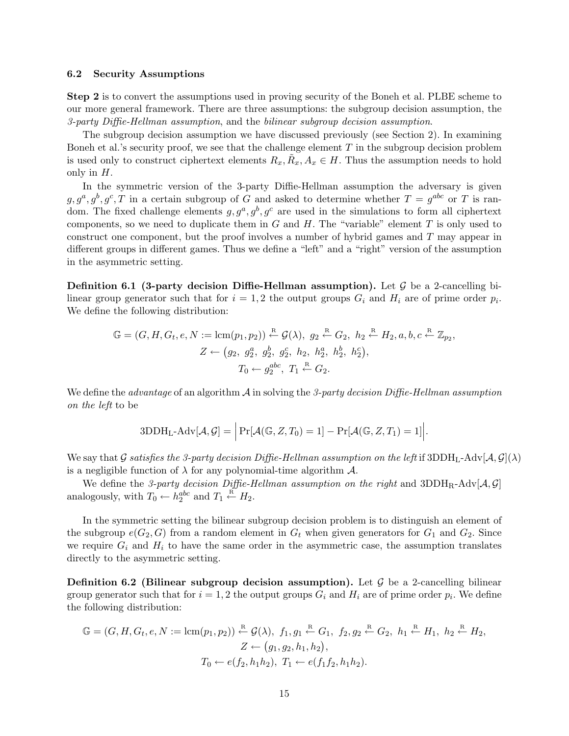### 6.2 Security Assumptions

**Step 2** is to convert the assumptions used in proving security of the Boneh et al. PLBE scheme to our more general framework. There are three assumptions: the subgroup decision assumption, the *3-party Diffie-Hellman assumption*, and the *bilinear subgroup decision assumption*.

The subgroup decision assumption we have discussed previously (see Section 2). In examining Boneh et al.'s security proof, we see that the challenge element $T$ in the subgroup decision problem is used only to construct ciphertext elements $R_x, \tilde{R}_x, A_x \in H$. Thus the assumption needs to hold only in $H$.

In the symmetric version of the 3-party Diffie-Hellman assumption the adversary is given $g, g^a, g^b, g^c, T$ in a certain subgroup of $G$ and asked to determine whether $T = g^{abc}$ or $T$ is random. The fixed challenge elements $g, g^a, g^b, g^c$ are used in the simulations to form all ciphertext components, so we need to duplicate them in $G$ and $H$. The "variable" element $T$ is only used to construct one component, but the proof involves a number of hybrid games and $T$ may appear in different groups in different games. Thus we define a "left" and a "right" version of the assumption in the asymmetric setting.

**Definition 6.1 (3-party decision Diffie-Hellman assumption).** Let $\mathcal{G}$ be a 2-cancelling bilinear group generator such that for $i = 1, 2$ the output groups $G_i$ and $H_i$ are of prime order $p_i$. We define the following distribution:

$$\mathbb{G} = (G, H, G_t, e, N := \operatorname{lcm}(p_1, p_2)) \xleftarrow{\text{R}} \mathcal{G}(\lambda),\ g_2 \xleftarrow{\text{R}} G_2,\ h_2 \xleftarrow{\text{R}} H_2, a, b, c \xleftarrow{\text{R}} \mathbb{Z}_{p_2},$$
$$Z \leftarrow \big(g_2,\ g_2^a,\ g_2^b,\ g_2^c,\ h_2,\ h_2^a,\ h_2^b,\ h_2^c\big),$$
$$T_0 \leftarrow g_2^{abc},\ T_1 \xleftarrow{\text{R}} G_2.$$

We define the *advantage* of an algorithm $\mathcal{A}$ in solving the *3-party decision Diffie-Hellman assumption on the left* to be

$$\text{3DDH}_\text{L}\text{-Adv}[\mathcal{A}, \mathcal{G}] = \Big|\Pr[\mathcal{A}(\mathbb{G}, Z, T_0) = 1] - \Pr[\mathcal{A}(\mathbb{G}, Z, T_1) = 1]\Big|.$$

We say that $\mathcal{G}$ *satisfies the 3-party decision Diffie-Hellman assumption on the left* if $\text{3DDH}_\text{L}\text{-Adv}[\mathcal{A}, \mathcal{G}](\lambda)$ is a negligible function of $\lambda$ for any polynomial-time algorithm $\mathcal{A}$.

We define the *3-party decision Diffie-Hellman assumption on the right* and $\text{3DDH}_\text{R}\text{-Adv}[\mathcal{A}, \mathcal{G}]$ analogously, with $T_0 \leftarrow h_2^{abc}$ and $T_1 \xleftarrow{\text{R}} H_2$.

In the symmetric setting the bilinear subgroup decision problem is to distinguish an element of the subgroup $e(G_2, G)$ from a random element in $G_t$ when given generators for $G_1$ and $G_2$. Since we require $G_i$ and $H_i$ to have the same order in the asymmetric case, the assumption translates directly to the asymmetric setting.

**Definition 6.2 (Bilinear subgroup decision assumption).** Let $\mathcal{G}$ be a 2-cancelling bilinear group generator such that for $i = 1, 2$ the output groups $G_i$ and $H_i$ are of prime order $p_i$. We define the following distribution:

$$\mathbb{G} = (G, H, G_t, e, N := \operatorname{lcm}(p_1, p_2)) \xleftarrow{\text{R}} \mathcal{G}(\lambda),\ f_1, g_1 \xleftarrow{\text{R}} G_1,\ f_2, g_2 \xleftarrow{\text{R}} G_2,\ h_1 \xleftarrow{\text{R}} H_1,\ h_2 \xleftarrow{\text{R}} H_2,$$
$$Z \leftarrow \big(g_1, g_2, h_1, h_2\big),$$
$$T_0 \leftarrow e(f_2, h_1 h_2),\ T_1 \leftarrow e(f_1 f_2, h_1 h_2).$$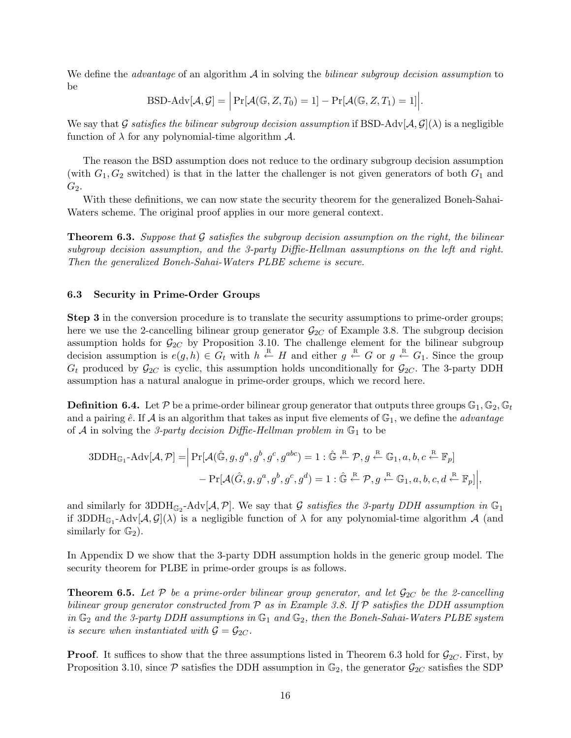We define the *advantage* of an algorithm $\mathcal{A}$ in solving the *bilinear subgroup decision assumption* to be

$$\text{BSD-Adv}[\mathcal{A}, \mathcal{G}] = \Big| \Pr[\mathcal{A}(\mathbb{G}, Z, T_0) = 1] - \Pr[\mathcal{A}(\mathbb{G}, Z, T_1) = 1] \Big|.$$

We say that $\mathcal{G}$ *satisfies the bilinear subgroup decision assumption* if BSD-Adv$[\mathcal{A}, \mathcal{G}](\lambda)$ is a negligible function of $\lambda$ for any polynomial-time algorithm $\mathcal{A}$.

The reason the BSD assumption does not reduce to the ordinary subgroup decision assumption (with $G_1, G_2$ switched) is that in the latter the challenger is not given generators of both $G_1$ and $G_2$.

With these definitions, we can now state the security theorem for the generalized Boneh-Sahai-Waters scheme. The original proof applies in our more general context.

**Theorem 6.3.** *Suppose that $\mathcal{G}$ satisfies the subgroup decision assumption on the right, the bilinear subgroup decision assumption, and the 3-party Diffie-Hellman assumptions on the left and right. Then the generalized Boneh-Sahai-Waters PLBE scheme is secure.*

### 6.3 Security in Prime-Order Groups

**Step 3** in the conversion procedure is to translate the security assumptions to prime-order groups; here we use the 2-cancelling bilinear group generator $\mathcal{G}_{2C}$ of Example 3.8. The subgroup decision assumption holds for $\mathcal{G}_{2C}$ by Proposition 3.10. The challenge element for the bilinear subgroup decision assumption is $e(g, h) \in G_t$ with $h \xleftarrow{\text{R}} H$ and either $g \xleftarrow{\text{R}} G$ or $g \xleftarrow{\text{R}} G_1$. Since the group $G_t$ produced by $\mathcal{G}_{2C}$ is cyclic, this assumption holds unconditionally for $\mathcal{G}_{2C}$. The 3-party DDH assumption has a natural analogue in prime-order groups, which we record here.

**Definition 6.4.** Let $\mathcal{P}$ be a prime-order bilinear group generator that outputs three groups $\mathbb{G}_1, \mathbb{G}_2, \mathbb{G}_t$ and a pairing $\hat{e}$. If $\mathcal{A}$ is an algorithm that takes as input five elements of $\mathbb{G}_1$, we define the *advantage* of $\mathcal{A}$ in solving the *3-party decision Diffie-Hellman problem in* $\mathbb{G}_1$ to be

$$\begin{aligned}\text{3DDH}_{\mathbb{G}_1}\text{-Adv}[\mathcal{A}, \mathcal{P}] = \Big| &\Pr[\mathcal{A}(\hat{\mathbb{G}}, g, g^a, g^b, g^c, g^{abc}) = 1 : \hat{\mathbb{G}} \xleftarrow{\text{R}} \mathcal{P}, g \xleftarrow{\text{R}} \mathbb{G}_1, a, b, c \xleftarrow{\text{R}} \mathbb{F}_p] \\ &- \Pr[\mathcal{A}(\hat{G}, g, g^a, g^b, g^c, g^d) = 1 : \hat{\mathbb{G}} \xleftarrow{\text{R}} \mathcal{P}, g \xleftarrow{\text{R}} \mathbb{G}_1, a, b, c, d \xleftarrow{\text{R}} \mathbb{F}_p] \Big|,\end{aligned}$$

and similarly for 3DDH$_{\mathbb{G}_2}$-Adv$[\mathcal{A}, \mathcal{P}]$. We say that $\mathcal{G}$ *satisfies the 3-party DDH assumption in* $\mathbb{G}_1$ if 3DDH$_{\mathbb{G}_1}$-Adv$[\mathcal{A}, \mathcal{G}](\lambda)$ is a negligible function of $\lambda$ for any polynomial-time algorithm $\mathcal{A}$ (and similarly for $\mathbb{G}_2$).

In Appendix D we show that the 3-party DDH assumption holds in the generic group model. The security theorem for PLBE in prime-order groups is as follows.

**Theorem 6.5.** *Let $\mathcal{P}$ be a prime-order bilinear group generator, and let $\mathcal{G}_{2C}$ be the 2-cancelling bilinear group generator constructed from $\mathcal{P}$ as in Example 3.8. If $\mathcal{P}$ satisfies the DDH assumption in $\mathbb{G}_2$ and the 3-party DDH assumptions in $\mathbb{G}_1$ and $\mathbb{G}_2$, then the Boneh-Sahai-Waters PLBE system is secure when instantiated with $\mathcal{G} = \mathcal{G}_{2C}$.*

**Proof**. It suffices to show that the three assumptions listed in Theorem 6.3 hold for $\mathcal{G}_{2C}$. First, by Proposition 3.10, since $\mathcal{P}$ satisfies the DDH assumption in $\mathbb{G}_2$, the generator $\mathcal{G}_{2C}$ satisfies the SDP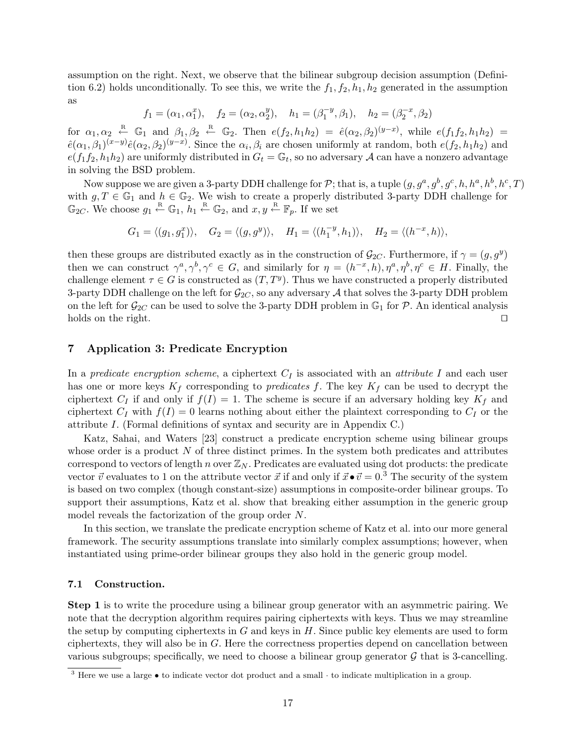assumption on the right. Next, we observe that the bilinear subgroup decision assumption (Definition 6.2) holds unconditionally. To see this, we write the $f_1, f_2, h_1, h_2$ generated in the assumption as

$$f_1 = (\alpha_1, \alpha_1^x), \quad f_2 = (\alpha_2, \alpha_2^y), \quad h_1 = (\beta_1^{-y}, \beta_1), \quad h_2 = (\beta_2^{-x}, \beta_2)$$

for $\alpha_1, \alpha_2 \xleftarrow{R} \mathbb{G}_1$ and $\beta_1, \beta_2 \xleftarrow{R} \mathbb{G}_2$. Then $e(f_2, h_1 h_2) = \hat{e}(\alpha_2, \beta_2)^{(y-x)}$, while $e(f_1 f_2, h_1 h_2) = \hat{e}(\alpha_1, \beta_1)^{(x-y)} \hat{e}(\alpha_2, \beta_2)^{(y-x)}$. Since the $\alpha_i, \beta_i$ are chosen uniformly at random, both $e(f_2, h_1 h_2)$ and $e(f_1 f_2, h_1 h_2)$ are uniformly distributed in $G_t = \mathbb{G}_t$, so no adversary $\mathcal{A}$ can have a nonzero advantage in solving the BSD problem.

Now suppose we are given a 3-party DDH challenge for $\mathcal{P}$; that is, a tuple $(g, g^a, g^b, g^c, h, h^a, h^b, h^c, T)$ with $g, T \in \mathbb{G}_1$ and $h \in \mathbb{G}_2$. We wish to create a properly distributed 3-party DDH challenge for $\mathbb{G}_{2C}$. We choose $g_1 \xleftarrow{R} \mathbb{G}_1$, $h_1 \xleftarrow{R} \mathbb{G}_2$, and $x, y \xleftarrow{R} \mathbb{F}_p$. If we set

$$G_1 = \langle (g_1, g_1^x) \rangle, \quad G_2 = \langle (g, g^y) \rangle, \quad H_1 = \langle (h_1^{-y}, h_1) \rangle, \quad H_2 = \langle (h^{-x}, h) \rangle,$$

then these groups are distributed exactly as in the construction of $\mathcal{G}_{2C}$. Furthermore, if $\gamma = (g, g^y)$ then we can construct $\gamma^a, \gamma^b, \gamma^c \in G$, and similarly for $\eta = (h^{-x}, h), \eta^a, \eta^b, \eta^c \in H$. Finally, the challenge element $\tau \in G$ is constructed as $(T, T^y)$. Thus we have constructed a properly distributed 3-party DDH challenge on the left for $\mathcal{G}_{2C}$, so any adversary $\mathcal{A}$ that solves the 3-party DDH problem on the left for $\mathcal{G}_{2C}$ can be used to solve the 3-party DDH problem in $\mathbb{G}_1$ for $\mathcal{P}$. An identical analysis holds on the right. □

## 7 Application 3: Predicate Encryption

In a *predicate encryption scheme*, a ciphertext $C_I$ is associated with an *attribute* $I$ and each user has one or more keys $K_f$ corresponding to *predicates* $f$. The key $K_f$ can be used to decrypt the ciphertext $C_I$ if and only if $f(I) = 1$. The scheme is secure if an adversary holding key $K_f$ and ciphertext $C_I$ with $f(I) = 0$ learns nothing about either the plaintext corresponding to $C_I$ or the attribute $I$. (Formal definitions of syntax and security are in Appendix C.)

Katz, Sahai, and Waters [23] construct a predicate encryption scheme using bilinear groups whose order is a product $N$ of three distinct primes. In the system both predicates and attributes correspond to vectors of length $n$ over $\mathbb{Z}_N$. Predicates are evaluated using dot products: the predicate vector $\vec{v}$ evaluates to 1 on the attribute vector $\vec{x}$ if and only if $\vec{x} \bullet \vec{v} = 0$.[3] The security of the system is based on two complex (though constant-size) assumptions in composite-order bilinear groups. To support their assumptions, Katz et al. show that breaking either assumption in the generic group model reveals the factorization of the group order $N$.

In this section, we translate the predicate encryption scheme of Katz et al. into our more general framework. The security assumptions translate into similarly complex assumptions; however, when instantiated using prime-order bilinear groups they also hold in the generic group model.

### 7.1 Construction.

**Step 1** is to write the procedure using a bilinear group generator with an asymmetric pairing. We note that the decryption algorithm requires pairing ciphertexts with keys. Thus we may streamline the setup by computing ciphertexts in $G$ and keys in $H$. Since public key elements are used to form ciphertexts, they will also be in $G$. Here the correctness properties depend on cancellation between various subgroups; specifically, we need to choose a bilinear group generator $\mathcal{G}$ that is 3-cancelling.

[3] Here we use a large $\bullet$ to indicate vector dot product and a small $\cdot$ to indicate multiplication in a group.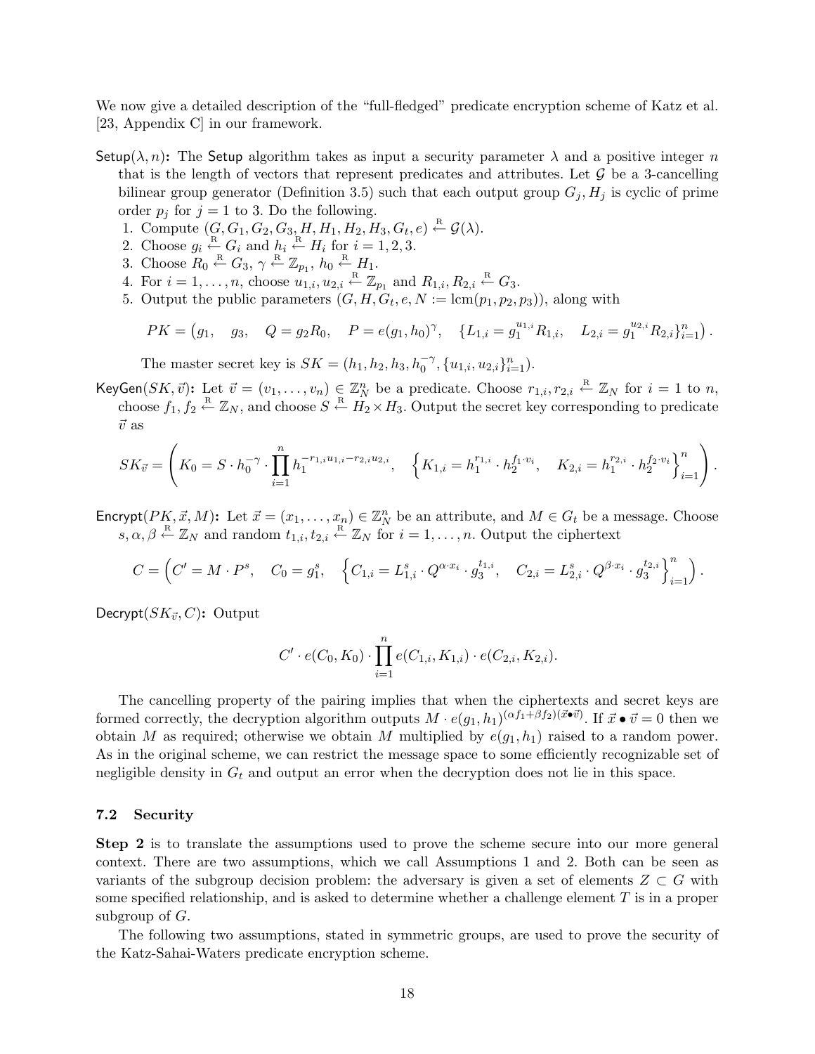We now give a detailed description of the "full-fledged" predicate encryption scheme of Katz et al. [23, Appendix C] in our framework.

$\mathsf{Setup}(\lambda, n)$**:** The $\mathsf{Setup}$ algorithm takes as input a security parameter $\lambda$ and a positive integer $n$ that is the length of vectors that represent predicates and attributes. Let $\mathcal{G}$ be a 3-cancelling bilinear group generator (Definition 3.5) such that each output group $G_j, H_j$ is cyclic of prime order $p_j$ for $j = 1$ to 3. Do the following.

1. Compute $(G, G_1, G_2, G_3, H, H_1, H_2, H_3, G_t, e) \xleftarrow{R} \mathcal{G}(\lambda)$.
2. Choose $g_i \xleftarrow{R} G_i$ and $h_i \xleftarrow{R} H_i$ for $i = 1, 2, 3$.
3. Choose $R_0 \xleftarrow{R} G_3$, $\gamma \xleftarrow{R} \mathbb{Z}_{p_1}$, $h_0 \xleftarrow{R} H_1$.
4. For $i = 1, \dots, n$, choose $u_{1,i}, u_{2,i} \xleftarrow{R} \mathbb{Z}_{p_1}$ and $R_{1,i}, R_{2,i} \xleftarrow{R} G_3$.
5. Output the public parameters $(G, H, G_t, e, N := \mathrm{lcm}(p_1, p_2, p_3))$, along with

$$PK = \left(g_1, \quad g_3, \quad Q = g_2 R_0, \quad P = e(g_1, h_0)^\gamma, \quad \{L_{1,i} = g_1^{u_{1,i}} R_{1,i}, \quad L_{2,i} = g_1^{u_{2,i}} R_{2,i}\}_{i=1}^n\right).$$

The master secret key is $SK = (h_1, h_2, h_3, h_0^{-\gamma}, \{u_{1,i}, u_{2,i}\}_{i=1}^n)$.

$\mathsf{KeyGen}(SK, \vec{v})$**:** Let $\vec{v} = (v_1, \dots, v_n) \in \mathbb{Z}_N^n$ be a predicate. Choose $r_{1,i}, r_{2,i} \xleftarrow{R} \mathbb{Z}_N$ for $i = 1$ to $n$, choose $f_1, f_2 \xleftarrow{R} \mathbb{Z}_N$, and choose $S \xleftarrow{R} H_2 \times H_3$. Output the secret key corresponding to predicate $\vec{v}$ as

$$SK_{\vec{v}} = \left(K_0 = S \cdot h_0^{-\gamma} \cdot \prod_{i=1}^n h_1^{-r_{1,i} u_{1,i} - r_{2,i} u_{2,i}}, \quad \left\{K_{1,i} = h_1^{r_{1,i}} \cdot h_2^{f_1 \cdot v_i}, \quad K_{2,i} = h_1^{r_{2,i}} \cdot h_2^{f_2 \cdot v_i}\right\}_{i=1}^n\right).$$

$\mathsf{Encrypt}(PK, \vec{x}, M)$**:** Let $\vec{x} = (x_1, \dots, x_n) \in \mathbb{Z}_N^n$ be an attribute, and $M \in G_t$ be a message. Choose $s, \alpha, \beta \xleftarrow{R} \mathbb{Z}_N$ and random $t_{1,i}, t_{2,i} \xleftarrow{R} \mathbb{Z}_N$ for $i = 1, \dots, n$. Output the ciphertext

$$C = \left(C' = M \cdot P^s, \quad C_0 = g_1^s, \quad \left\{C_{1,i} = L_{1,i}^s \cdot Q^{\alpha \cdot x_i} \cdot g_3^{t_{1,i}}, \quad C_{2,i} = L_{2,i}^s \cdot Q^{\beta \cdot x_i} \cdot g_3^{t_{2,i}}\right\}_{i=1}^n\right).$$

$\mathsf{Decrypt}(SK_{\vec{v}}, C)$**:** Output

$$C' \cdot e(C_0, K_0) \cdot \prod_{i=1}^n e(C_{1,i}, K_{1,i}) \cdot e(C_{2,i}, K_{2,i}).$$

The cancelling property of the pairing implies that when the ciphertexts and secret keys are formed correctly, the decryption algorithm outputs $M \cdot e(g_1, h_1)^{(\alpha f_1 + \beta f_2)(\vec{x} \bullet \vec{v})}$. If $\vec{x} \bullet \vec{v} = 0$ then we obtain $M$ as required; otherwise we obtain $M$ multiplied by $e(g_1, h_1)$ raised to a random power. As in the original scheme, we can restrict the message space to some efficiently recognizable set of negligible density in $G_t$ and output an error when the decryption does not lie in this space.

### 7.2 Security

**Step 2** is to translate the assumptions used to prove the scheme secure into our more general context. There are two assumptions, which we call Assumptions 1 and 2. Both can be seen as variants of the subgroup decision problem: the adversary is given a set of elements $Z \subset G$ with some specified relationship, and is asked to determine whether a challenge element $T$ is in a proper subgroup of $G$.

The following two assumptions, stated in symmetric groups, are used to prove the security of the Katz-Sahai-Waters predicate encryption scheme.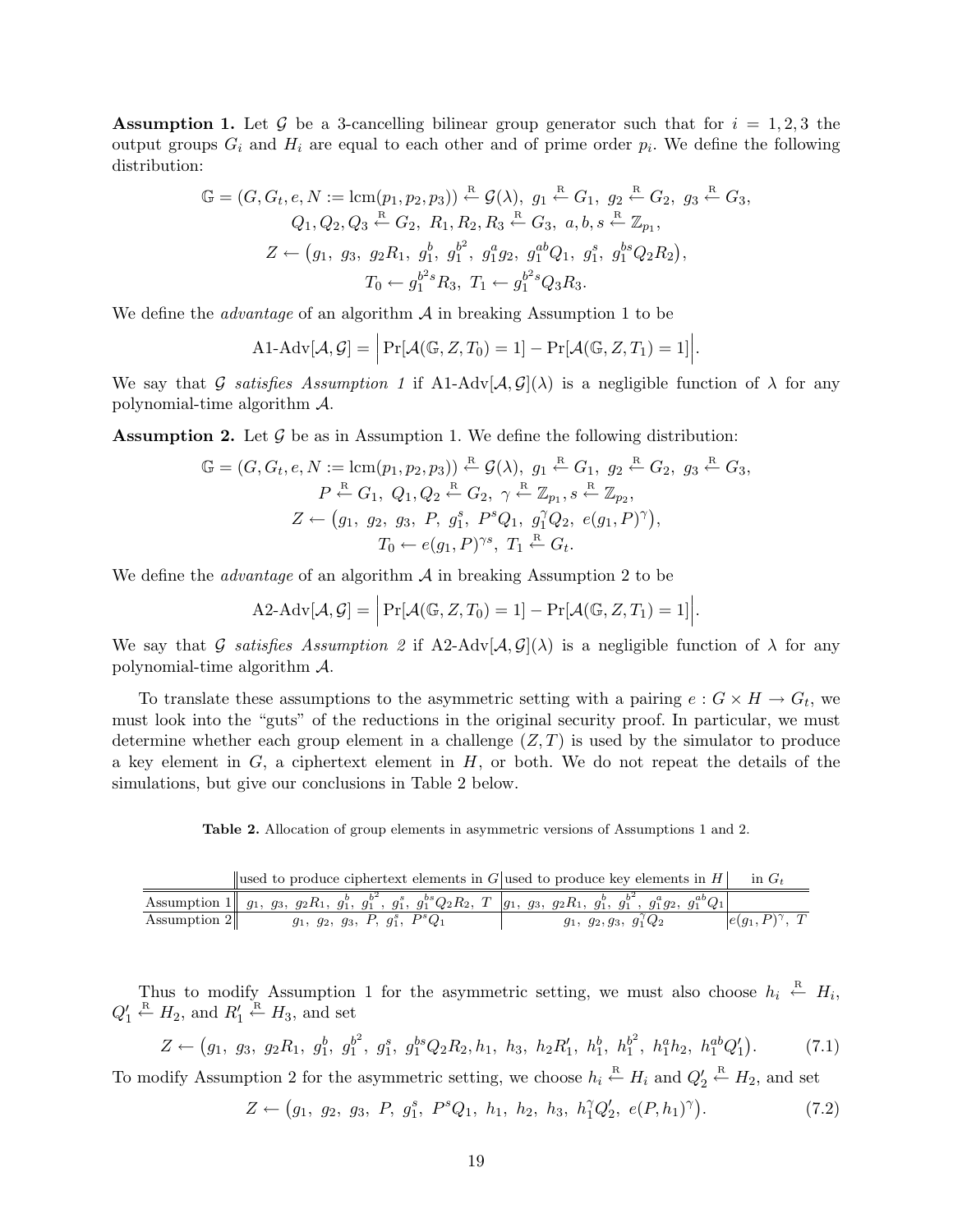**Assumption 1.** Let $\mathcal{G}$ be a 3-cancelling bilinear group generator such that for $i = 1, 2, 3$ the output groups $G_i$ and $H_i$ are equal to each other and of prime order $p_i$. We define the following distribution:

$$\mathbb{G} = (G, G_t, e, N := \text{lcm}(p_1, p_2, p_3)) \xleftarrow{\text{R}} \mathcal{G}(\lambda),\ g_1 \xleftarrow{\text{R}} G_1,\ g_2 \xleftarrow{\text{R}} G_2,\ g_3 \xleftarrow{\text{R}} G_3,$$
$$Q_1, Q_2, Q_3 \xleftarrow{\text{R}} G_2,\ R_1, R_2, R_3 \xleftarrow{\text{R}} G_3,\ a, b, s \xleftarrow{\text{R}} \mathbb{Z}_{p_1},$$
$$Z \leftarrow \big(g_1,\ g_3,\ g_2R_1,\ g_1^b,\ g_1^{b^2},\ g_1^a g_2,\ g_1^{ab}Q_1,\ g_1^s,\ g_1^{bs}Q_2R_2\big),$$
$$T_0 \leftarrow g_1^{b^2 s}R_3,\ T_1 \leftarrow g_1^{b^2 s}Q_3R_3.$$

We define the *advantage* of an algorithm $\mathcal{A}$ in breaking Assumption 1 to be

$$\text{A1-Adv}[\mathcal{A}, \mathcal{G}] = \Big|\Pr[\mathcal{A}(\mathbb{G}, Z, T_0) = 1] - \Pr[\mathcal{A}(\mathbb{G}, Z, T_1) = 1]\Big|.$$

We say that $\mathcal{G}$ *satisfies Assumption 1* if $\text{A1-Adv}[\mathcal{A}, \mathcal{G}](\lambda)$ is a negligible function of $\lambda$ for any polynomial-time algorithm $\mathcal{A}$.

**Assumption 2.** Let $\mathcal{G}$ be as in Assumption 1. We define the following distribution:

$$\mathbb{G} = (G, G_t, e, N := \text{lcm}(p_1, p_2, p_3)) \xleftarrow{\text{R}} \mathcal{G}(\lambda),\ g_1 \xleftarrow{\text{R}} G_1,\ g_2 \xleftarrow{\text{R}} G_2,\ g_3 \xleftarrow{\text{R}} G_3,$$
$$P \xleftarrow{\text{R}} G_1,\ Q_1, Q_2 \xleftarrow{\text{R}} G_2,\ \gamma \xleftarrow{\text{R}} \mathbb{Z}_{p_1}, s \xleftarrow{\text{R}} \mathbb{Z}_{p_2},$$
$$Z \leftarrow \big(g_1,\ g_2,\ g_3,\ P,\ g_1^s,\ P^sQ_1,\ g_1^\gamma Q_2,\ e(g_1, P)^\gamma\big),$$
$$T_0 \leftarrow e(g_1, P)^{\gamma s},\ T_1 \xleftarrow{\text{R}} G_t.$$

We define the *advantage* of an algorithm $\mathcal{A}$ in breaking Assumption 2 to be

$$\text{A2-Adv}[\mathcal{A}, \mathcal{G}] = \Big|\Pr[\mathcal{A}(\mathbb{G}, Z, T_0) = 1] - \Pr[\mathcal{A}(\mathbb{G}, Z, T_1) = 1]\Big|.$$

We say that $\mathcal{G}$ *satisfies Assumption 2* if $\text{A2-Adv}[\mathcal{A}, \mathcal{G}](\lambda)$ is a negligible function of $\lambda$ for any polynomial-time algorithm $\mathcal{A}$.

To translate these assumptions to the asymmetric setting with a pairing $e : G \times H \to G_t$, we must look into the "guts" of the reductions in the original security proof. In particular, we must determine whether each group element in a challenge $(Z, T)$ is used by the simulator to produce a key element in $G$, a ciphertext element in $H$, or both. We do not repeat the details of the simulations, but give our conclusions in Table 2 below.

**Table 2.** Allocation of group elements in asymmetric versions of Assumptions 1 and 2.

| | used to produce ciphertext elements in $G$ | used to produce key elements in $H$ | in $G_t$ |
|---|---|---|---|
| Assumption 1 | $g_1,\ g_3,\ g_2R_1,\ g_1^b,\ g_1^{b^2},\ g_1^s,\ g_1^{bs}Q_2R_2,\ T$ | $g_1,\ g_3,\ g_2R_1,\ g_1^b,\ g_1^{b^2},\ g_1^a g_2,\ g_1^{ab}Q_1$ | |
| Assumption 2 | $g_1,\ g_2,\ g_3,\ P,\ g_1^s,\ P^sQ_1$ | $g_1,\ g_2, g_3,\ g_1^\gamma Q_2$ | $e(g_1, P)^\gamma,\ T$ |

Thus to modify Assumption 1 for the asymmetric setting, we must also choose $h_i \xleftarrow{\text{R}} H_i$, $Q_1' \xleftarrow{\text{R}} H_2$, and $R_1' \xleftarrow{\text{R}} H_3$, and set

$$Z \leftarrow \big(g_1,\ g_3,\ g_2R_1,\ g_1^b,\ g_1^{b^2},\ g_1^s,\ g_1^{bs}Q_2R_2, h_1,\ h_3,\ h_2R_1',\ h_1^b,\ h_1^{b^2},\ h_1^a h_2,\ h_1^{ab}Q_1'\big). \tag{7.1}$$

To modify Assumption 2 for the asymmetric setting, we choose $h_i \xleftarrow{\text{R}} H_i$ and $Q_2' \xleftarrow{\text{R}} H_2$, and set

$$Z \leftarrow \big(g_1,\ g_2,\ g_3,\ P,\ g_1^s,\ P^sQ_1,\ h_1,\ h_2,\ h_3,\ h_1^\gamma Q_2',\ e(P, h_1)^\gamma\big). \tag{7.2}$$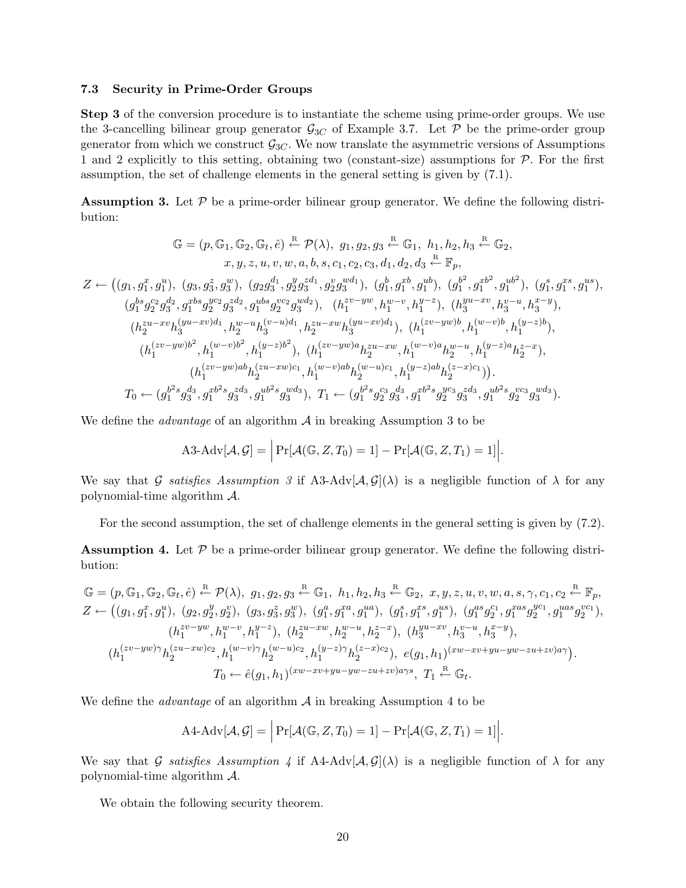### 7.3 Security in Prime-Order Groups

**Step 3** of the conversion procedure is to instantiate the scheme using prime-order groups. We use the 3-cancelling bilinear group generator $\mathcal{G}_{3C}$ of Example 3.7. Let $\mathcal{P}$ be the prime-order group generator from which we construct $\mathcal{G}_{3C}$. We now translate the asymmetric versions of Assumptions 1 and 2 explicitly to this setting, obtaining two (constant-size) assumptions for $\mathcal{P}$. For the first assumption, the set of challenge elements in the general setting is given by (7.1).

**Assumption 3.** Let $\mathcal{P}$ be a prime-order bilinear group generator. We define the following distribution:

$$\mathbb{G} = (p, \mathbb{G}_1, \mathbb{G}_2, \mathbb{G}_t, \hat{e}) \xleftarrow{\text{R}} \mathcal{P}(\lambda),\ g_1, g_2, g_3 \xleftarrow{\text{R}} \mathbb{G}_1,\ h_1, h_2, h_3 \xleftarrow{\text{R}} \mathbb{G}_2,$$
$$x, y, z, u, v, w, a, b, s, c_1, c_2, c_3, d_1, d_2, d_3 \xleftarrow{\text{R}} \mathbb{F}_p,$$
$$Z \leftarrow \big((g_1, g_1^x, g_1^u),\ (g_3, g_3^z, g_3^w),\ (g_2 g_3^{d_1}, g_2^y g_3^{zd_1}, g_2^v g_3^{wd_1}),\ (g_1^b, g_1^{xb}, g_1^{ub}),\ (g_1^{b^2}, g_1^{xb^2}, g_1^{ub^2}),\ (g_1^s, g_1^{xs}, g_1^{us}),$$
$$(g_1^{bs} g_2^{c_2} g_3^{d_2}, g_1^{xbs} g_2^{yc_2} g_3^{zd_2}, g_1^{ubs} g_2^{vc_2} g_3^{wd_2}),\ \ (h_1^{zv-yw}, h_1^{w-v}, h_1^{y-z}),\ (h_3^{yu-xv}, h_3^{v-u}, h_3^{x-y}),$$
$$(h_2^{zu-xv} h_3^{(yu-xv)d_1}, h_2^{w-u} h_3^{(v-u)d_1}, h_2^{zu-xw} h_3^{(yu-xv)d_1}),\ (h_1^{(zv-yw)b}, h_1^{(w-v)b}, h_1^{(y-z)b}),$$
$$(h_1^{(zv-yw)b^2}, h_1^{(w-v)b^2}, h_1^{(y-z)b^2}),\ (h_1^{(zv-yw)a} h_2^{zu-xw}, h_1^{(w-v)a} h_2^{w-u}, h_1^{(y-z)a} h_2^{z-x}),$$
$$(h_1^{(zv-yw)ab} h_2^{(zu-xw)c_1}, h_1^{(w-v)ab} h_2^{(w-u)c_1}, h_1^{(y-z)ab} h_2^{(z-x)c_1})\big).$$
$$T_0 \leftarrow (g_1^{b^2 s} g_3^{d_3}, g_1^{xb^2 s} g_3^{zd_3}, g_1^{ub^2 s} g_3^{wd_3}),\ T_1 \leftarrow (g_1^{b^2 s} g_2^{c_3} g_3^{d_3}, g_1^{xb^2 s} g_2^{yc_3} g_3^{zd_3}, g_1^{ub^2 s} g_2^{vc_3} g_3^{wd_3}).$$

We define the *advantage* of an algorithm $\mathcal{A}$ in breaking Assumption 3 to be

$$\text{A3-Adv}[\mathcal{A}, \mathcal{G}] = \Big|\Pr[\mathcal{A}(\mathbb{G}, Z, T_0) = 1] - \Pr[\mathcal{A}(\mathbb{G}, Z, T_1) = 1]\Big|.$$

We say that $\mathcal{G}$ *satisfies Assumption 3* if A3-Adv$[\mathcal{A}, \mathcal{G}](\lambda)$ is a negligible function of $\lambda$ for any polynomial-time algorithm $\mathcal{A}$.

For the second assumption, the set of challenge elements in the general setting is given by (7.2).

**Assumption 4.** Let $\mathcal{P}$ be a prime-order bilinear group generator. We define the following distribution:

$$\mathbb{G} = (p, \mathbb{G}_1, \mathbb{G}_2, \mathbb{G}_t, \hat{e}) \xleftarrow{\text{R}} \mathcal{P}(\lambda),\ g_1, g_2, g_3 \xleftarrow{\text{R}} \mathbb{G}_1,\ h_1, h_2, h_3 \xleftarrow{\text{R}} \mathbb{G}_2,\ x, y, z, u, v, w, a, s, \gamma, c_1, c_2 \xleftarrow{\text{R}} \mathbb{F}_p,$$
$$Z \leftarrow \big((g_1, g_1^x, g_1^u),\ (g_2, g_2^y, g_2^v),\ (g_3, g_3^z, g_3^w),\ (g_1^a, g_1^{xa}, g_1^{ua}),\ (g_1^s, g_1^{xs}, g_1^{us}),\ (g_1^{as} g_2^{c_1}, g_1^{xas} g_2^{yc_1}, g_1^{uas} g_2^{vc_1}),$$
$$(h_1^{zv-yw}, h_1^{w-v}, h_1^{y-z}),\ (h_2^{zu-xw}, h_2^{w-u}, h_2^{z-x}),\ (h_3^{yu-xv}, h_3^{v-u}, h_3^{x-y}),$$
$$(h_1^{(zv-yw)\gamma} h_2^{(zu-xw)c_2}, h_1^{(w-v)\gamma} h_2^{(w-u)c_2}, h_1^{(y-z)\gamma} h_2^{(z-x)c_2}),\ e(g_1, h_1)^{(xw-xv+yu-yw-zu+zv)a\gamma}\big).$$
$$T_0 \leftarrow \hat{e}(g_1, h_1)^{(xw-xv+yu-yw-zu+zv)a\gamma s},\ T_1 \xleftarrow{\text{R}} \mathbb{G}_t.$$

We define the *advantage* of an algorithm $\mathcal{A}$ in breaking Assumption 4 to be

$$\text{A4-Adv}[\mathcal{A}, \mathcal{G}] = \Big|\Pr[\mathcal{A}(\mathbb{G}, Z, T_0) = 1] - \Pr[\mathcal{A}(\mathbb{G}, Z, T_1) = 1]\Big|.$$

We say that $\mathcal{G}$ *satisfies Assumption 4* if A4-Adv$[\mathcal{A}, \mathcal{G}](\lambda)$ is a negligible function of $\lambda$ for any polynomial-time algorithm $\mathcal{A}$.

We obtain the following security theorem.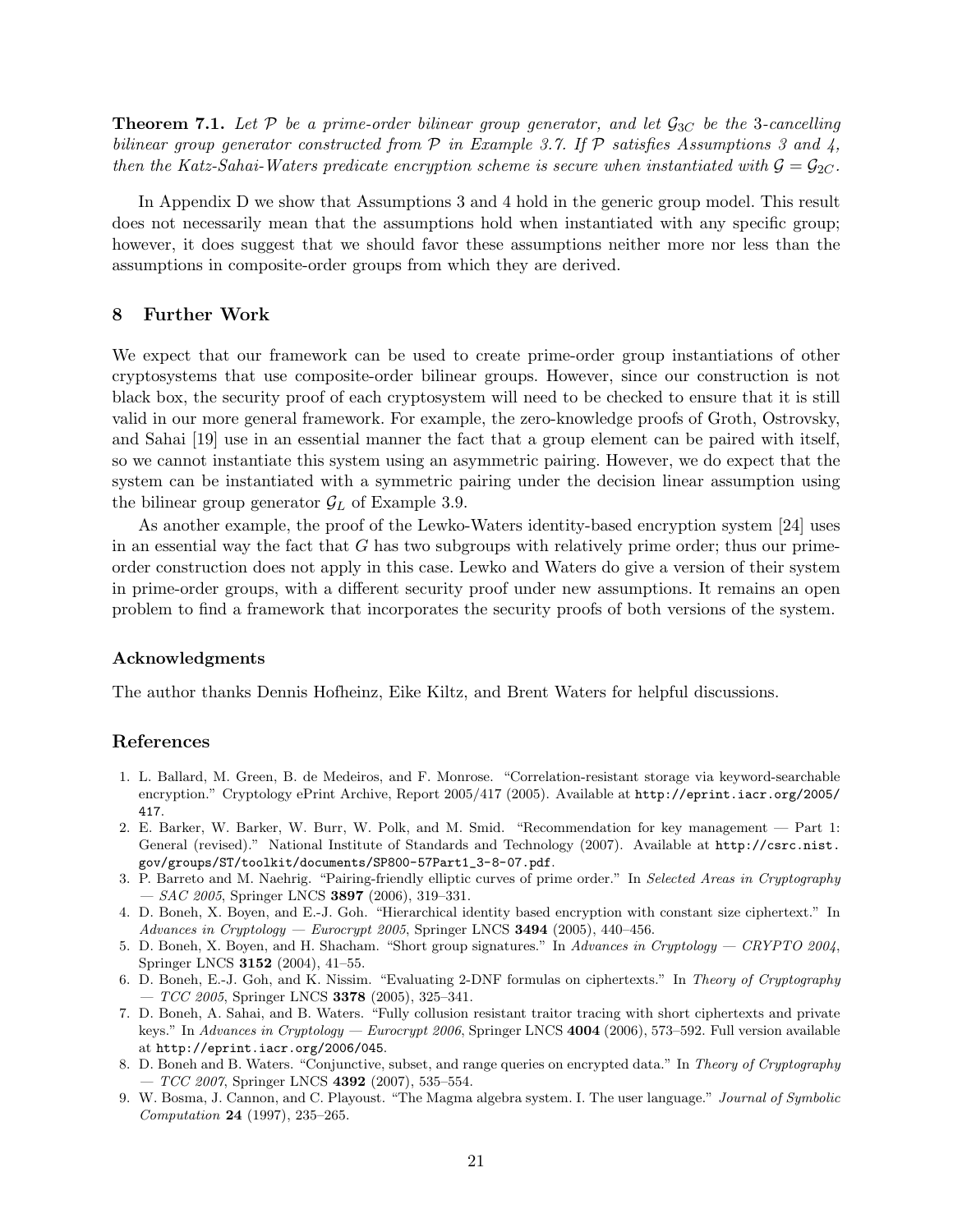**Theorem 7.1.** *Let $\mathcal{P}$ be a prime-order bilinear group generator, and let $\mathcal{G}_{3C}$ be the 3-cancelling bilinear group generator constructed from $\mathcal{P}$ in Example 3.7. If $\mathcal{P}$ satisfies Assumptions 3 and 4, then the Katz-Sahai-Waters predicate encryption scheme is secure when instantiated with $\mathcal{G} = \mathcal{G}_{2C}$.*

In Appendix D we show that Assumptions 3 and 4 hold in the generic group model. This result does not necessarily mean that the assumptions hold when instantiated with any specific group; however, it does suggest that we should favor these assumptions neither more nor less than the assumptions in composite-order groups from which they are derived.

## 8 Further Work

We expect that our framework can be used to create prime-order group instantiations of other cryptosystems that use composite-order bilinear groups. However, since our construction is not black box, the security proof of each cryptosystem will need to be checked to ensure that it is still valid in our more general framework. For example, the zero-knowledge proofs of Groth, Ostrovsky, and Sahai [19] use in an essential manner the fact that a group element can be paired with itself, so we cannot instantiate this system using an asymmetric pairing. However, we do expect that the system can be instantiated with a symmetric pairing under the decision linear assumption using the bilinear group generator $\mathcal{G}_L$ of Example 3.9.

As another example, the proof of the Lewko-Waters identity-based encryption system [24] uses in an essential way the fact that $G$ has two subgroups with relatively prime order; thus our prime-order construction does not apply in this case. Lewko and Waters do give a version of their system in prime-order groups, with a different security proof under new assumptions. It remains an open problem to find a framework that incorporates the security proofs of both versions of the system.

### Acknowledgments

The author thanks Dennis Hofheinz, Eike Kiltz, and Brent Waters for helpful discussions.

## References

1. L. Ballard, M. Green, B. de Medeiros, and F. Monrose. "Correlation-resistant storage via keyword-searchable encryption." Cryptology ePrint Archive, Report 2005/417 (2005). Available at http://eprint.iacr.org/2005/417.
2. E. Barker, W. Barker, W. Burr, W. Polk, and M. Smid. "Recommendation for key management — Part 1: General (revised)." National Institute of Standards and Technology (2007). Available at http://csrc.nist.gov/groups/ST/toolkit/documents/SP800-57Part1_3-8-07.pdf.
3. P. Barreto and M. Naehrig. "Pairing-friendly elliptic curves of prime order." In *Selected Areas in Cryptography — SAC 2005*, Springer LNCS **3897** (2006), 319–331.
4. D. Boneh, X. Boyen, and E.-J. Goh. "Hierarchical identity based encryption with constant size ciphertext." In *Advances in Cryptology — Eurocrypt 2005*, Springer LNCS **3494** (2005), 440–456.
5. D. Boneh, X. Boyen, and H. Shacham. "Short group signatures." In *Advances in Cryptology — CRYPTO 2004*, Springer LNCS **3152** (2004), 41–55.
6. D. Boneh, E.-J. Goh, and K. Nissim. "Evaluating 2-DNF formulas on ciphertexts." In *Theory of Cryptography — TCC 2005*, Springer LNCS **3378** (2005), 325–341.
7. D. Boneh, A. Sahai, and B. Waters. "Fully collusion resistant traitor tracing with short ciphertexts and private keys." In *Advances in Cryptology — Eurocrypt 2006*, Springer LNCS **4004** (2006), 573–592. Full version available at http://eprint.iacr.org/2006/045.
8. D. Boneh and B. Waters. "Conjunctive, subset, and range queries on encrypted data." In *Theory of Cryptography — TCC 2007*, Springer LNCS **4392** (2007), 535–554.
9. W. Bosma, J. Cannon, and C. Playoust. "The Magma algebra system. I. The user language." *Journal of Symbolic Computation* **24** (1997), 235–265.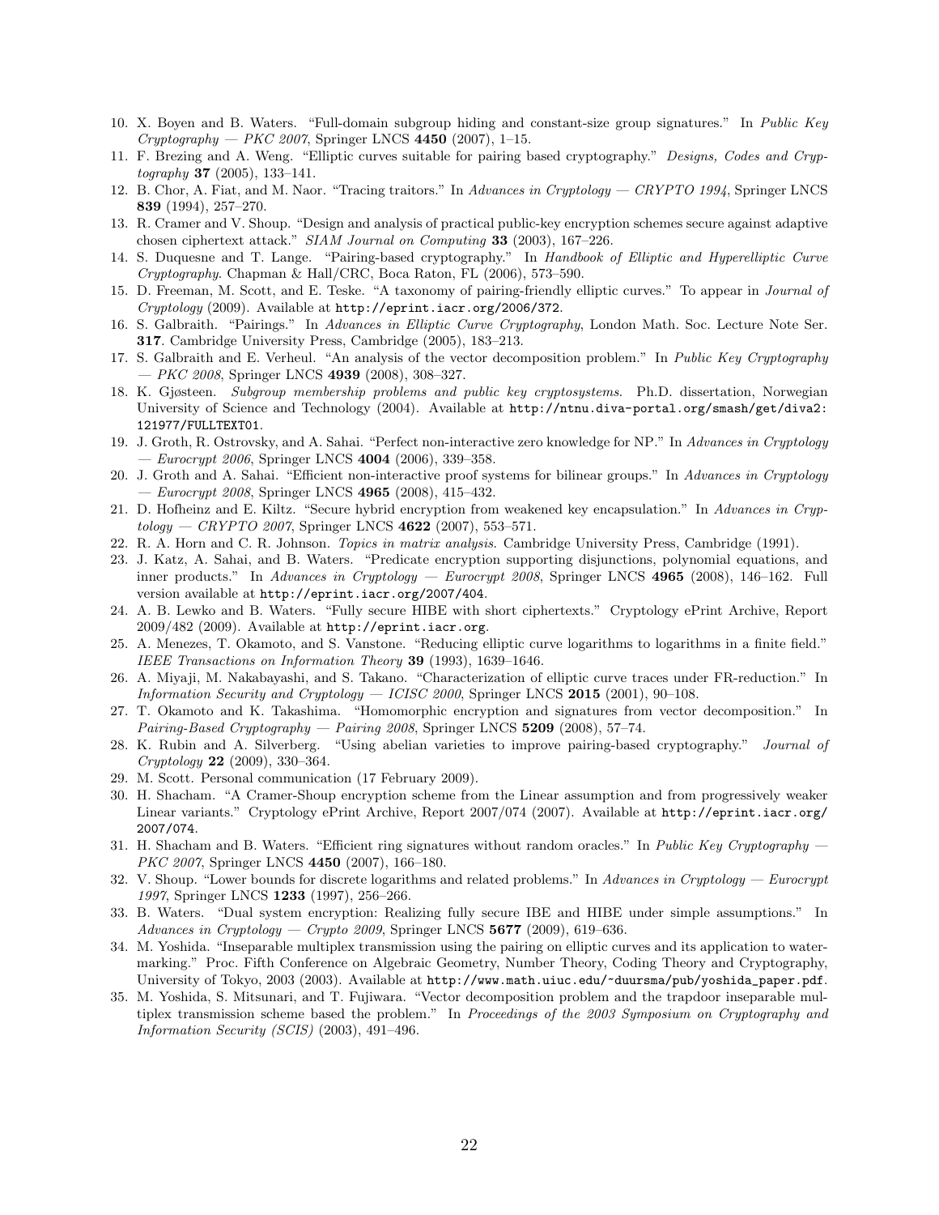10. X. Boyen and B. Waters. "Full-domain subgroup hiding and constant-size group signatures." In *Public Key Cryptography — PKC 2007*, Springer LNCS **4450** (2007), 1–15.
11. F. Brezing and A. Weng. "Elliptic curves suitable for pairing based cryptography." *Designs, Codes and Cryptography* **37** (2005), 133–141.
12. B. Chor, A. Fiat, and M. Naor. "Tracing traitors." In *Advances in Cryptology — CRYPTO 1994*, Springer LNCS **839** (1994), 257–270.
13. R. Cramer and V. Shoup. "Design and analysis of practical public-key encryption schemes secure against adaptive chosen ciphertext attack." *SIAM Journal on Computing* **33** (2003), 167–226.
14. S. Duquesne and T. Lange. "Pairing-based cryptography." In *Handbook of Elliptic and Hyperelliptic Curve Cryptography*. Chapman & Hall/CRC, Boca Raton, FL (2006), 573–590.
15. D. Freeman, M. Scott, and E. Teske. "A taxonomy of pairing-friendly elliptic curves." To appear in *Journal of Cryptology* (2009). Available at http://eprint.iacr.org/2006/372.
16. S. Galbraith. "Pairings." In *Advances in Elliptic Curve Cryptography*, London Math. Soc. Lecture Note Ser. **317**. Cambridge University Press, Cambridge (2005), 183–213.
17. S. Galbraith and E. Verheul. "An analysis of the vector decomposition problem." In *Public Key Cryptography — PKC 2008*, Springer LNCS **4939** (2008), 308–327.
18. K. Gjøsteen. *Subgroup membership problems and public key cryptosystems*. Ph.D. dissertation, Norwegian University of Science and Technology (2004). Available at http://ntnu.diva-portal.org/smash/get/diva2:121977/FULLTEXT01.
19. J. Groth, R. Ostrovsky, and A. Sahai. "Perfect non-interactive zero knowledge for NP." In *Advances in Cryptology — Eurocrypt 2006*, Springer LNCS **4004** (2006), 339–358.
20. J. Groth and A. Sahai. "Efficient non-interactive proof systems for bilinear groups." In *Advances in Cryptology — Eurocrypt 2008*, Springer LNCS **4965** (2008), 415–432.
21. D. Hofheinz and E. Kiltz. "Secure hybrid encryption from weakened key encapsulation." In *Advances in Cryptology — CRYPTO 2007*, Springer LNCS **4622** (2007), 553–571.
22. R. A. Horn and C. R. Johnson. *Topics in matrix analysis*. Cambridge University Press, Cambridge (1991).
23. J. Katz, A. Sahai, and B. Waters. "Predicate encryption supporting disjunctions, polynomial equations, and inner products." In *Advances in Cryptology — Eurocrypt 2008*, Springer LNCS **4965** (2008), 146–162. Full version available at http://eprint.iacr.org/2007/404.
24. A. B. Lewko and B. Waters. "Fully secure HIBE with short ciphertexts." Cryptology ePrint Archive, Report 2009/482 (2009). Available at http://eprint.iacr.org.
25. A. Menezes, T. Okamoto, and S. Vanstone. "Reducing elliptic curve logarithms to logarithms in a finite field." *IEEE Transactions on Information Theory* **39** (1993), 1639–1646.
26. A. Miyaji, M. Nakabayashi, and S. Takano. "Characterization of elliptic curve traces under FR-reduction." In *Information Security and Cryptology — ICISC 2000*, Springer LNCS **2015** (2001), 90–108.
27. T. Okamoto and K. Takashima. "Homomorphic encryption and signatures from vector decomposition." In *Pairing-Based Cryptography — Pairing 2008*, Springer LNCS **5209** (2008), 57–74.
28. K. Rubin and A. Silverberg. "Using abelian varieties to improve pairing-based cryptography." *Journal of Cryptology* **22** (2009), 330–364.
29. M. Scott. Personal communication (17 February 2009).
30. H. Shacham. "A Cramer-Shoup encryption scheme from the Linear assumption and from progressively weaker Linear variants." Cryptology ePrint Archive, Report 2007/074 (2007). Available at http://eprint.iacr.org/2007/074.
31. H. Shacham and B. Waters. "Efficient ring signatures without random oracles." In *Public Key Cryptography — PKC 2007*, Springer LNCS **4450** (2007), 166–180.
32. V. Shoup. "Lower bounds for discrete logarithms and related problems." In *Advances in Cryptology — Eurocrypt 1997*, Springer LNCS **1233** (1997), 256–266.
33. B. Waters. "Dual system encryption: Realizing fully secure IBE and HIBE under simple assumptions." In *Advances in Cryptology — Crypto 2009*, Springer LNCS **5677** (2009), 619–636.
34. M. Yoshida. "Inseparable multiplex transmission using the pairing on elliptic curves and its application to watermarking." Proc. Fifth Conference on Algebraic Geometry, Number Theory, Coding Theory and Cryptography, University of Tokyo, 2003 (2003). Available at http://www.math.uiuc.edu/~duursma/pub/yoshida_paper.pdf.
35. M. Yoshida, S. Mitsunari, and T. Fujiwara. "Vector decomposition problem and the trapdoor inseparable multiplex transmission scheme based the problem." In *Proceedings of the 2003 Symposium on Cryptography and Information Security (SCIS)* (2003), 491–496.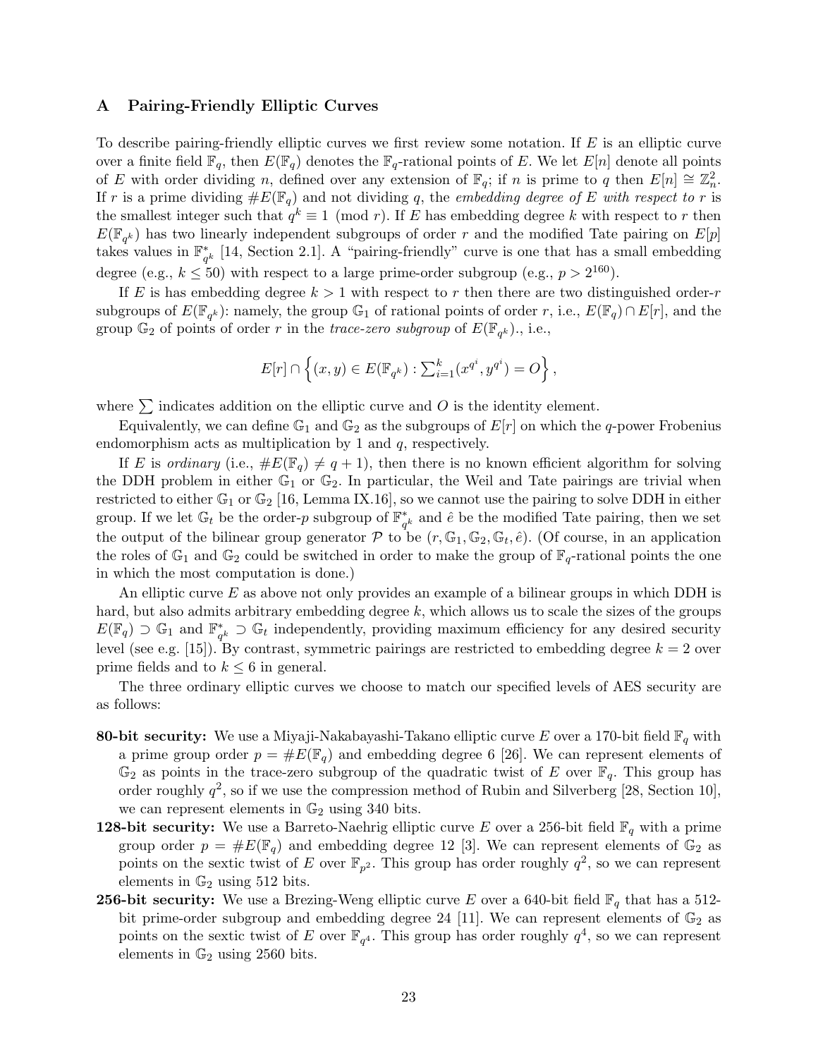## A Pairing-Friendly Elliptic Curves

To describe pairing-friendly elliptic curves we first review some notation. If $E$ is an elliptic curve over a finite field $\mathbb{F}_q$, then $E(\mathbb{F}_q)$ denotes the $\mathbb{F}_q$-rational points of $E$. We let $E[n]$ denote all points of $E$ with order dividing $n$, defined over any extension of $\mathbb{F}_q$; if $n$ is prime to $q$ then $E[n] \cong \mathbb{Z}_n^2$. If $r$ is a prime dividing $\#E(\mathbb{F}_q)$ and not dividing $q$, the *embedding degree of $E$ with respect to $r$* is the smallest integer such that $q^k \equiv 1 \pmod r$. If $E$ has embedding degree $k$ with respect to $r$ then $E(\mathbb{F}_{q^k})$ has two linearly independent subgroups of order $r$ and the modified Tate pairing on $E[p]$ takes values in $\mathbb{F}_{q^k}^*$ [14, Section 2.1]. A "pairing-friendly" curve is one that has a small embedding degree (e.g., $k \leq 50$) with respect to a large prime-order subgroup (e.g., $p > 2^{160}$).

If $E$ is has embedding degree $k > 1$ with respect to $r$ then there are two distinguished order-$r$ subgroups of $E(\mathbb{F}_{q^k})$: namely, the group $\mathbb{G}_1$ of rational points of order $r$, i.e., $E(\mathbb{F}_q) \cap E[r]$, and the group $\mathbb{G}_2$ of points of order $r$ in the *trace-zero subgroup* of $E(\mathbb{F}_{q^k})$., i.e.,

$$E[r] \cap \left\{ (x, y) \in E(\mathbb{F}_{q^k}) : \textstyle\sum_{i=1}^{k} (x^{q^i}, y^{q^i}) = O \right\},$$

where $\sum$ indicates addition on the elliptic curve and $O$ is the identity element.

Equivalently, we can define $\mathbb{G}_1$ and $\mathbb{G}_2$ as the subgroups of $E[r]$ on which the $q$-power Frobenius endomorphism acts as multiplication by 1 and $q$, respectively.

If $E$ is *ordinary* (i.e., $\#E(\mathbb{F}_q) \neq q + 1$), then there is no known efficient algorithm for solving the DDH problem in either $\mathbb{G}_1$ or $\mathbb{G}_2$. In particular, the Weil and Tate pairings are trivial when restricted to either $\mathbb{G}_1$ or $\mathbb{G}_2$ [16, Lemma IX.16], so we cannot use the pairing to solve DDH in either group. If we let $\mathbb{G}_t$ be the order-$p$ subgroup of $\mathbb{F}_{q^k}^*$ and $\hat{e}$ be the modified Tate pairing, then we set the output of the bilinear group generator $\mathcal{P}$ to be $(r, \mathbb{G}_1, \mathbb{G}_2, \mathbb{G}_t, \hat{e})$. (Of course, in an application the roles of $\mathbb{G}_1$ and $\mathbb{G}_2$ could be switched in order to make the group of $\mathbb{F}_q$-rational points the one in which the most computation is done.)

An elliptic curve $E$ as above not only provides an example of a bilinear groups in which DDH is hard, but also admits arbitrary embedding degree $k$, which allows us to scale the sizes of the groups $E(\mathbb{F}_q) \supset \mathbb{G}_1$ and $\mathbb{F}_{q^k}^* \supset \mathbb{G}_t$ independently, providing maximum efficiency for any desired security level (see e.g. [15]). By contrast, symmetric pairings are restricted to embedding degree $k = 2$ over prime fields and to $k \leq 6$ in general.

The three ordinary elliptic curves we choose to match our specified levels of AES security are as follows:

**80-bit security:** We use a Miyaji-Nakabayashi-Takano elliptic curve $E$ over a 170-bit field $\mathbb{F}_q$ with a prime group order $p = \#E(\mathbb{F}_q)$ and embedding degree 6 [26]. We can represent elements of $\mathbb{G}_2$ as points in the trace-zero subgroup of the quadratic twist of $E$ over $\mathbb{F}_q$. This group has order roughly $q^2$, so if we use the compression method of Rubin and Silverberg [28, Section 10], we can represent elements in $\mathbb{G}_2$ using 340 bits.

**128-bit security:** We use a Barreto-Naehrig elliptic curve $E$ over a 256-bit field $\mathbb{F}_q$ with a prime group order $p = \#E(\mathbb{F}_q)$ and embedding degree 12 [3]. We can represent elements of $\mathbb{G}_2$ as points on the sextic twist of $E$ over $\mathbb{F}_{p^2}$. This group has order roughly $q^2$, so we can represent elements in $\mathbb{G}_2$ using 512 bits.

**256-bit security:** We use a Brezing-Weng elliptic curve $E$ over a 640-bit field $\mathbb{F}_q$ that has a 512-bit prime-order subgroup and embedding degree 24 [11]. We can represent elements of $\mathbb{G}_2$ as points on the sextic twist of $E$ over $\mathbb{F}_{q^4}$. This group has order roughly $q^4$, so we can represent elements in $\mathbb{G}_2$ using 2560 bits.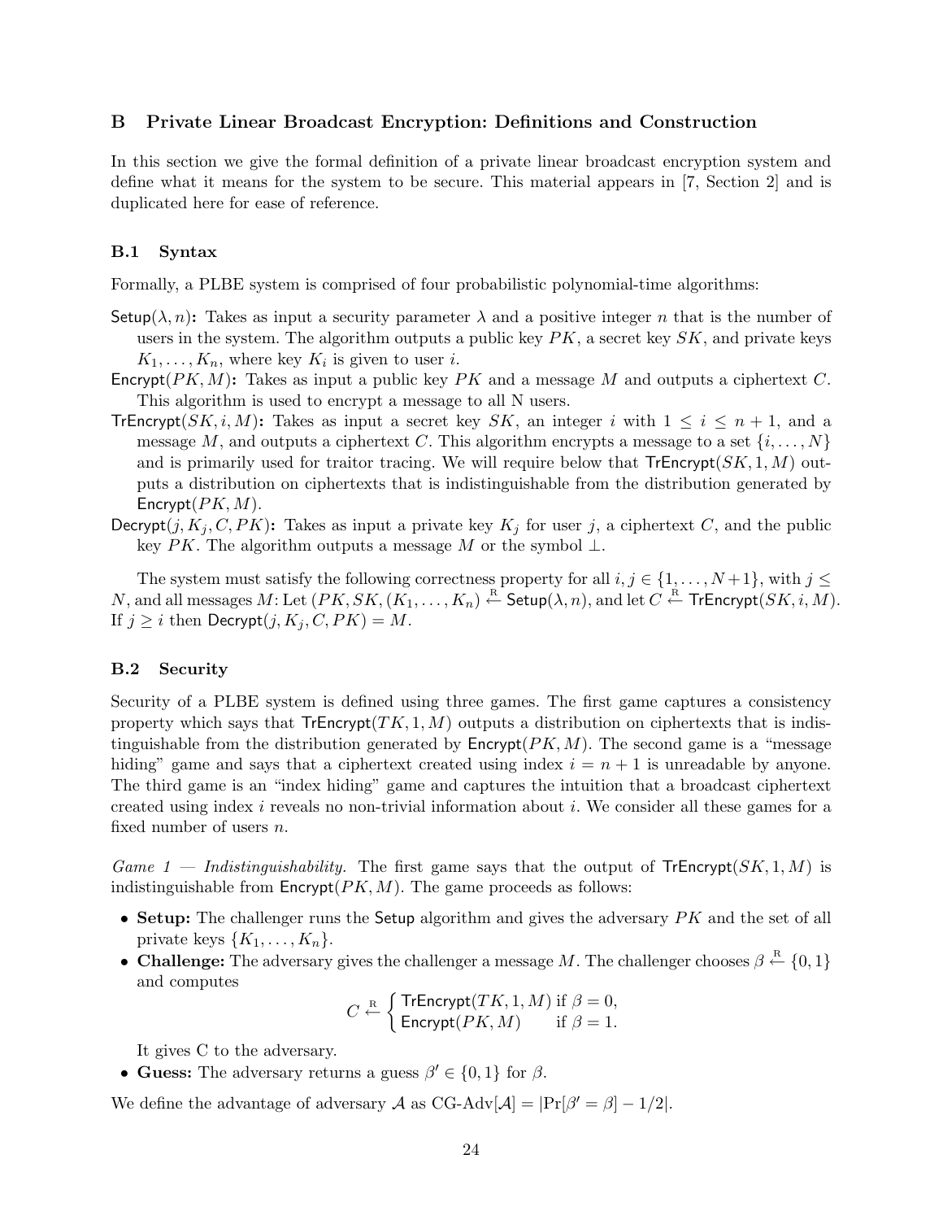## B Private Linear Broadcast Encryption: Definitions and Construction

In this section we give the formal definition of a private linear broadcast encryption system and define what it means for the system to be secure. This material appears in [7, Section 2] and is duplicated here for ease of reference.

### B.1 Syntax

Formally, a PLBE system is comprised of four probabilistic polynomial-time algorithms:

$\mathsf{Setup}(\lambda, n)$**:** Takes as input a security parameter $\lambda$ and a positive integer $n$ that is the number of users in the system. The algorithm outputs a public key $PK$, a secret key $SK$, and private keys $K_1, \dots, K_n$, where key $K_i$ is given to user $i$.

$\mathsf{Encrypt}(PK, M)$**:** Takes as input a public key $PK$ and a message $M$ and outputs a ciphertext $C$. This algorithm is used to encrypt a message to all N users.

$\mathsf{TrEncrypt}(SK, i, M)$**:** Takes as input a secret key $SK$, an integer $i$ with $1 \leq i \leq n+1$, and a message $M$, and outputs a ciphertext $C$. This algorithm encrypts a message to a set $\{i, \dots, N\}$ and is primarily used for traitor tracing. We will require below that $\mathsf{TrEncrypt}(SK, 1, M)$ outputs a distribution on ciphertexts that is indistinguishable from the distribution generated by $\mathsf{Encrypt}(PK, M)$.

$\mathsf{Decrypt}(j, K_j, C, PK)$**:** Takes as input a private key $K_j$ for user $j$, a ciphertext $C$, and the public key $PK$. The algorithm outputs a message $M$ or the symbol $\perp$.

The system must satisfy the following correctness property for all $i, j \in \{1, \dots, N+1\}$, with $j \leq N$, and all messages $M$: Let $(PK, SK, (K_1, \dots, K_n) \xleftarrow{\text{R}} \mathsf{Setup}(\lambda, n)$, and let $C \xleftarrow{\text{R}} \mathsf{TrEncrypt}(SK, i, M)$. If $j \geq i$ then $\mathsf{Decrypt}(j, K_j, C, PK) = M$.

### B.2 Security

Security of a PLBE system is defined using three games. The first game captures a consistency property which says that $\mathsf{TrEncrypt}(TK, 1, M)$ outputs a distribution on ciphertexts that is indistinguishable from the distribution generated by $\mathsf{Encrypt}(PK, M)$. The second game is a "message hiding" game and says that a ciphertext created using index $i = n+1$ is unreadable by anyone. The third game is an "index hiding" game and captures the intuition that a broadcast ciphertext created using index $i$ reveals no non-trivial information about $i$. We consider all these games for a fixed number of users $n$.

*Game 1 — Indistinguishability.* The first game says that the output of $\mathsf{TrEncrypt}(SK, 1, M)$ is indistinguishable from $\mathsf{Encrypt}(PK, M)$. The game proceeds as follows:

- **Setup:** The challenger runs the $\mathsf{Setup}$ algorithm and gives the adversary $PK$ and the set of all private keys $\{K_1, \dots, K_n\}$.
- **Challenge:** The adversary gives the challenger a message $M$. The challenger chooses $\beta \xleftarrow{\text{R}} \{0, 1\}$ and computes
$$C \xleftarrow{\text{R}} \begin{cases} \mathsf{TrEncrypt}(TK, 1, M) & \text{if } \beta = 0, \\ \mathsf{Encrypt}(PK, M) & \text{if } \beta = 1. \end{cases}$$
It gives C to the adversary.
- **Guess:** The adversary returns a guess $\beta' \in \{0, 1\}$ for $\beta$.

We define the advantage of adversary $\mathcal{A}$ as $\text{CG-Adv}[\mathcal{A}] = |\Pr[\beta' = \beta] - 1/2|$.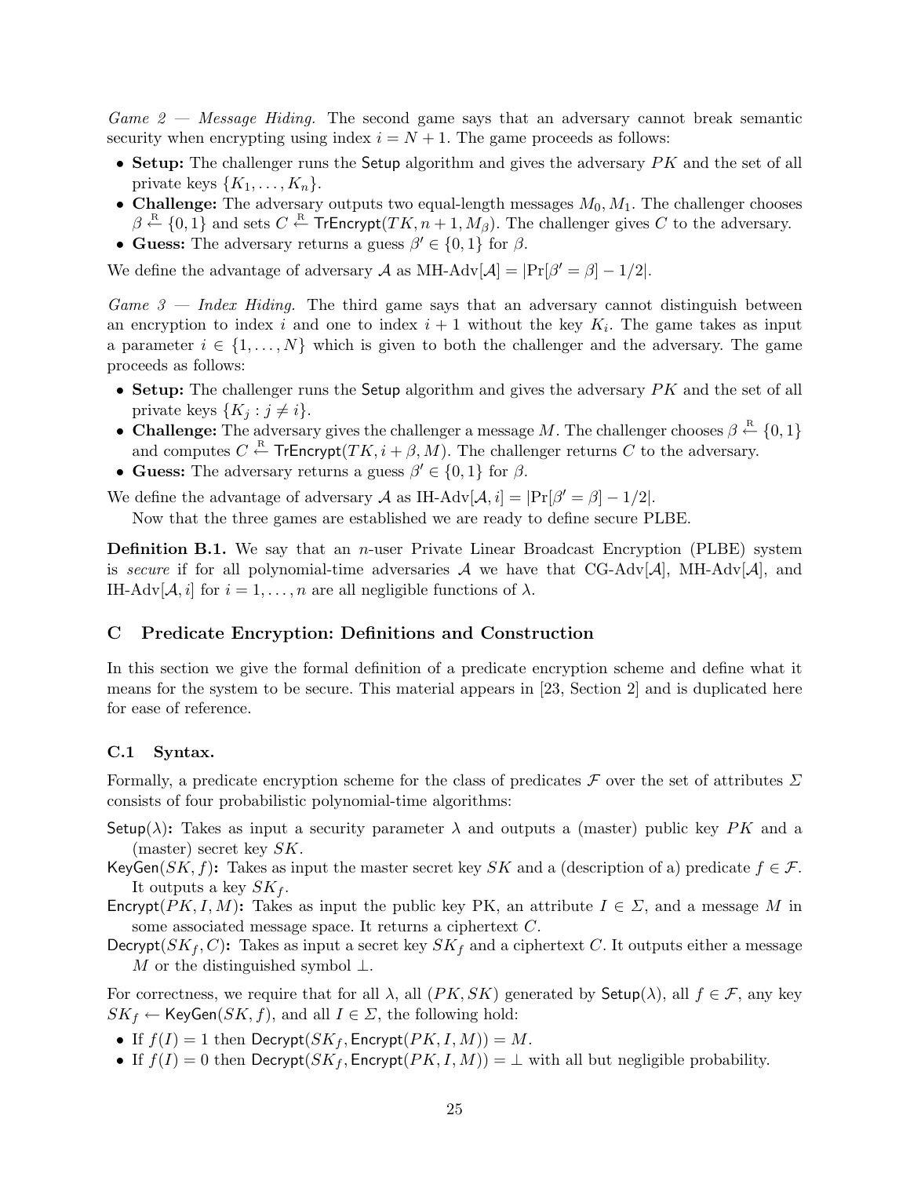*Game 2 — Message Hiding.* The second game says that an adversary cannot break semantic security when encrypting using index $i = N + 1$. The game proceeds as follows:

- **Setup:** The challenger runs the $\mathsf{Setup}$ algorithm and gives the adversary $PK$ and the set of all private keys $\{K_1, \ldots, K_n\}$.
- **Challenge:** The adversary outputs two equal-length messages $M_0, M_1$. The challenger chooses $\beta \xleftarrow{R} \{0, 1\}$ and sets $C \xleftarrow{R} \mathsf{TrEncrypt}(TK, n+1, M_\beta)$. The challenger gives $C$ to the adversary.
- **Guess:** The adversary returns a guess $\beta' \in \{0, 1\}$ for $\beta$.

We define the advantage of adversary $\mathcal{A}$ as $\text{MH-Adv}[\mathcal{A}] = |\Pr[\beta' = \beta] - 1/2|$.

*Game 3 — Index Hiding.* The third game says that an adversary cannot distinguish between an encryption to index $i$ and one to index $i + 1$ without the key $K_i$. The game takes as input a parameter $i \in \{1, \ldots, N\}$ which is given to both the challenger and the adversary. The game proceeds as follows:

- **Setup:** The challenger runs the $\mathsf{Setup}$ algorithm and gives the adversary $PK$ and the set of all private keys $\{K_j : j \neq i\}$.
- **Challenge:** The adversary gives the challenger a message $M$. The challenger chooses $\beta \xleftarrow{R} \{0, 1\}$ and computes $C \xleftarrow{R} \mathsf{TrEncrypt}(TK, i + \beta, M)$. The challenger returns $C$ to the adversary.
- **Guess:** The adversary returns a guess $\beta' \in \{0, 1\}$ for $\beta$.

We define the advantage of adversary $\mathcal{A}$ as $\text{IH-Adv}[\mathcal{A}, i] = |\Pr[\beta' = \beta] - 1/2|$.

Now that the three games are established we are ready to define secure PLBE.

**Definition B.1.** We say that an $n$-user Private Linear Broadcast Encryption (PLBE) system is *secure* if for all polynomial-time adversaries $\mathcal{A}$ we have that $\text{CG-Adv}[\mathcal{A}]$, $\text{MH-Adv}[\mathcal{A}]$, and $\text{IH-Adv}[\mathcal{A}, i]$ for $i = 1, \ldots, n$ are all negligible functions of $\lambda$.

## C Predicate Encryption: Definitions and Construction

In this section we give the formal definition of a predicate encryption scheme and define what it means for the system to be secure. This material appears in [23, Section 2] and is duplicated here for ease of reference.

### C.1 Syntax.

Formally, a predicate encryption scheme for the class of predicates $\mathcal{F}$ over the set of attributes $\Sigma$ consists of four probabilistic polynomial-time algorithms:

$\mathsf{Setup}(\lambda)$**:** Takes as input a security parameter $\lambda$ and outputs a (master) public key $PK$ and a (master) secret key $SK$.

$\mathsf{KeyGen}(SK, f)$**:** Takes as input the master secret key $SK$ and a (description of a) predicate $f \in \mathcal{F}$. It outputs a key $SK_f$.

$\mathsf{Encrypt}(PK, I, M)$**:** Takes as input the public key PK, an attribute $I \in \Sigma$, and a message $M$ in some associated message space. It returns a ciphertext $C$.

$\mathsf{Decrypt}(SK_f, C)$**:** Takes as input a secret key $SK_f$ and a ciphertext $C$. It outputs either a message $M$ or the distinguished symbol $\perp$.

For correctness, we require that for all $\lambda$, all $(PK, SK)$ generated by $\mathsf{Setup}(\lambda)$, all $f \in \mathcal{F}$, any key $SK_f \leftarrow \mathsf{KeyGen}(SK, f)$, and all $I \in \Sigma$, the following hold:

- If $f(I) = 1$ then $\mathsf{Decrypt}(SK_f, \mathsf{Encrypt}(PK, I, M)) = M$.
- If $f(I) = 0$ then $\mathsf{Decrypt}(SK_f, \mathsf{Encrypt}(PK, I, M)) = \perp$ with all but negligible probability.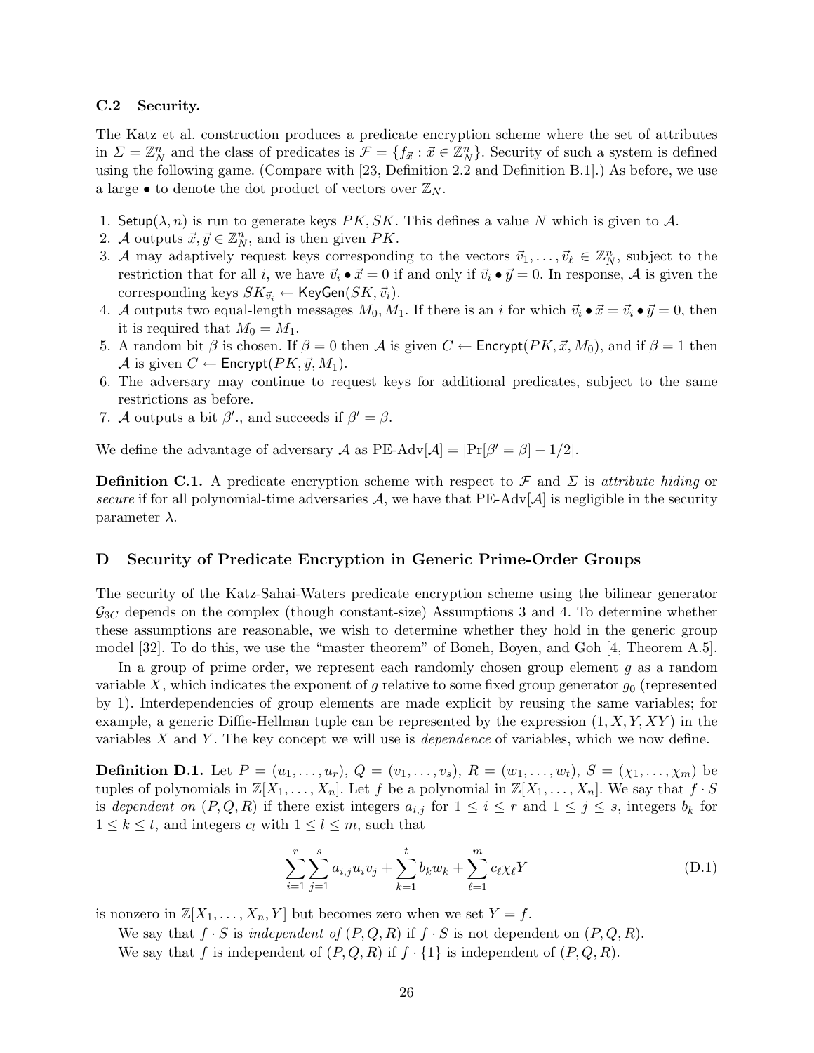### C.2 Security.

The Katz et al. construction produces a predicate encryption scheme where the set of attributes in $\Sigma = \mathbb{Z}_N^n$ and the class of predicates is $\mathcal{F} = \{f_{\vec{x}} : \vec{x} \in \mathbb{Z}_N^n\}$. Security of such a system is defined using the following game. (Compare with [23, Definition 2.2 and Definition B.1].) As before, we use a large $\bullet$ to denote the dot product of vectors over $\mathbb{Z}_N$.

1. $\mathsf{Setup}(\lambda, n)$ is run to generate keys $PK, SK$. This defines a value $N$ which is given to $\mathcal{A}$.
2. $\mathcal{A}$ outputs $\vec{x}, \vec{y} \in \mathbb{Z}_N^n$, and is then given $PK$.
3. $\mathcal{A}$ may adaptively request keys corresponding to the vectors $\vec{v}_1, \ldots, \vec{v}_\ell \in \mathbb{Z}_N^n$, subject to the restriction that for all $i$, we have $\vec{v}_i \bullet \vec{x} = 0$ if and only if $\vec{v}_i \bullet \vec{y} = 0$. In response, $\mathcal{A}$ is given the corresponding keys $SK_{\vec{v}_i} \leftarrow \mathsf{KeyGen}(SK, \vec{v}_i)$.
4. $\mathcal{A}$ outputs two equal-length messages $M_0, M_1$. If there is an $i$ for which $\vec{v}_i \bullet \vec{x} = \vec{v}_i \bullet \vec{y} = 0$, then it is required that $M_0 = M_1$.
5. A random bit $\beta$ is chosen. If $\beta = 0$ then $\mathcal{A}$ is given $C \leftarrow \mathsf{Encrypt}(PK, \vec{x}, M_0)$, and if $\beta = 1$ then $\mathcal{A}$ is given $C \leftarrow \mathsf{Encrypt}(PK, \vec{y}, M_1)$.
6. The adversary may continue to request keys for additional predicates, subject to the same restrictions as before.
7. $\mathcal{A}$ outputs a bit $\beta'$., and succeeds if $\beta' = \beta$.

We define the advantage of adversary $\mathcal{A}$ as PE-Adv$[\mathcal{A}] = |\Pr[\beta' = \beta] - 1/2|$.

**Definition C.1.** A predicate encryption scheme with respect to $\mathcal{F}$ and $\Sigma$ is *attribute hiding* or *secure* if for all polynomial-time adversaries $\mathcal{A}$, we have that PE-Adv$[\mathcal{A}]$ is negligible in the security parameter $\lambda$.

## D Security of Predicate Encryption in Generic Prime-Order Groups

The security of the Katz-Sahai-Waters predicate encryption scheme using the bilinear generator $\mathcal{G}_{3C}$ depends on the complex (though constant-size) Assumptions 3 and 4. To determine whether these assumptions are reasonable, we wish to determine whether they hold in the generic group model [32]. To do this, we use the "master theorem" of Boneh, Boyen, and Goh [4, Theorem A.5].

In a group of prime order, we represent each randomly chosen group element $g$ as a random variable $X$, which indicates the exponent of $g$ relative to some fixed group generator $g_0$ (represented by 1). Interdependencies of group elements are made explicit by reusing the same variables; for example, a generic Diffie-Hellman tuple can be represented by the expression $(1, X, Y, XY)$ in the variables $X$ and $Y$. The key concept we will use is *dependence* of variables, which we now define.

**Definition D.1.** Let $P = (u_1, \ldots, u_r)$, $Q = (v_1, \ldots, v_s)$, $R = (w_1, \ldots, w_t)$, $S = (\chi_1, \ldots, \chi_m)$ be tuples of polynomials in $\mathbb{Z}[X_1, \ldots, X_n]$. Let $f$ be a polynomial in $\mathbb{Z}[X_1, \ldots, X_n]$. We say that $f \cdot S$ is *dependent on* $(P, Q, R)$ if there exist integers $a_{i,j}$ for $1 \le i \le r$ and $1 \le j \le s$, integers $b_k$ for $1 \le k \le t$, and integers $c_l$ with $1 \le l \le m$, such that

$$\sum_{i=1}^{r} \sum_{j=1}^{s} a_{i,j} u_i v_j + \sum_{k=1}^{t} b_k w_k + \sum_{\ell=1}^{m} c_\ell \chi_\ell Y \tag{D.1}$$

is nonzero in $\mathbb{Z}[X_1, \ldots, X_n, Y]$ but becomes zero when we set $Y = f$.

We say that $f \cdot S$ is *independent of* $(P, Q, R)$ if $f \cdot S$ is not dependent on $(P, Q, R)$.

We say that $f$ is independent of $(P, Q, R)$ if $f \cdot \{1\}$ is independent of $(P, Q, R)$.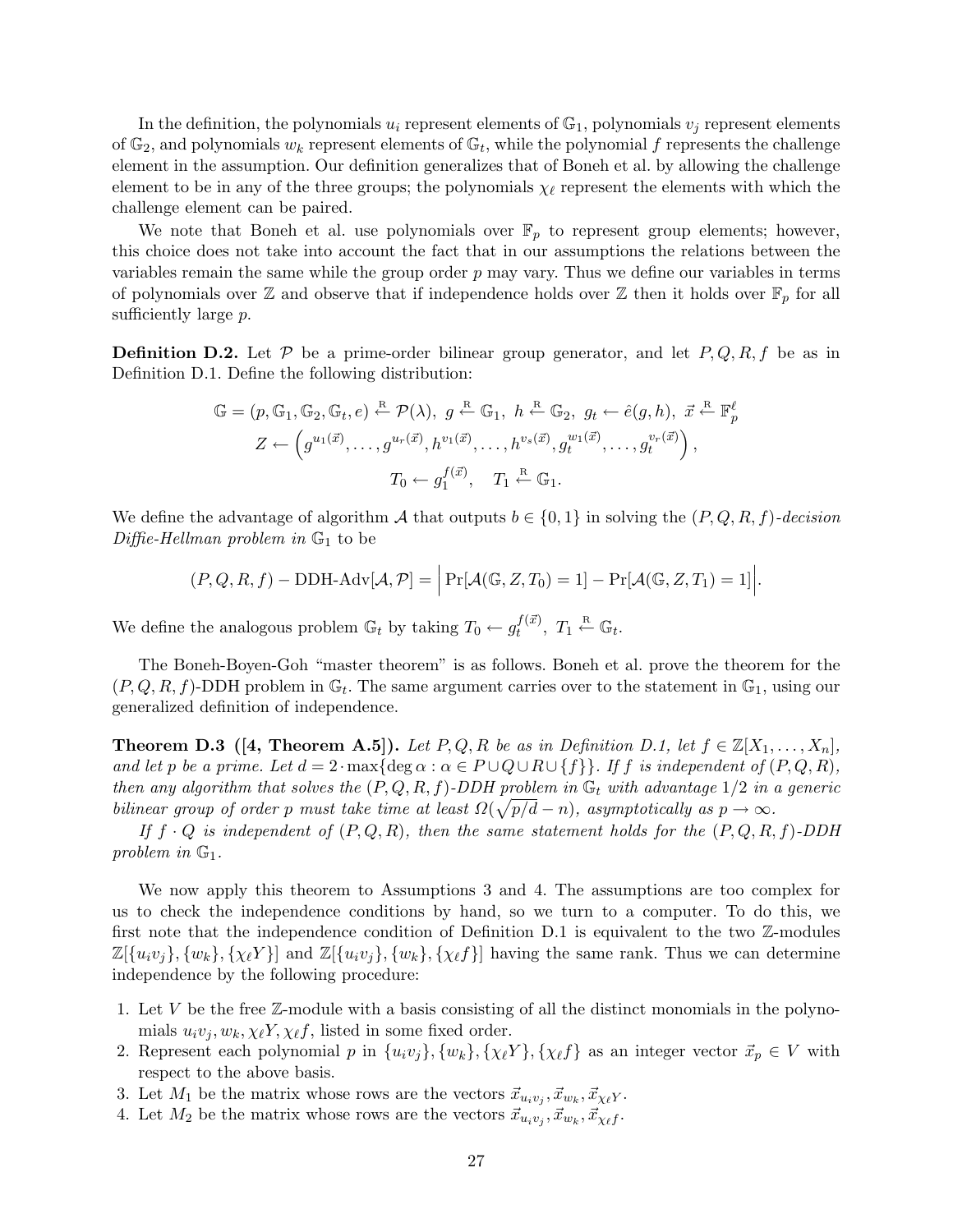In the definition, the polynomials $u_i$ represent elements of $\mathbb{G}_1$, polynomials $v_j$ represent elements of $\mathbb{G}_2$, and polynomials $w_k$ represent elements of $\mathbb{G}_t$, while the polynomial $f$ represents the challenge element in the assumption. Our definition generalizes that of Boneh et al. by allowing the challenge element to be in any of the three groups; the polynomials $\chi_\ell$ represent the elements with which the challenge element can be paired.

We note that Boneh et al. use polynomials over $\mathbb{F}_p$ to represent group elements; however, this choice does not take into account the fact that in our assumptions the relations between the variables remain the same while the group order $p$ may vary. Thus we define our variables in terms of polynomials over $\mathbb{Z}$ and observe that if independence holds over $\mathbb{Z}$ then it holds over $\mathbb{F}_p$ for all sufficiently large $p$.

**Definition D.2.** Let $\mathcal{P}$ be a prime-order bilinear group generator, and let $P, Q, R, f$ be as in Definition D.1. Define the following distribution:

$$\mathbb{G} = (p, \mathbb{G}_1, \mathbb{G}_2, \mathbb{G}_t, e) \xleftarrow{\text{R}} \mathcal{P}(\lambda),\ g \xleftarrow{\text{R}} \mathbb{G}_1,\ h \xleftarrow{\text{R}} \mathbb{G}_2,\ g_t \leftarrow \hat{e}(g, h),\ \vec{x} \xleftarrow{\text{R}} \mathbb{F}_p^\ell$$
$$Z \leftarrow \left(g^{u_1(\vec{x})}, \ldots, g^{u_r(\vec{x})}, h^{v_1(\vec{x})}, \ldots, h^{v_s(\vec{x})}, g_t^{w_1(\vec{x})}, \ldots, g_t^{v_r(\vec{x})}\right),$$
$$T_0 \leftarrow g_1^{f(\vec{x})}, \quad T_1 \xleftarrow{\text{R}} \mathbb{G}_1.$$

We define the advantage of algorithm $\mathcal{A}$ that outputs $b \in \{0,1\}$ in solving the $(P,Q,R,f)$*-decision Diffie-Hellman problem in* $\mathbb{G}_1$ to be

$$(P,Q,R,f) - \text{DDH-Adv}[\mathcal{A}, \mathcal{P}] = \Big| \Pr[\mathcal{A}(\mathbb{G}, Z, T_0) = 1] - \Pr[\mathcal{A}(\mathbb{G}, Z, T_1) = 1] \Big|.$$

We define the analogous problem $\mathbb{G}_t$ by taking $T_0 \leftarrow g_t^{f(\vec{x})},\ T_1 \xleftarrow{\text{R}} \mathbb{G}_t$.

The Boneh-Boyen-Goh "master theorem" is as follows. Boneh et al. prove the theorem for the $(P,Q,R,f)$-DDH problem in $\mathbb{G}_t$. The same argument carries over to the statement in $\mathbb{G}_1$, using our generalized definition of independence.

**Theorem D.3 ([4, Theorem A.5]).** *Let $P, Q, R$ be as in Definition D.1, let $f \in \mathbb{Z}[X_1, \ldots, X_n]$, and let $p$ be a prime. Let $d = 2 \cdot \max\{\deg \alpha : \alpha \in P \cup Q \cup R \cup \{f\}\}$. If $f$ is independent of $(P,Q,R)$, then any algorithm that solves the $(P,Q,R,f)$-DDH problem in $\mathbb{G}_t$ with advantage $1/2$ in a generic bilinear group of order $p$ must take time at least $\Omega(\sqrt{p/d} - n)$, asymptotically as $p \to \infty$.*

*If $f \cdot Q$ is independent of $(P,Q,R)$, then the same statement holds for the $(P,Q,R,f)$-DDH problem in $\mathbb{G}_1$.*

We now apply this theorem to Assumptions 3 and 4. The assumptions are too complex for us to check the independence conditions by hand, so we turn to a computer. To do this, we first note that the independence condition of Definition D.1 is equivalent to the two $\mathbb{Z}$-modules $\mathbb{Z}[\{u_i v_j\}, \{w_k\}, \{\chi_\ell Y\}]$ and $\mathbb{Z}[\{u_i v_j\}, \{w_k\}, \{\chi_\ell f\}]$ having the same rank. Thus we can determine independence by the following procedure:

1. Let $V$ be the free $\mathbb{Z}$-module with a basis consisting of all the distinct monomials in the polynomials $u_i v_j, w_k, \chi_\ell Y, \chi_\ell f$, listed in some fixed order.
2. Represent each polynomial $p$ in $\{u_i v_j\}, \{w_k\}, \{\chi_\ell Y\}, \{\chi_\ell f\}$ as an integer vector $\vec{x}_p \in V$ with respect to the above basis.
3. Let $M_1$ be the matrix whose rows are the vectors $\vec{x}_{u_i v_j}, \vec{x}_{w_k}, \vec{x}_{\chi_\ell Y}$.
4. Let $M_2$ be the matrix whose rows are the vectors $\vec{x}_{u_i v_j}, \vec{x}_{w_k}, \vec{x}_{\chi_\ell f}$.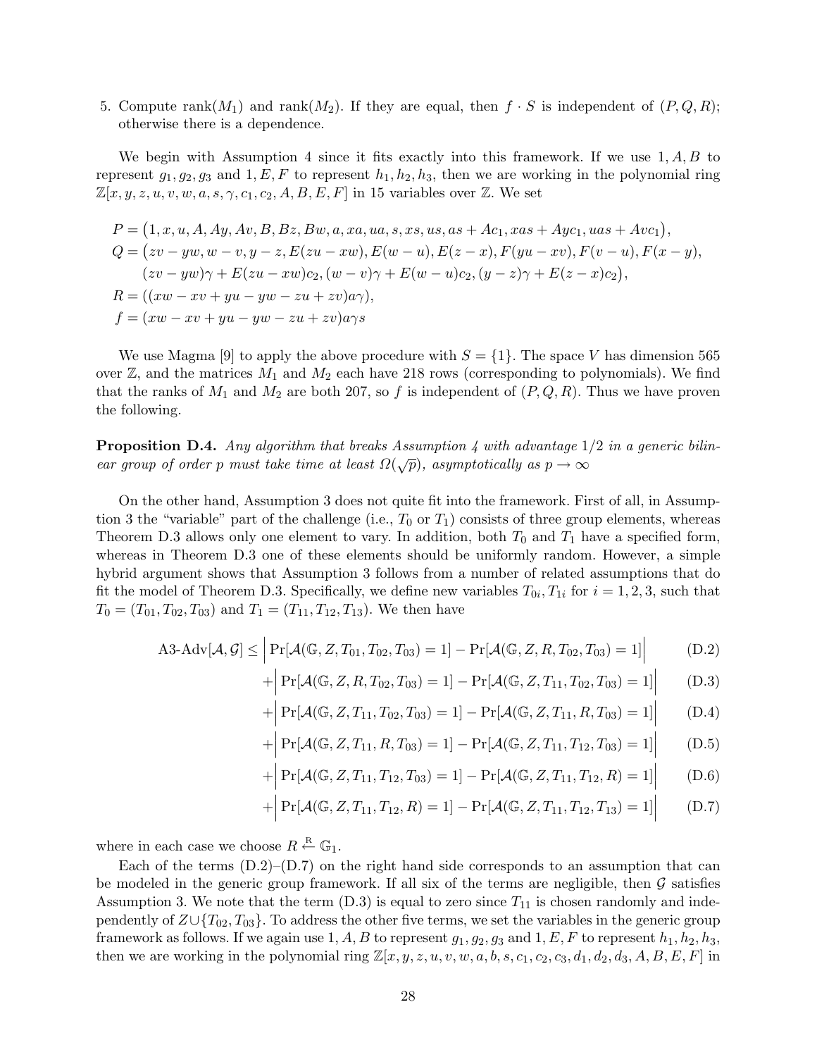5. Compute $\text{rank}(M_1)$ and $\text{rank}(M_2)$. If they are equal, then $f \cdot S$ is independent of $(P, Q, R)$; otherwise there is a dependence.

We begin with Assumption 4 since it fits exactly into this framework. If we use $1, A, B$ to represent $g_1, g_2, g_3$ and $1, E, F$ to represent $h_1, h_2, h_3$, then we are working in the polynomial ring $\mathbb{Z}[x, y, z, u, v, w, a, s, \gamma, c_1, c_2, A, B, E, F]$ in 15 variables over $\mathbb{Z}$. We set

$$
\begin{aligned}
P &= \big(1, x, u, A, Ay, Av, B, Bz, Bw, a, xa, ua, s, xs, us, as + Ac_1, xas + Ayc_1, uas + Avc_1\big),\\
Q &= \big(zv - yw, w - v, y - z, E(zu - xw), E(w - u), E(z - x), F(yu - xv), F(v - u), F(x - y),\\
&\quad (zv - yw)\gamma + E(zu - xw)c_2, (w - v)\gamma + E(w - u)c_2, (y - z)\gamma + E(z - x)c_2\big),\\
R &= ((xw - xv + yu - yw - zu + zv)a\gamma),\\
f &= (xw - xv + yu - yw - zu + zv)a\gamma s
\end{aligned}
$$

We use Magma [9] to apply the above procedure with $S = \{1\}$. The space $V$ has dimension 565 over $\mathbb{Z}$, and the matrices $M_1$ and $M_2$ each have 218 rows (corresponding to polynomials). We find that the ranks of $M_1$ and $M_2$ are both 207, so $f$ is independent of $(P, Q, R)$. Thus we have proven the following.

**Proposition D.4.** *Any algorithm that breaks Assumption 4 with advantage $1/2$ in a generic bilinear group of order $p$ must take time at least $\Omega(\sqrt{p})$, asymptotically as $p \to \infty$*

On the other hand, Assumption 3 does not quite fit into the framework. First of all, in Assumption 3 the "variable" part of the challenge (i.e., $T_0$ or $T_1$) consists of three group elements, whereas Theorem D.3 allows only one element to vary. In addition, both $T_0$ and $T_1$ have a specified form, whereas in Theorem D.3 one of these elements should be uniformly random. However, a simple hybrid argument shows that Assumption 3 follows from a number of related assumptions that do fit the model of Theorem D.3. Specifically, we define new variables $T_{0i}, T_{1i}$ for $i = 1, 2, 3$, such that $T_0 = (T_{01}, T_{02}, T_{03})$ and $T_1 = (T_{11}, T_{12}, T_{13})$. We then have

$$
\begin{aligned}
\text{A3-Adv}[\mathcal{A}, \mathcal{G}] \leq &\Big| \Pr[\mathcal{A}(\mathbb{G}, Z, T_{01}, T_{02}, T_{03}) = 1] - \Pr[\mathcal{A}(\mathbb{G}, Z, R, T_{02}, T_{03}) = 1]\Big| && \text{(D.2)}\\
&+\Big| \Pr[\mathcal{A}(\mathbb{G}, Z, R, T_{02}, T_{03}) = 1] - \Pr[\mathcal{A}(\mathbb{G}, Z, T_{11}, T_{02}, T_{03}) = 1]\Big| && \text{(D.3)}\\
&+\Big| \Pr[\mathcal{A}(\mathbb{G}, Z, T_{11}, T_{02}, T_{03}) = 1] - \Pr[\mathcal{A}(\mathbb{G}, Z, T_{11}, R, T_{03}) = 1]\Big| && \text{(D.4)}\\
&+\Big| \Pr[\mathcal{A}(\mathbb{G}, Z, T_{11}, R, T_{03}) = 1] - \Pr[\mathcal{A}(\mathbb{G}, Z, T_{11}, T_{12}, T_{03}) = 1]\Big| && \text{(D.5)}\\
&+\Big| \Pr[\mathcal{A}(\mathbb{G}, Z, T_{11}, T_{12}, T_{03}) = 1] - \Pr[\mathcal{A}(\mathbb{G}, Z, T_{11}, T_{12}, R) = 1]\Big| && \text{(D.6)}\\
&+\Big| \Pr[\mathcal{A}(\mathbb{G}, Z, T_{11}, T_{12}, R) = 1] - \Pr[\mathcal{A}(\mathbb{G}, Z, T_{11}, T_{12}, T_{13}) = 1]\Big| && \text{(D.7)}
\end{aligned}
$$

where in each case we choose $R \xleftarrow{\text{R}} \mathbb{G}_1$.

Each of the terms (D.2)–(D.7) on the right hand side corresponds to an assumption that can be modeled in the generic group framework. If all six of the terms are negligible, then $\mathcal{G}$ satisfies Assumption 3. We note that the term (D.3) is equal to zero since $T_{11}$ is chosen randomly and independently of $Z \cup \{T_{02}, T_{03}\}$. To address the other five terms, we set the variables in the generic group framework as follows. If we again use $1, A, B$ to represent $g_1, g_2, g_3$ and $1, E, F$ to represent $h_1, h_2, h_3$, then we are working in the polynomial ring $\mathbb{Z}[x, y, z, u, v, w, a, b, s, c_1, c_2, c_3, d_1, d_2, d_3, A, B, E, F]$ in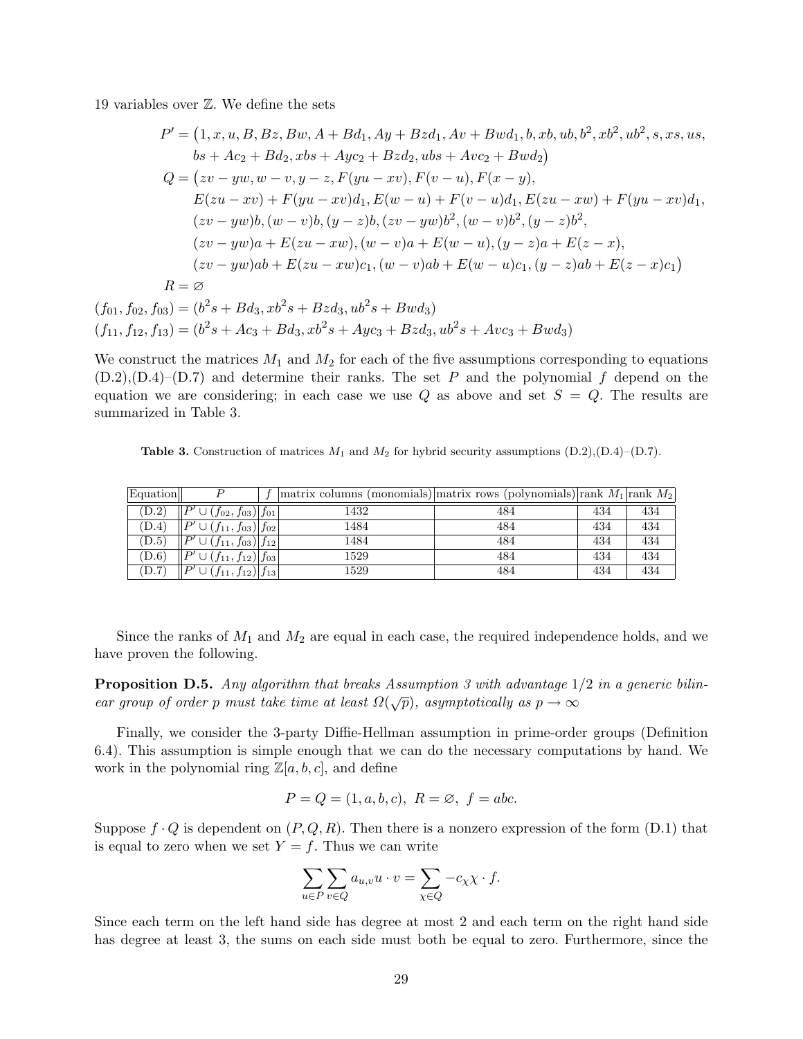19 variables over $\mathbb{Z}$. We define the sets

$$
\begin{aligned}
P' &= \big(1, x, u, B, Bz, Bw, A + Bd_1, Ay + Bzd_1, Av + Bwd_1, b, xb, ub, b^2, xb^2, ub^2, s, xs, us, \\
&\quad bs + Ac_2 + Bd_2, xbs + Ayc_2 + Bzd_2, ubs + Avc_2 + Bwd_2\big) \\
Q &= \big(zv - yw, w - v, y - z, F(yu - xv), F(v - u), F(x - y), \\
&\quad E(zu - xv) + F(yu - xv)d_1, E(w - u) + F(v - u)d_1, E(zu - xw) + F(yu - xv)d_1, \\
&\quad (zv - yw)b, (w - v)b, (y - z)b, (zv - yw)b^2, (w - v)b^2, (y - z)b^2, \\
&\quad (zv - yw)a + E(zu - xw), (w - v)a + E(w - u), (y - z)a + E(z - x), \\
&\quad (zv - yw)ab + E(zu - xw)c_1, (w - v)ab + E(w - u)c_1, (y - z)ab + E(z - x)c_1\big) \\
R &= \varnothing
\end{aligned}
$$

$$(f_{01}, f_{02}, f_{03}) = (b^2 s + Bd_3, xb^2 s + Bzd_3, ub^2 s + Bwd_3)$$

$$(f_{11}, f_{12}, f_{13}) = (b^2 s + Ac_3 + Bd_3, xb^2 s + Ayc_3 + Bzd_3, ub^2 s + Avc_3 + Bwd_3)$$

We construct the matrices $M_1$ and $M_2$ for each of the five assumptions corresponding to equations (D.2),(D.4)–(D.7) and determine their ranks. The set $P$ and the polynomial $f$ depend on the equation we are considering; in each case we use $Q$ as above and set $S = Q$. The results are summarized in Table 3.

**Table 3.** Construction of matrices $M_1$ and $M_2$ for hybrid security assumptions (D.2),(D.4)–(D.7).

| Equation | $P$ | $f$ | matrix columns (monomials) | matrix rows (polynomials) | rank $M_1$ | rank $M_2$ |
|---|---|---|---|---|---|---|
| (D.2) | $P' \cup (f_{02}, f_{03})$ | $f_{01}$ | 1432 | 484 | 434 | 434 |
| (D.4) | $P' \cup (f_{11}, f_{03})$ | $f_{02}$ | 1484 | 484 | 434 | 434 |
| (D.5) | $P' \cup (f_{11}, f_{03})$ | $f_{12}$ | 1484 | 484 | 434 | 434 |
| (D.6) | $P' \cup (f_{11}, f_{12})$ | $f_{03}$ | 1529 | 484 | 434 | 434 |
| (D.7) | $P' \cup (f_{11}, f_{12})$ | $f_{13}$ | 1529 | 484 | 434 | 434 |

Since the ranks of $M_1$ and $M_2$ are equal in each case, the required independence holds, and we have proven the following.

**Proposition D.5.** *Any algorithm that breaks Assumption 3 with advantage $1/2$ in a generic bilinear group of order $p$ must take time at least $\Omega(\sqrt{p})$, asymptotically as $p \to \infty$*

Finally, we consider the 3-party Diffie-Hellman assumption in prime-order groups (Definition 6.4). This assumption is simple enough that we can do the necessary computations by hand. We work in the polynomial ring $\mathbb{Z}[a, b, c]$, and define

$$P = Q = (1, a, b, c), \; R = \varnothing, \; f = abc.$$

Suppose $f \cdot Q$ is dependent on $(P, Q, R)$. Then there is a nonzero expression of the form (D.1) that is equal to zero when we set $Y = f$. Thus we can write

$$\sum_{u \in P} \sum_{v \in Q} a_{u,v} u \cdot v = \sum_{\chi \in Q} -c_\chi \chi \cdot f.$$

Since each term on the left hand side has degree at most 2 and each term on the right hand side has degree at least 3, the sums on each side must both be equal to zero. Furthermore, since the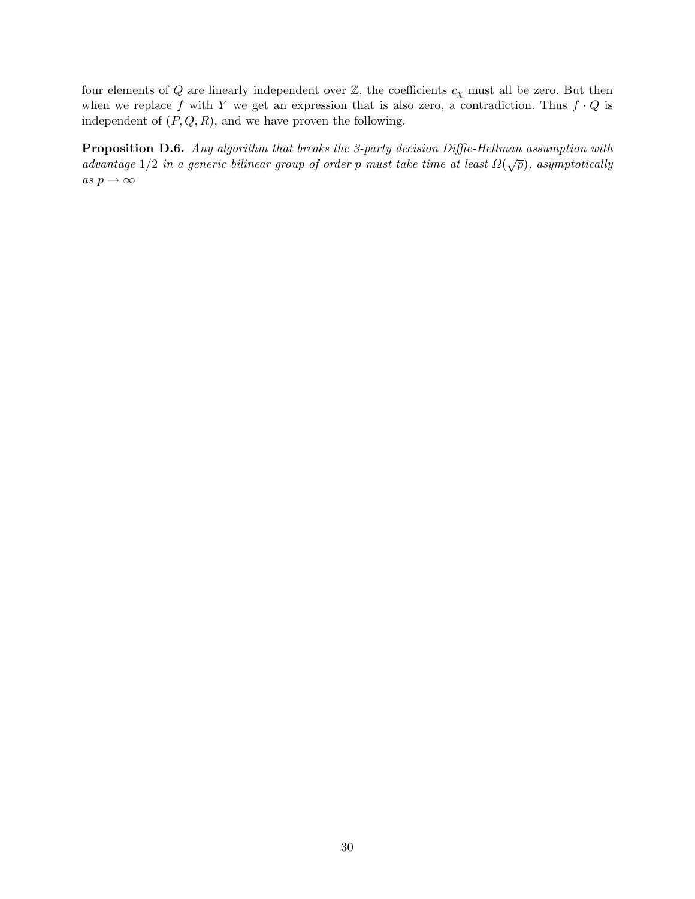four elements of $Q$ are linearly independent over $\mathbb{Z}$, the coefficients $c_\chi$ must all be zero. But then when we replace $f$ with $Y$ we get an expression that is also zero, a contradiction. Thus $f \cdot Q$ is independent of $(P, Q, R)$, and we have proven the following.

**Proposition D.6.** *Any algorithm that breaks the 3-party decision Diffie-Hellman assumption with advantage* $1/2$ *in a generic bilinear group of order* $p$ *must take time at least* $\Omega(\sqrt{p})$*, asymptotically as* $p \to \infty$